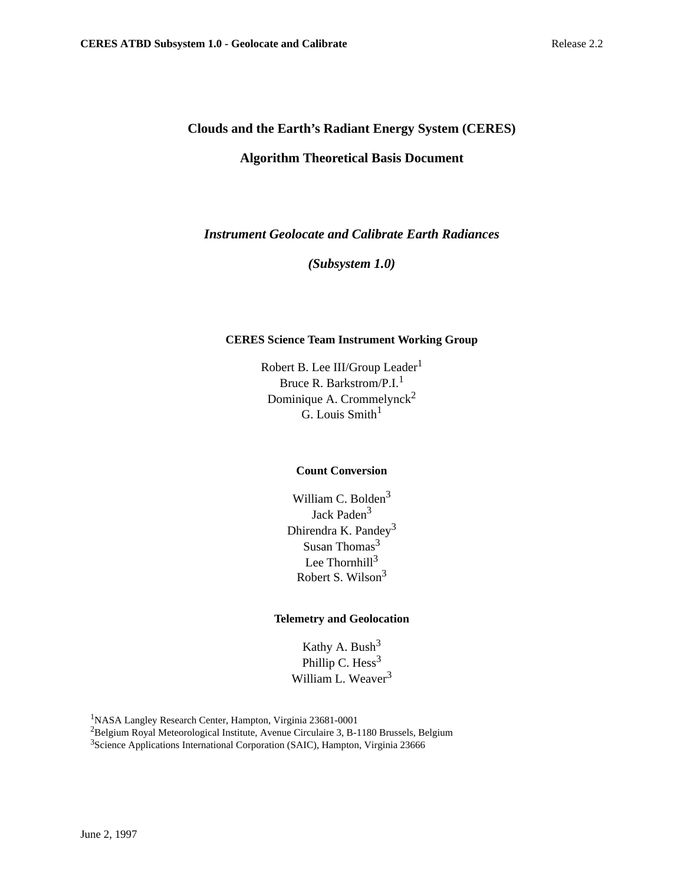# Clouds and the Earth's Radiant Energy System (CERES)

# Algorithm Theoretical Basis Document

## *Instrument Geolocate and Calibrate Earth Radiances*

## *(Subsystem 1.0)*

**CERES Science Team Instrument Working Group**

Robert B. Lee III/Group Leader[1]
Bruce R. Barkstrom/P.I.[1]
Dominique A. Crommelynck[2]
G. Louis Smith[1]

**Count Conversion**

William C. Bolden[3]
Jack Paden[3]
Dhirendra K. Pandey[3]
Susan Thomas[3]
Lee Thornhill[3]
Robert S. Wilson[3]

**Telemetry and Geolocation**

Kathy A. Bush[3]
Phillip C. Hess[3]
William L. Weaver[3]

[1]NASA Langley Research Center, Hampton, Virginia 23681-0001
[2]Belgium Royal Meteorological Institute, Avenue Circulaire 3, B-1180 Brussels, Belgium
[3]Science Applications International Corporation (SAIC), Hampton, Virginia 23666

June 2, 1997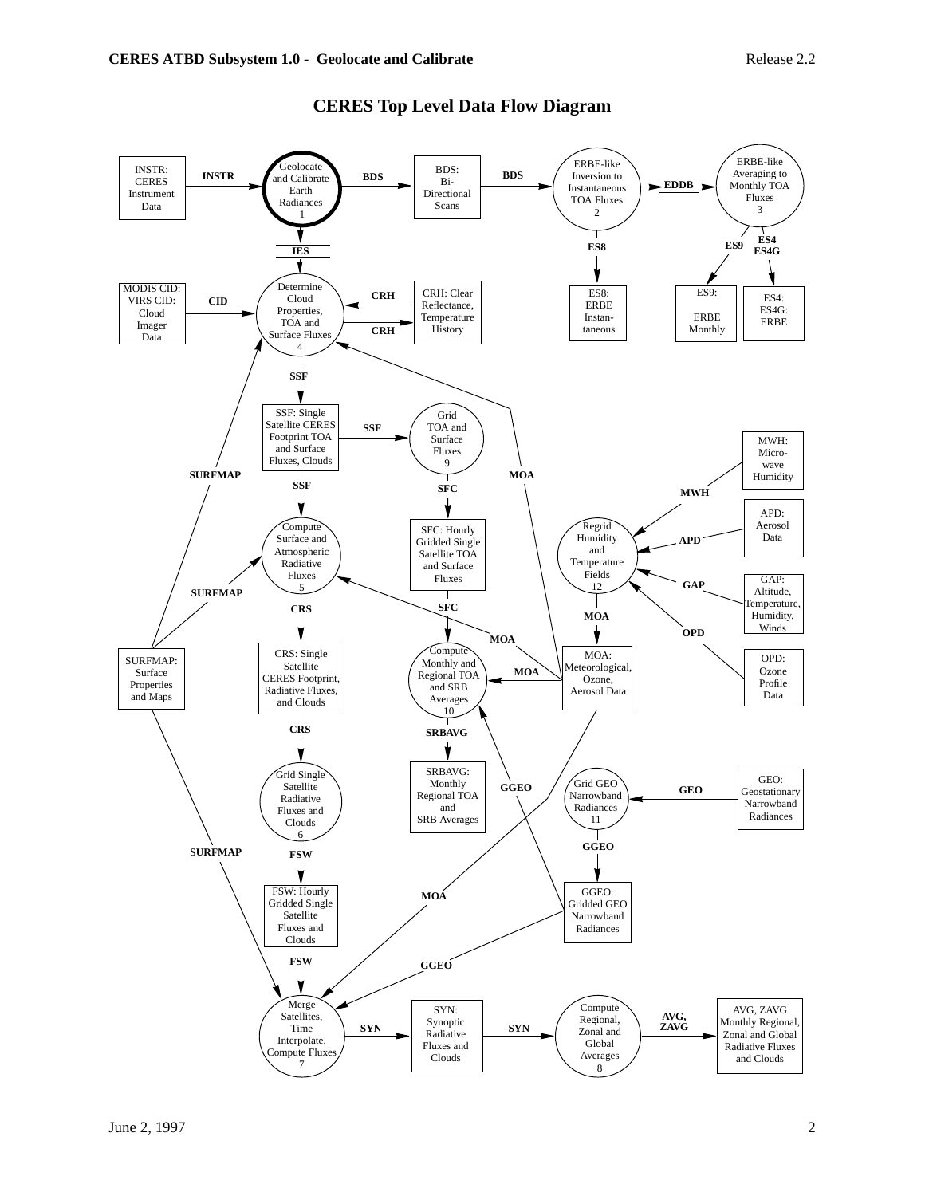# CERES Top Level Data Flow Diagram

INSTR: CERES Instrument Data

INSTR

Geolocate and Calibrate Earth Radiances 1

BDS

BDS: Bi-Directional Scans

BDS

ERBE-like Inversion to Instantaneous TOA Fluxes 2

EDDB

ERBE-like Averaging to Monthly TOA Fluxes 3

IES

ES8

ES9

ES4 ES4G

ES8: ERBE Instantaneous

ES9: ERBE Monthly

ES4: ES4G: ERBE

MODIS CID: VIRS CID: Cloud Imager Data

CID

Determine Cloud Properties, TOA and Surface Fluxes 4

CRH

CRH

CRH: Clear Reflectance, Temperature History

SSF

SSF: Single Satellite CERES Footprint TOA and Surface Fluxes, Clouds

SSF

Grid TOA and Surface Fluxes 9

MWH: Microwave Humidity

SURFMAP

SSF

SFC

MOA

MWH

APD: Aerosol Data

Compute Surface and Atmospheric Radiative Fluxes 5

SFC: Hourly Gridded Single Satellite TOA and Surface Fluxes

Regrid Humidity and Temperature Fields 12

APD

GAP

GAP: Altitude, Temperature, Humidity, Winds

SURFMAP

CRS

SFC

MOA

OPD

MOA

SURFMAP: Surface Properties and Maps

CRS: Single Satellite CERES Footprint, Radiative Fluxes, and Clouds

Compute Monthly and Regional TOA and SRB Averages 10

MOA

MOA: Meteorological, Ozone, Aerosol Data

OPD: Ozone Profile Data

CRS

SRBAVG

SRBAVG: Monthly Regional TOA and SRB Averages

GGEO

Grid Single Satellite Radiative Fluxes and Clouds 6

Grid GEO Narrowband Radiances 11

GEO

GEO: Geostationary Narrowband Radiances

SURFMAP

FSW

GGEO

FSW: Hourly Gridded Single Satellite Fluxes and Clouds

MOA

GGEO: Gridded GEO Narrowband Radiances

FSW

GGEO

Merge Satellites, Time Interpolate, Compute Fluxes 7

SYN

SYN: Synoptic Radiative Fluxes and Clouds

SYN

Compute Regional, Zonal and Global Averages 8

AVG, ZAVG

AVG, ZAVG Monthly Regional, Zonal and Global Radiative Fluxes and Clouds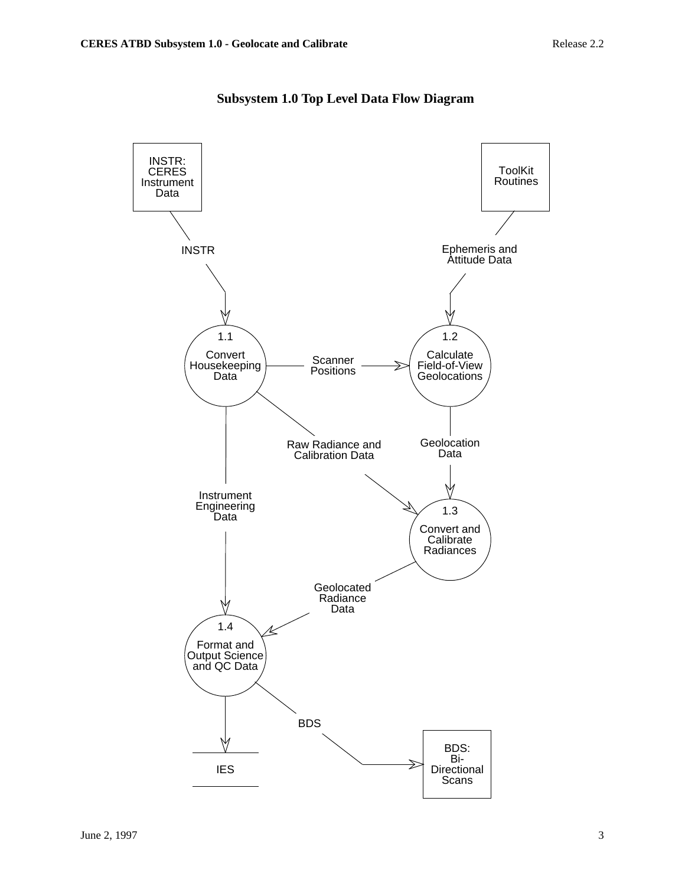**Subsystem 1.0 Top Level Data Flow Diagram**

INSTR: CERES Instrument Data

ToolKit Routines

INSTR

Ephemeris and Attitude Data

1.1 Convert Housekeeping Data

Scanner Positions

1.2 Calculate Field-of-View Geolocations

Raw Radiance and Calibration Data

Geolocation Data

Instrument Engineering Data

1.3 Convert and Calibrate Radiances

Geolocated Radiance Data

1.4 Format and Output Science and QC Data

BDS

IES

BDS: Bi-Directional Scans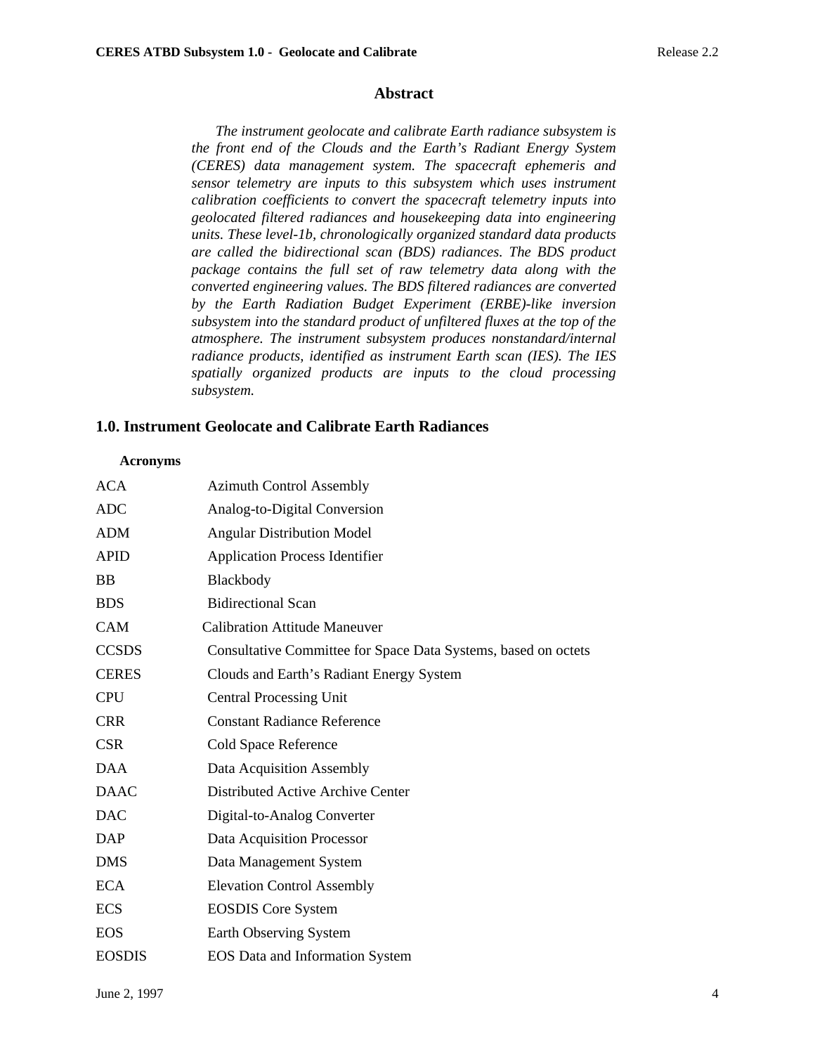## Abstract

*The instrument geolocate and calibrate Earth radiance subsystem is the front end of the Clouds and the Earth's Radiant Energy System (CERES) data management system. The spacecraft ephemeris and sensor telemetry are inputs to this subsystem which uses instrument calibration coefficients to convert the spacecraft telemetry inputs into geolocated filtered radiances and housekeeping data into engineering units. These level-1b, chronologically organized standard data products are called the bidirectional scan (BDS) radiances. The BDS product package contains the full set of raw telemetry data along with the converted engineering values. The BDS filtered radiances are converted by the Earth Radiation Budget Experiment (ERBE)-like inversion subsystem into the standard product of unfiltered fluxes at the top of the atmosphere. The instrument subsystem produces nonstandard/internal radiance products, identified as instrument Earth scan (IES). The IES spatially organized products are inputs to the cloud processing subsystem.*

## 1.0. Instrument Geolocate and Calibrate Earth Radiances

**Acronyms**

| | |
|---|---|
| ACA | Azimuth Control Assembly |
| ADC | Analog-to-Digital Conversion |
| ADM | Angular Distribution Model |
| APID | Application Process Identifier |
| BB | Blackbody |
| BDS | Bidirectional Scan |
| CAM | Calibration Attitude Maneuver |
| CCSDS | Consultative Committee for Space Data Systems, based on octets |
| CERES | Clouds and Earth's Radiant Energy System |
| CPU | Central Processing Unit |
| CRR | Constant Radiance Reference |
| CSR | Cold Space Reference |
| DAA | Data Acquisition Assembly |
| DAAC | Distributed Active Archive Center |
| DAC | Digital-to-Analog Converter |
| DAP | Data Acquisition Processor |
| DMS | Data Management System |
| ECA | Elevation Control Assembly |
| ECS | EOSDIS Core System |
| EOS | Earth Observing System |
| EOSDIS | EOS Data and Information System |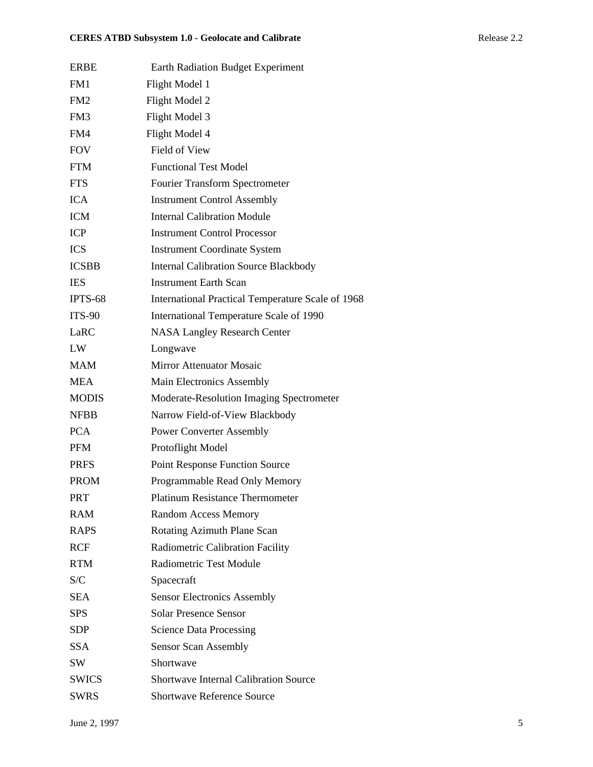| | |
|---|---|
| ERBE | Earth Radiation Budget Experiment |
| FM1 | Flight Model 1 |
| FM2 | Flight Model 2 |
| FM3 | Flight Model 3 |
| FM4 | Flight Model 4 |
| FOV | Field of View |
| FTM | Functional Test Model |
| FTS | Fourier Transform Spectrometer |
| ICA | Instrument Control Assembly |
| ICM | Internal Calibration Module |
| ICP | Instrument Control Processor |
| ICS | Instrument Coordinate System |
| ICSBB | Internal Calibration Source Blackbody |
| IES | Instrument Earth Scan |
| IPTS-68 | International Practical Temperature Scale of 1968 |
| ITS-90 | International Temperature Scale of 1990 |
| LaRC | NASA Langley Research Center |
| LW | Longwave |
| MAM | Mirror Attenuator Mosaic |
| MEA | Main Electronics Assembly |
| MODIS | Moderate-Resolution Imaging Spectrometer |
| NFBB | Narrow Field-of-View Blackbody |
| PCA | Power Converter Assembly |
| PFM | Protoflight Model |
| PRFS | Point Response Function Source |
| PROM | Programmable Read Only Memory |
| PRT | Platinum Resistance Thermometer |
| RAM | Random Access Memory |
| RAPS | Rotating Azimuth Plane Scan |
| RCF | Radiometric Calibration Facility |
| RTM | Radiometric Test Module |
| S/C | Spacecraft |
| SEA | Sensor Electronics Assembly |
| SPS | Solar Presence Sensor |
| SDP | Science Data Processing |
| SSA | Sensor Scan Assembly |
| SW | Shortwave |
| SWICS | Shortwave Internal Calibration Source |
| SWRS | Shortwave Reference Source |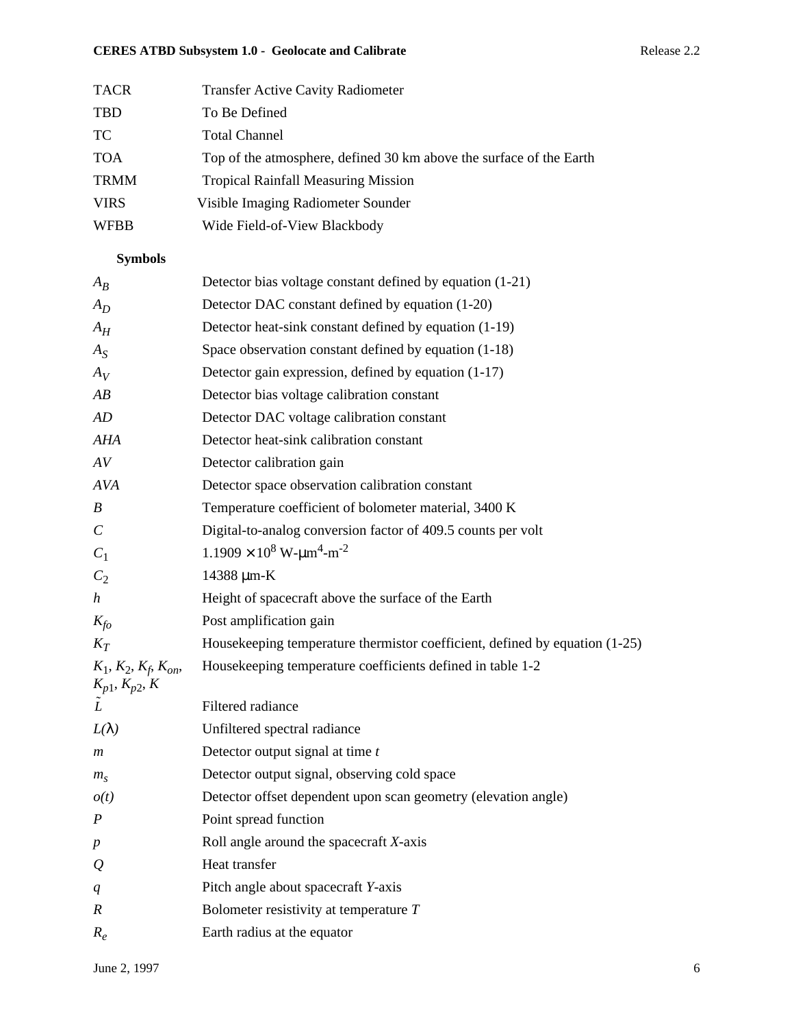| | |
|---|---|
| TACR | Transfer Active Cavity Radiometer |
| TBD | To Be Defined |
| TC | Total Channel |
| TOA | Top of the atmosphere, defined 30 km above the surface of the Earth |
| TRMM | Tropical Rainfall Measuring Mission |
| VIRS | Visible Imaging Radiometer Sounder |
| WFBB | Wide Field-of-View Blackbody |

**Symbols**

| | |
|---|---|
| $A_B$ | Detector bias voltage constant defined by equation (1-21) |
| $A_D$ | Detector DAC constant defined by equation (1-20) |
| $A_H$ | Detector heat-sink constant defined by equation (1-19) |
| $A_S$ | Space observation constant defined by equation (1-18) |
| $A_V$ | Detector gain expression, defined by equation (1-17) |
| *AB* | Detector bias voltage calibration constant |
| *AD* | Detector DAC voltage calibration constant |
| *AHA* | Detector heat-sink calibration constant |
| *AV* | Detector calibration gain |
| *AVA* | Detector space observation calibration constant |
| *B* | Temperature coefficient of bolometer material, 3400 K |
| *C* | Digital-to-analog conversion factor of 409.5 counts per volt |
| $C_1$ | $1.1909 \times 10^8$ W-μm$^4$-m$^{-2}$ |
| $C_2$ | 14388 μm-K |
| *h* | Height of spacecraft above the surface of the Earth |
| $K_{fo}$ | Post amplification gain |
| $K_T$ | Housekeeping temperature thermistor coefficient, defined by equation (1-25) |
| $K_1$, $K_2$, $K_f$, $K_{on}$, $K_{p1}$, $K_{p2}$, $K$ | Housekeeping temperature coefficients defined in table 1-2 |
| $\tilde{L}$ | Filtered radiance |
| $L(\lambda)$ | Unfiltered spectral radiance |
| *m* | Detector output signal at time *t* |
| $m_s$ | Detector output signal, observing cold space |
| $o(t)$ | Detector offset dependent upon scan geometry (elevation angle) |
| *P* | Point spread function |
| *p* | Roll angle around the spacecraft *X*-axis |
| *Q* | Heat transfer |
| *q* | Pitch angle about spacecraft *Y*-axis |
| *R* | Bolometer resistivity at temperature *T* |
| $R_e$ | Earth radius at the equator |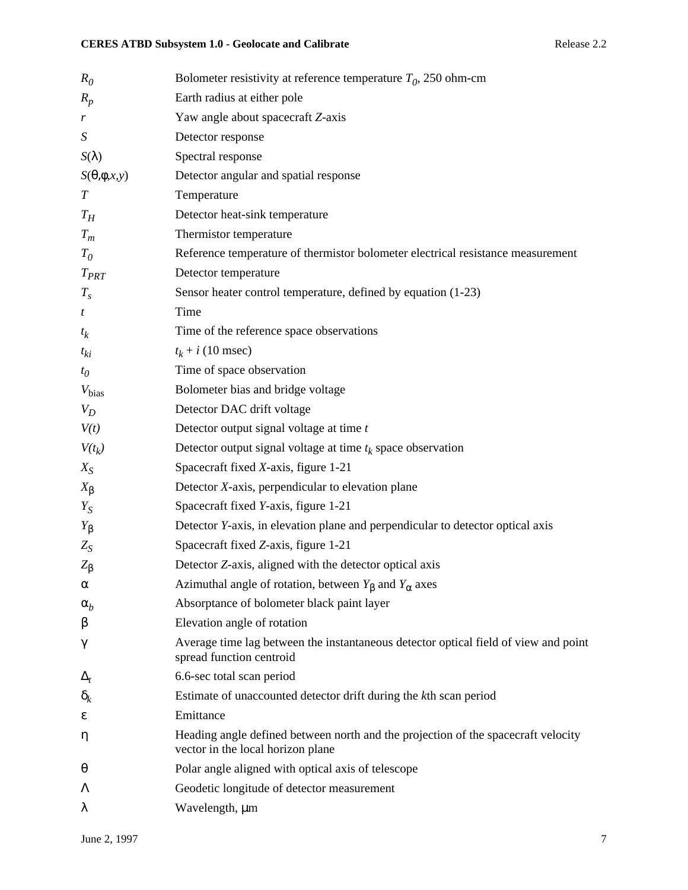| | |
|---|---|
| $R_0$ | Bolometer resistivity at reference temperature $T_0$, 250 ohm-cm |
| $R_p$ | Earth radius at either pole |
| $r$ | Yaw angle about spacecraft $Z$-axis |
| $S$ | Detector response |
| $S(\lambda)$ | Spectral response |
| $S(\theta,\phi,x,y)$ | Detector angular and spatial response |
| $T$ | Temperature |
| $T_H$ | Detector heat-sink temperature |
| $T_m$ | Thermistor temperature |
| $T_0$ | Reference temperature of thermistor bolometer electrical resistance measurement |
| $T_{PRT}$ | Detector temperature |
| $T_s$ | Sensor heater control temperature, defined by equation (1-23) |
| $t$ | Time |
| $t_k$ | Time of the reference space observations |
| $t_{ki}$ | $t_k + i$ (10 msec) |
| $t_0$ | Time of space observation |
| $V_{\text{bias}}$ | Bolometer bias and bridge voltage |
| $V_D$ | Detector DAC drift voltage |
| $V(t)$ | Detector output signal voltage at time $t$ |
| $V(t_k)$ | Detector output signal voltage at time $t_k$ space observation |
| $X_S$ | Spacecraft fixed $X$-axis, figure 1-21 |
| $X_\beta$ | Detector $X$-axis, perpendicular to elevation plane |
| $Y_S$ | Spacecraft fixed $Y$-axis, figure 1-21 |
| $Y_\beta$ | Detector $Y$-axis, in elevation plane and perpendicular to detector optical axis |
| $Z_S$ | Spacecraft fixed $Z$-axis, figure 1-21 |
| $Z_\beta$ | Detector $Z$-axis, aligned with the detector optical axis |
| $\alpha$ | Azimuthal angle of rotation, between $Y_\beta$ and $Y_\alpha$ axes |
| $\alpha_b$ | Absorptance of bolometer black paint layer |
| $\beta$ | Elevation angle of rotation |
| $\gamma$ | Average time lag between the instantaneous detector optical field of view and point spread function centroid |
| $\Delta_t$ | 6.6-sec total scan period |
| $\delta_k$ | Estimate of unaccounted detector drift during the $k$th scan period |
| $\varepsilon$ | Emittance |
| $\eta$ | Heading angle defined between north and the projection of the spacecraft velocity vector in the local horizon plane |
| $\theta$ | Polar angle aligned with optical axis of telescope |
| $\Lambda$ | Geodetic longitude of detector measurement |
| $\lambda$ | Wavelength, $\mu$m |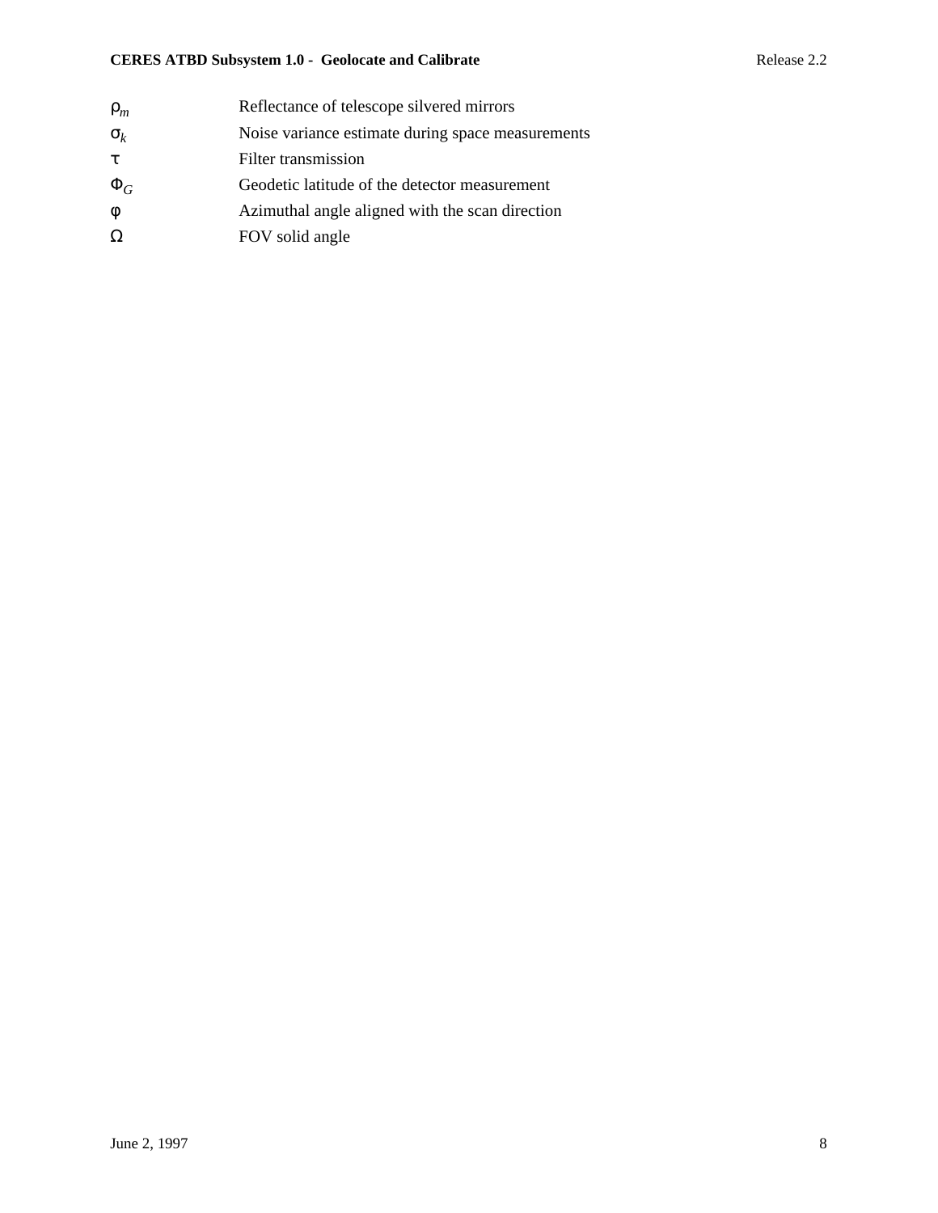| | |
|---|---|
| $\rho_m$ | Reflectance of telescope silvered mirrors |
| $\sigma_k$ | Noise variance estimate during space measurements |
| $\tau$ | Filter transmission |
| $\Phi_G$ | Geodetic latitude of the detector measurement |
| $\phi$ | Azimuthal angle aligned with the scan direction |
| $\Omega$ | FOV solid angle |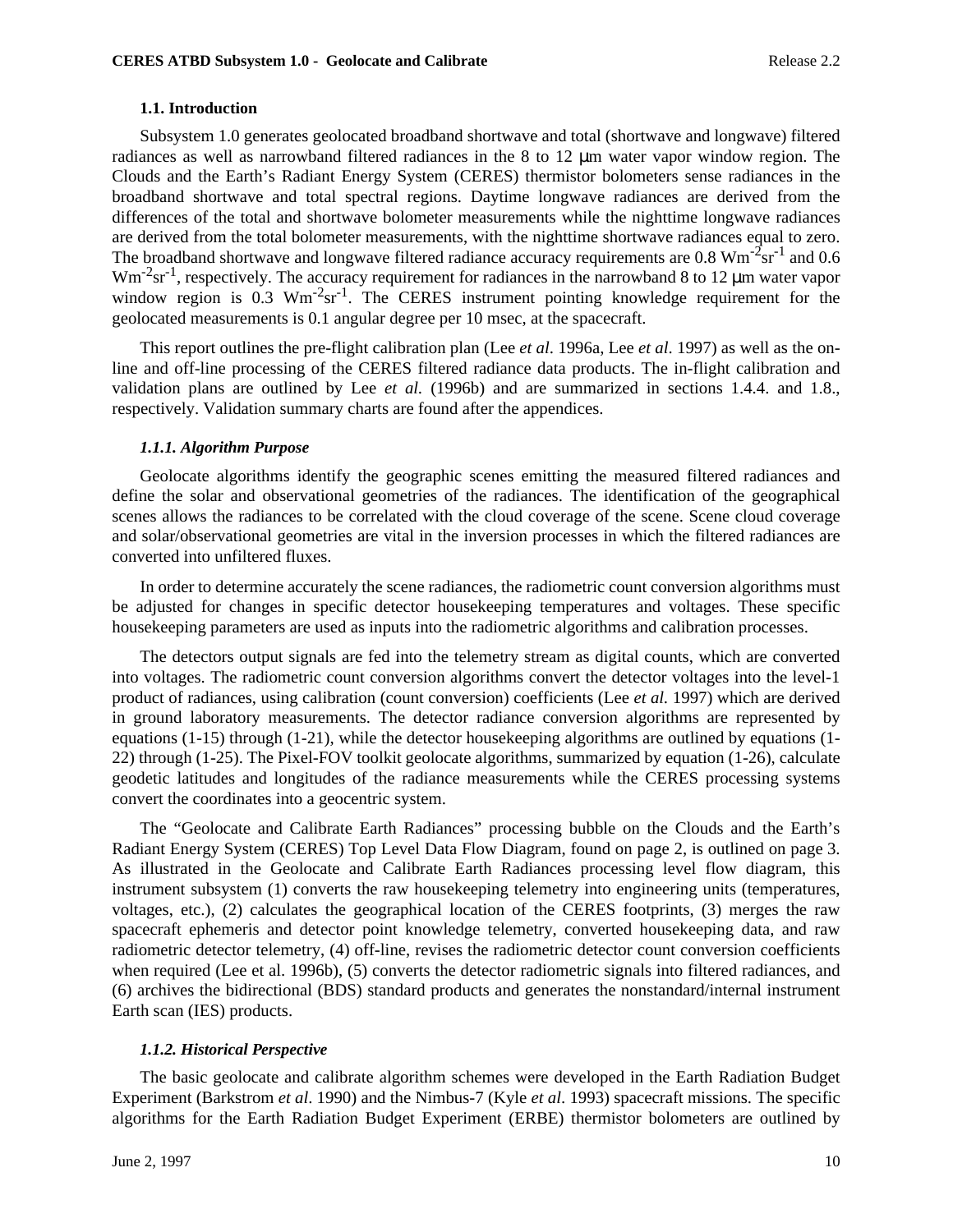### 1.1. Introduction

Subsystem 1.0 generates geolocated broadband shortwave and total (shortwave and longwave) filtered radiances as well as narrowband filtered radiances in the 8 to 12 μm water vapor window region. The Clouds and the Earth's Radiant Energy System (CERES) thermistor bolometers sense radiances in the broadband shortwave and total spectral regions. Daytime longwave radiances are derived from the differences of the total and shortwave bolometer measurements while the nighttime longwave radiances are derived from the total bolometer measurements, with the nighttime shortwave radiances equal to zero. The broadband shortwave and longwave filtered radiance accuracy requirements are 0.8 $Wm^{-2}sr^{-1}$ and 0.6 $Wm^{-2}sr^{-1}$, respectively. The accuracy requirement for radiances in the narrowband 8 to 12 μm water vapor window region is 0.3 $Wm^{-2}sr^{-1}$. The CERES instrument pointing knowledge requirement for the geolocated measurements is 0.1 angular degree per 10 msec, at the spacecraft.

This report outlines the pre-flight calibration plan (Lee *et al*. 1996a, Lee *et al*. 1997) as well as the on-line and off-line processing of the CERES filtered radiance data products. The in-flight calibration and validation plans are outlined by Lee *et al.* (1996b) and are summarized in sections 1.4.4. and 1.8., respectively. Validation summary charts are found after the appendices.

#### *1.1.1. Algorithm Purpose*

Geolocate algorithms identify the geographic scenes emitting the measured filtered radiances and define the solar and observational geometries of the radiances. The identification of the geographical scenes allows the radiances to be correlated with the cloud coverage of the scene. Scene cloud coverage and solar/observational geometries are vital in the inversion processes in which the filtered radiances are converted into unfiltered fluxes.

In order to determine accurately the scene radiances, the radiometric count conversion algorithms must be adjusted for changes in specific detector housekeeping temperatures and voltages. These specific housekeeping parameters are used as inputs into the radiometric algorithms and calibration processes.

The detectors output signals are fed into the telemetry stream as digital counts, which are converted into voltages. The radiometric count conversion algorithms convert the detector voltages into the level-1 product of radiances, using calibration (count conversion) coefficients (Lee *et al.* 1997) which are derived in ground laboratory measurements. The detector radiance conversion algorithms are represented by equations (1-15) through (1-21), while the detector housekeeping algorithms are outlined by equations (1-22) through (1-25). The Pixel-FOV toolkit geolocate algorithms, summarized by equation (1-26), calculate geodetic latitudes and longitudes of the radiance measurements while the CERES processing systems convert the coordinates into a geocentric system.

The "Geolocate and Calibrate Earth Radiances" processing bubble on the Clouds and the Earth's Radiant Energy System (CERES) Top Level Data Flow Diagram, found on page 2, is outlined on page 3. As illustrated in the Geolocate and Calibrate Earth Radiances processing level flow diagram, this instrument subsystem (1) converts the raw housekeeping telemetry into engineering units (temperatures, voltages, etc.), (2) calculates the geographical location of the CERES footprints, (3) merges the raw spacecraft ephemeris and detector point knowledge telemetry, converted housekeeping data, and raw radiometric detector telemetry, (4) off-line, revises the radiometric detector count conversion coefficients when required (Lee et al. 1996b), (5) converts the detector radiometric signals into filtered radiances, and (6) archives the bidirectional (BDS) standard products and generates the nonstandard/internal instrument Earth scan (IES) products.

#### *1.1.2. Historical Perspective*

The basic geolocate and calibrate algorithm schemes were developed in the Earth Radiation Budget Experiment (Barkstrom *et al*. 1990) and the Nimbus-7 (Kyle *et al*. 1993) spacecraft missions. The specific algorithms for the Earth Radiation Budget Experiment (ERBE) thermistor bolometers are outlined by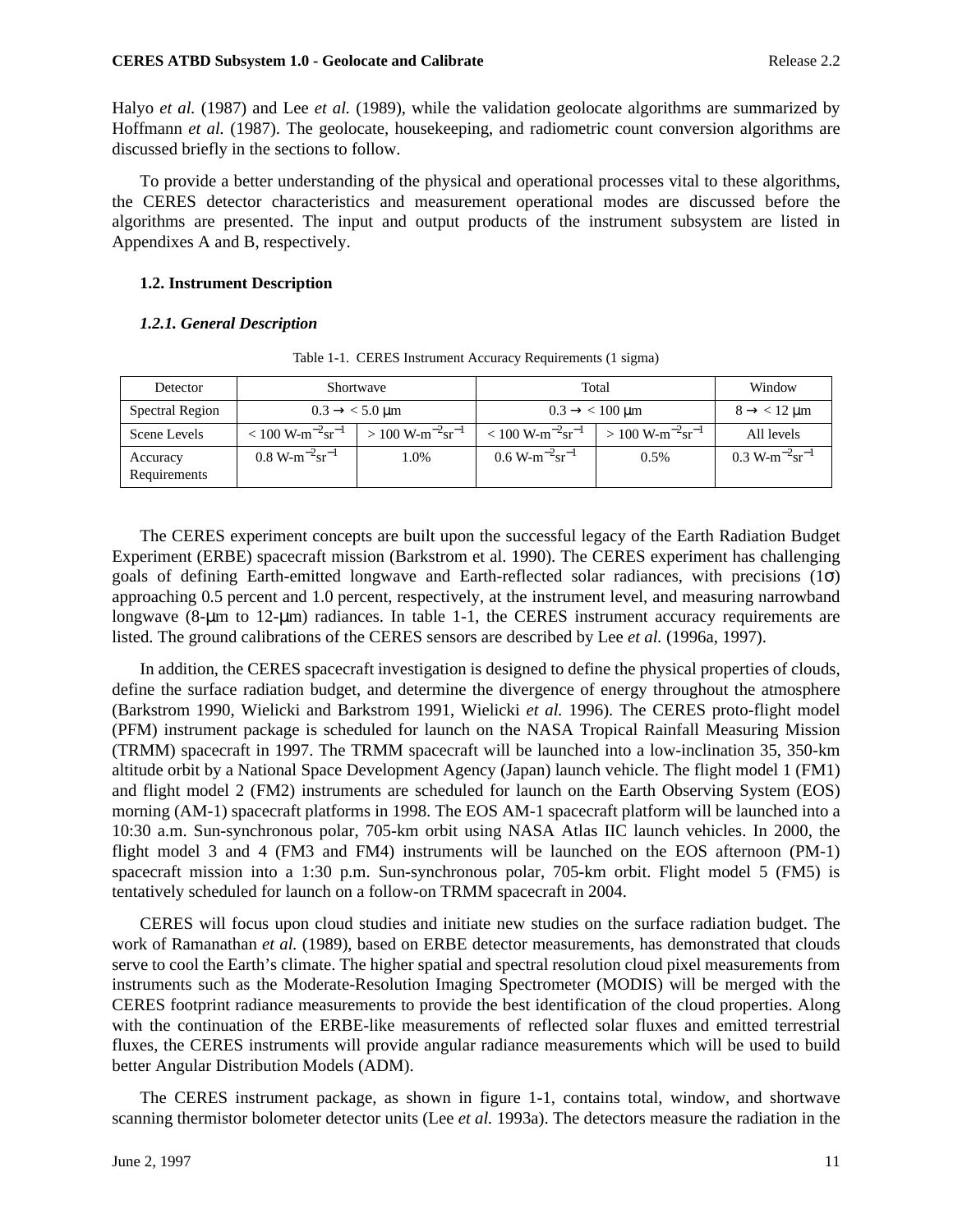Halyo *et al.* (1987) and Lee *et al.* (1989), while the validation geolocate algorithms are summarized by Hoffmann *et al.* (1987). The geolocate, housekeeping, and radiometric count conversion algorithms are discussed briefly in the sections to follow.

To provide a better understanding of the physical and operational processes vital to these algorithms, the CERES detector characteristics and measurement operational modes are discussed before the algorithms are presented. The input and output products of the instrument subsystem are listed in Appendixes A and B, respectively.

### 1.2. Instrument Description

#### *1.2.1. General Description*

Table 1-1. CERES Instrument Accuracy Requirements (1 sigma)

| Detector | Shortwave | | Total | | Window |
|---|---|---|---|---|---|
| Spectral Region | 0.3 → < 5.0 μm | | 0.3 → < 100 μm | | 8 → < 12 μm |
| Scene Levels | < 100 W-m$^{-2}$sr$^{-1}$ | > 100 W-m$^{-2}$sr$^{-1}$ | < 100 W-m$^{-2}$sr$^{-1}$ | > 100 W-m$^{-2}$sr$^{-1}$ | All levels |
| Accuracy Requirements | 0.8 W-m$^{-2}$sr$^{-1}$ | 1.0% | 0.6 W-m$^{-2}$sr$^{-1}$ | 0.5% | 0.3 W-m$^{-2}$sr$^{-1}$ |

The CERES experiment concepts are built upon the successful legacy of the Earth Radiation Budget Experiment (ERBE) spacecraft mission (Barkstrom et al. 1990). The CERES experiment has challenging goals of defining Earth-emitted longwave and Earth-reflected solar radiances, with precisions (1σ) approaching 0.5 percent and 1.0 percent, respectively, at the instrument level, and measuring narrowband longwave (8-μm to 12-μm) radiances. In table 1-1, the CERES instrument accuracy requirements are listed. The ground calibrations of the CERES sensors are described by Lee *et al.* (1996a, 1997).

In addition, the CERES spacecraft investigation is designed to define the physical properties of clouds, define the surface radiation budget, and determine the divergence of energy throughout the atmosphere (Barkstrom 1990, Wielicki and Barkstrom 1991, Wielicki *et al.* 1996). The CERES proto-flight model (PFM) instrument package is scheduled for launch on the NASA Tropical Rainfall Measuring Mission (TRMM) spacecraft in 1997. The TRMM spacecraft will be launched into a low-inclination 35, 350-km altitude orbit by a National Space Development Agency (Japan) launch vehicle. The flight model 1 (FM1) and flight model 2 (FM2) instruments are scheduled for launch on the Earth Observing System (EOS) morning (AM-1) spacecraft platforms in 1998. The EOS AM-1 spacecraft platform will be launched into a 10:30 a.m. Sun-synchronous polar, 705-km orbit using NASA Atlas IIC launch vehicles. In 2000, the flight model 3 and 4 (FM3 and FM4) instruments will be launched on the EOS afternoon (PM-1) spacecraft mission into a 1:30 p.m. Sun-synchronous polar, 705-km orbit. Flight model 5 (FM5) is tentatively scheduled for launch on a follow-on TRMM spacecraft in 2004.

CERES will focus upon cloud studies and initiate new studies on the surface radiation budget. The work of Ramanathan *et al.* (1989), based on ERBE detector measurements, has demonstrated that clouds serve to cool the Earth's climate. The higher spatial and spectral resolution cloud pixel measurements from instruments such as the Moderate-Resolution Imaging Spectrometer (MODIS) will be merged with the CERES footprint radiance measurements to provide the best identification of the cloud properties. Along with the continuation of the ERBE-like measurements of reflected solar fluxes and emitted terrestrial fluxes, the CERES instruments will provide angular radiance measurements which will be used to build better Angular Distribution Models (ADM).

The CERES instrument package, as shown in figure 1-1, contains total, window, and shortwave scanning thermistor bolometer detector units (Lee *et al.* 1993a). The detectors measure the radiation in the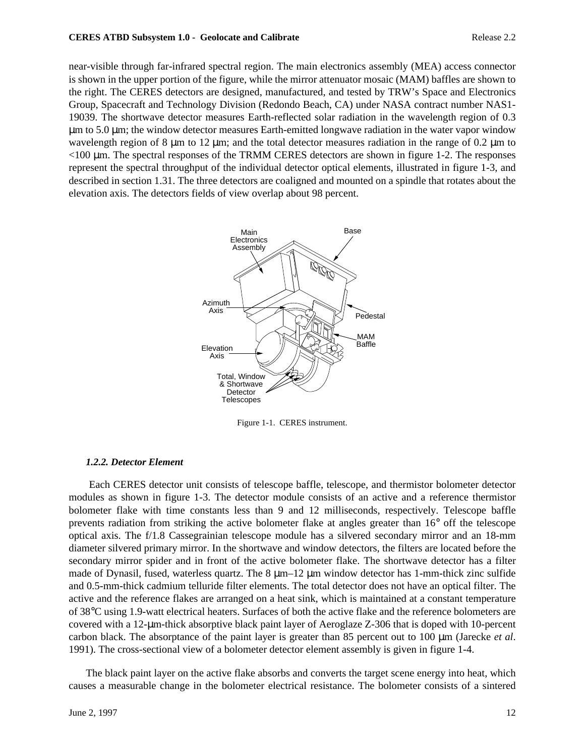near-visible through far-infrared spectral region. The main electronics assembly (MEA) access connector is shown in the upper portion of the figure, while the mirror attenuator mosaic (MAM) baffles are shown to the right. The CERES detectors are designed, manufactured, and tested by TRW's Space and Electronics Group, Spacecraft and Technology Division (Redondo Beach, CA) under NASA contract number NAS1-19039. The shortwave detector measures Earth-reflected solar radiation in the wavelength region of 0.3 μm to 5.0 μm; the window detector measures Earth-emitted longwave radiation in the water vapor window wavelength region of 8 μm to 12 μm; and the total detector measures radiation in the range of 0.2 μm to <100 μm. The spectral responses of the TRMM CERES detectors are shown in figure 1-2. The responses represent the spectral throughput of the individual detector optical elements, illustrated in figure 1-3, and described in section 1.31. The three detectors are coaligned and mounted on a spindle that rotates about the elevation axis. The detectors fields of view overlap about 98 percent.

Figure 1-1. CERES instrument.

### *1.2.2. Detector Element*

Each CERES detector unit consists of telescope baffle, telescope, and thermistor bolometer detector modules as shown in figure 1-3. The detector module consists of an active and a reference thermistor bolometer flake with time constants less than 9 and 12 milliseconds, respectively. Telescope baffle prevents radiation from striking the active bolometer flake at angles greater than 16° off the telescope optical axis. The f/1.8 Cassegrainian telescope module has a silvered secondary mirror and an 18-mm diameter silvered primary mirror. In the shortwave and window detectors, the filters are located before the secondary mirror spider and in front of the active bolometer flake. The shortwave detector has a filter made of Dynasil, fused, waterless quartz. The 8 μm–12 μm window detector has 1-mm-thick zinc sulfide and 0.5-mm-thick cadmium telluride filter elements. The total detector does not have an optical filter. The active and the reference flakes are arranged on a heat sink, which is maintained at a constant temperature of 38°C using 1.9-watt electrical heaters. Surfaces of both the active flake and the reference bolometers are covered with a 12-μm-thick absorptive black paint layer of Aeroglaze Z-306 that is doped with 10-percent carbon black. The absorptance of the paint layer is greater than 85 percent out to 100 μm (Jarecke *et al*. 1991). The cross-sectional view of a bolometer detector element assembly is given in figure 1-4.

The black paint layer on the active flake absorbs and converts the target scene energy into heat, which causes a measurable change in the bolometer electrical resistance. The bolometer consists of a sintered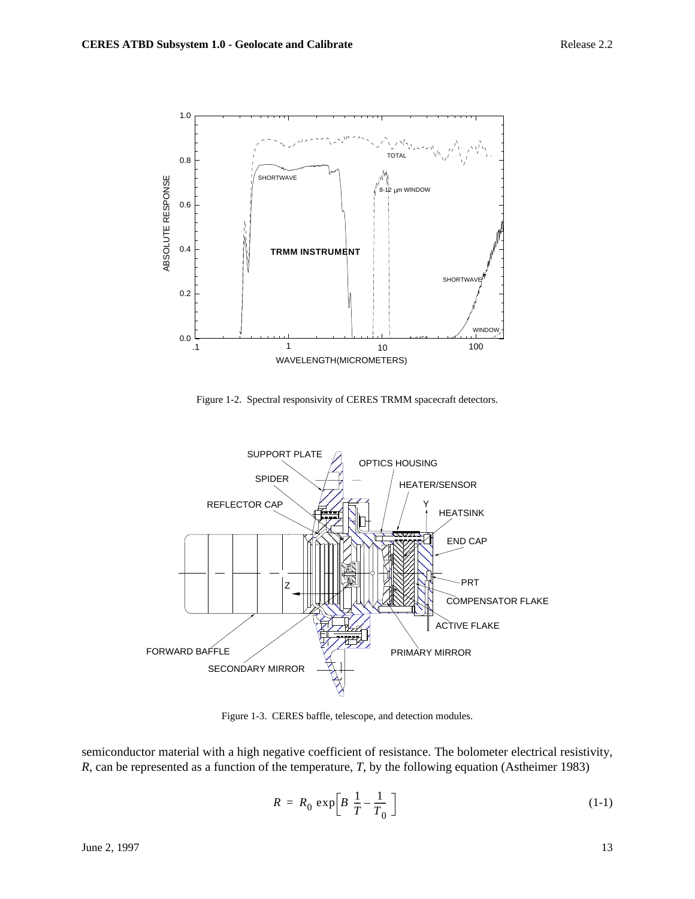Figure 1-2. Spectral responsivity of CERES TRMM spacecraft detectors.

Figure 1-3. CERES baffle, telescope, and detection modules.

semiconductor material with a high negative coefficient of resistance. The bolometer electrical resistivity, *R*, can be represented as a function of the temperature, *T*, by the following equation (Astheimer 1983)

$$R = R_0 \exp\left[B\left(\frac{1}{T} - \frac{1}{T_0}\right)\right] \tag{1-1}$$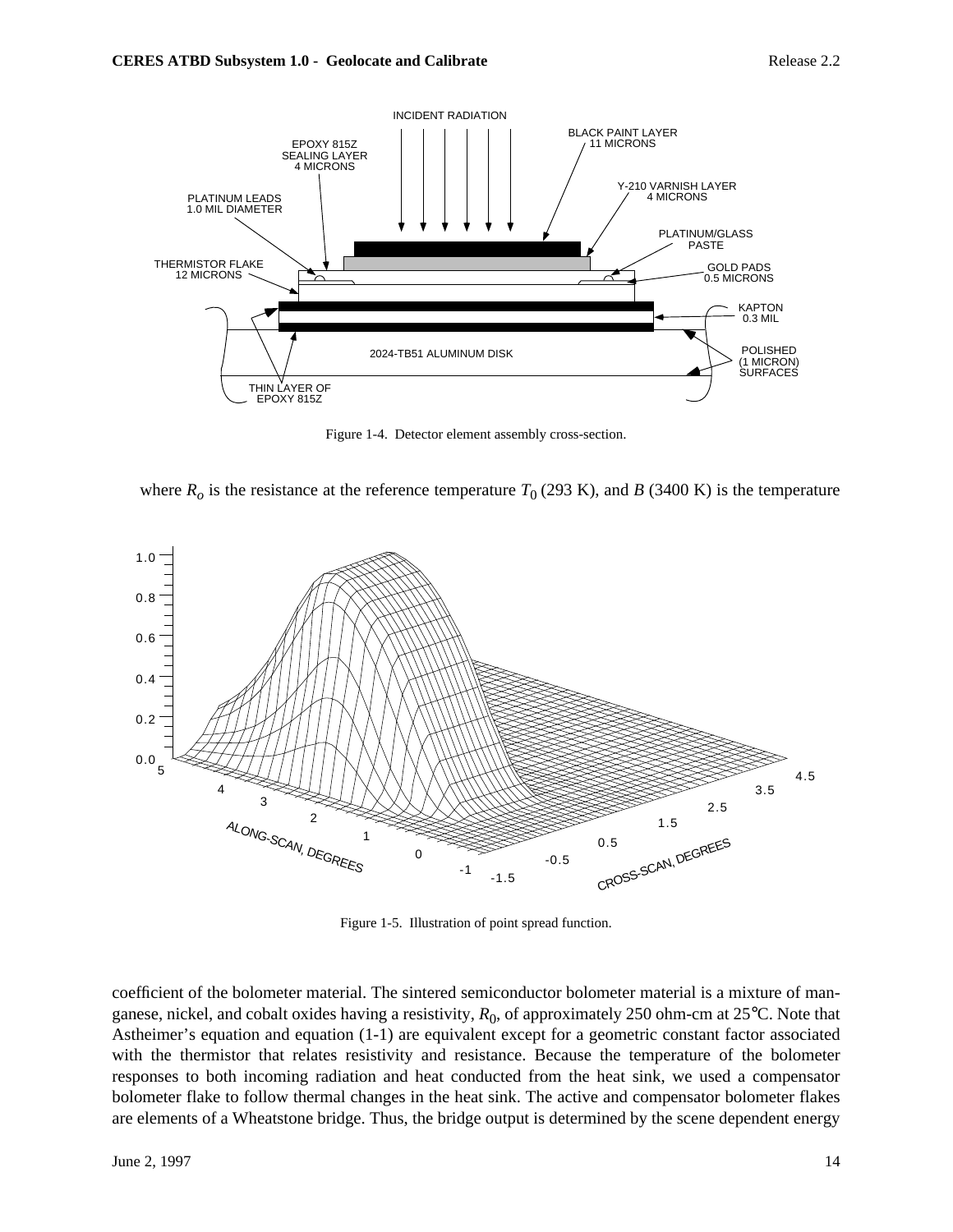Figure 1-4. Detector element assembly cross-section.

where $R_o$ is the resistance at the reference temperature $T_0$ (293 K), and $B$ (3400 K) is the temperature

Figure 1-5. Illustration of point spread function.

coefficient of the bolometer material. The sintered semiconductor bolometer material is a mixture of manganese, nickel, and cobalt oxides having a resistivity, $R_0$, of approximately 250 ohm-cm at 25°C. Note that Astheimer's equation and equation (1-1) are equivalent except for a geometric constant factor associated with the thermistor that relates resistivity and resistance. Because the temperature of the bolometer responses to both incoming radiation and heat conducted from the heat sink, we used a compensator bolometer flake to follow thermal changes in the heat sink. The active and compensator bolometer flakes are elements of a Wheatstone bridge. Thus, the bridge output is determined by the scene dependent energy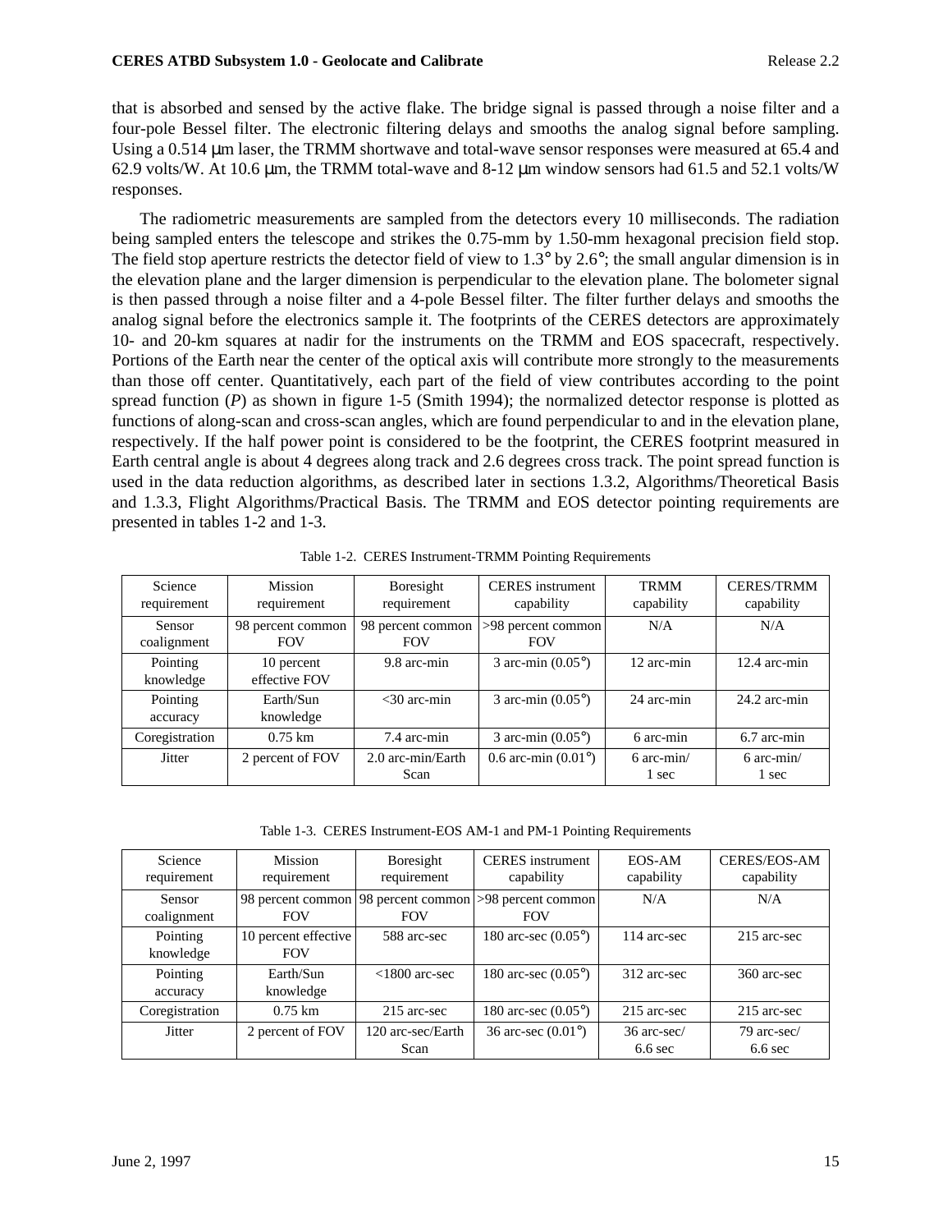that is absorbed and sensed by the active flake. The bridge signal is passed through a noise filter and a four-pole Bessel filter. The electronic filtering delays and smooths the analog signal before sampling. Using a 0.514 μm laser, the TRMM shortwave and total-wave sensor responses were measured at 65.4 and 62.9 volts/W. At 10.6 μm, the TRMM total-wave and 8-12 μm window sensors had 61.5 and 52.1 volts/W responses.

The radiometric measurements are sampled from the detectors every 10 milliseconds. The radiation being sampled enters the telescope and strikes the 0.75-mm by 1.50-mm hexagonal precision field stop. The field stop aperture restricts the detector field of view to 1.3° by 2.6°; the small angular dimension is in the elevation plane and the larger dimension is perpendicular to the elevation plane. The bolometer signal is then passed through a noise filter and a 4-pole Bessel filter. The filter further delays and smooths the analog signal before the electronics sample it. The footprints of the CERES detectors are approximately 10- and 20-km squares at nadir for the instruments on the TRMM and EOS spacecraft, respectively. Portions of the Earth near the center of the optical axis will contribute more strongly to the measurements than those off center. Quantitatively, each part of the field of view contributes according to the point spread function ($P$) as shown in figure 1-5 (Smith 1994); the normalized detector response is plotted as functions of along-scan and cross-scan angles, which are found perpendicular to and in the elevation plane, respectively. If the half power point is considered to be the footprint, the CERES footprint measured in Earth central angle is about 4 degrees along track and 2.6 degrees cross track. The point spread function is used in the data reduction algorithms, as described later in sections 1.3.2, Algorithms/Theoretical Basis and 1.3.3, Flight Algorithms/Practical Basis. The TRMM and EOS detector pointing requirements are presented in tables 1-2 and 1-3.

Table 1-2. CERES Instrument-TRMM Pointing Requirements

| Science requirement | Mission requirement | Boresight requirement | CERES instrument capability | TRMM capability | CERES/TRMM capability |
|---|---|---|---|---|---|
| Sensor coalignment | 98 percent common FOV | 98 percent common FOV | >98 percent common FOV | N/A | N/A |
| Pointing knowledge | 10 percent effective FOV | 9.8 arc-min | 3 arc-min (0.05°) | 12 arc-min | 12.4 arc-min |
| Pointing accuracy | Earth/Sun knowledge | <30 arc-min | 3 arc-min (0.05°) | 24 arc-min | 24.2 arc-min |
| Coregistration | 0.75 km | 7.4 arc-min | 3 arc-min (0.05°) | 6 arc-min | 6.7 arc-min |
| Jitter | 2 percent of FOV | 2.0 arc-min/Earth Scan | 0.6 arc-min (0.01°) | 6 arc-min/ 1 sec | 6 arc-min/ 1 sec |

Table 1-3. CERES Instrument-EOS AM-1 and PM-1 Pointing Requirements

| Science requirement | Mission requirement | Boresight requirement | CERES instrument capability | EOS-AM capability | CERES/EOS-AM capability |
|---|---|---|---|---|---|
| Sensor coalignment | 98 percent common FOV | 98 percent common FOV | >98 percent common FOV | N/A | N/A |
| Pointing knowledge | 10 percent effective FOV | 588 arc-sec | 180 arc-sec (0.05°) | 114 arc-sec | 215 arc-sec |
| Pointing accuracy | Earth/Sun knowledge | <1800 arc-sec | 180 arc-sec (0.05°) | 312 arc-sec | 360 arc-sec |
| Coregistration | 0.75 km | 215 arc-sec | 180 arc-sec (0.05°) | 215 arc-sec | 215 arc-sec |
| Jitter | 2 percent of FOV | 120 arc-sec/Earth Scan | 36 arc-sec (0.01°) | 36 arc-sec/ 6.6 sec | 79 arc-sec/ 6.6 sec |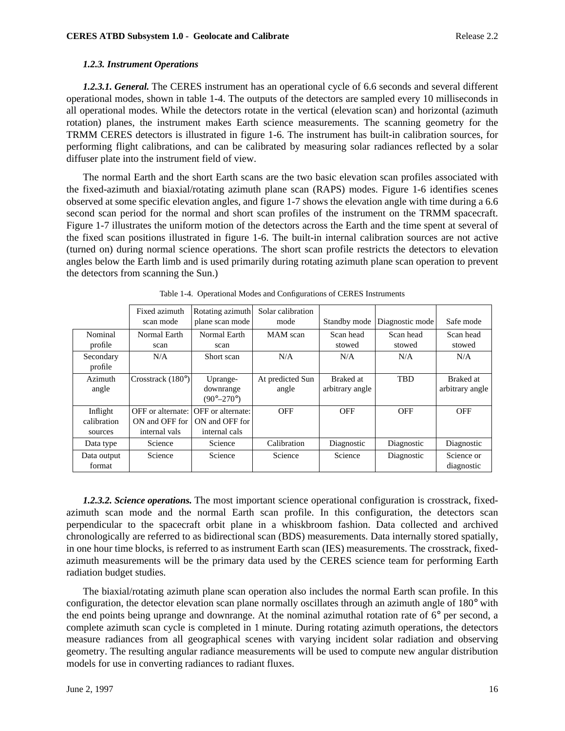### *1.2.3. Instrument Operations*

***1.2.3.1. General.*** The CERES instrument has an operational cycle of 6.6 seconds and several different operational modes, shown in table 1-4. The outputs of the detectors are sampled every 10 milliseconds in all operational modes. While the detectors rotate in the vertical (elevation scan) and horizontal (azimuth rotation) planes, the instrument makes Earth science measurements. The scanning geometry for the TRMM CERES detectors is illustrated in figure 1-6. The instrument has built-in calibration sources, for performing flight calibrations, and can be calibrated by measuring solar radiances reflected by a solar diffuser plate into the instrument field of view.

The normal Earth and the short Earth scans are the two basic elevation scan profiles associated with the fixed-azimuth and biaxial/rotating azimuth plane scan (RAPS) modes. Figure 1-6 identifies scenes observed at some specific elevation angles, and figure 1-7 shows the elevation angle with time during a 6.6 second scan period for the normal and short scan profiles of the instrument on the TRMM spacecraft. Figure 1-7 illustrates the uniform motion of the detectors across the Earth and the time spent at several of the fixed scan positions illustrated in figure 1-6. The built-in internal calibration sources are not active (turned on) during normal science operations. The short scan profile restricts the detectors to elevation angles below the Earth limb and is used primarily during rotating azimuth plane scan operation to prevent the detectors from scanning the Sun.)

Table 1-4. Operational Modes and Configurations of CERES Instruments

| | Fixed azimuth scan mode | Rotating azimuth plane scan mode | Solar calibration mode | Standby mode | Diagnostic mode | Safe mode |
|---|---|---|---|---|---|---|
| Nominal profile | Normal Earth scan | Normal Earth scan | MAM scan | Scan head stowed | Scan head stowed | Scan head stowed |
| Secondary profile | N/A | Short scan | N/A | N/A | N/A | N/A |
| Azimuth angle | Crosstrack (180°) | Uprange-downrange (90°–270°) | At predicted Sun angle | Braked at arbitrary angle | TBD | Braked at arbitrary angle |
| Inflight calibration sources | OFF or alternate: ON and OFF for internal vals | OFF or alternate: ON and OFF for internal cals | OFF | OFF | OFF | OFF |
| Data type | Science | Science | Calibration | Diagnostic | Diagnostic | Diagnostic |
| Data output format | Science | Science | Science | Science | Diagnostic | Science or diagnostic |

***1.2.3.2. Science operations.*** The most important science operational configuration is crosstrack, fixed-azimuth scan mode and the normal Earth scan profile. In this configuration, the detectors scan perpendicular to the spacecraft orbit plane in a whiskbroom fashion. Data collected and archived chronologically are referred to as bidirectional scan (BDS) measurements. Data internally stored spatially, in one hour time blocks, is referred to as instrument Earth scan (IES) measurements. The crosstrack, fixed-azimuth measurements will be the primary data used by the CERES science team for performing Earth radiation budget studies.

The biaxial/rotating azimuth plane scan operation also includes the normal Earth scan profile. In this configuration, the detector elevation scan plane normally oscillates through an azimuth angle of 180° with the end points being uprange and downrange. At the nominal azimuthal rotation rate of 6° per second, a complete azimuth scan cycle is completed in 1 minute. During rotating azimuth operations, the detectors measure radiances from all geographical scenes with varying incident solar radiation and observing geometry. The resulting angular radiance measurements will be used to compute new angular distribution models for use in converting radiances to radiant fluxes.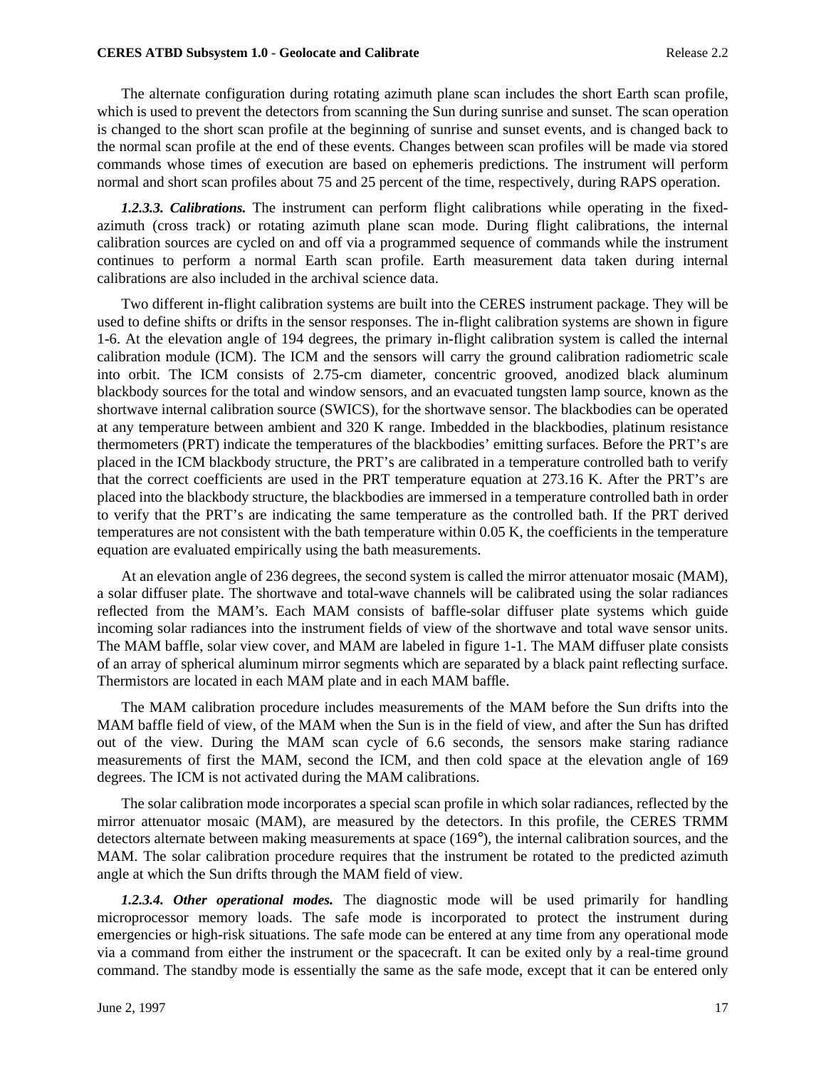The alternate configuration during rotating azimuth plane scan includes the short Earth scan profile, which is used to prevent the detectors from scanning the Sun during sunrise and sunset. The scan operation is changed to the short scan profile at the beginning of sunrise and sunset events, and is changed back to the normal scan profile at the end of these events. Changes between scan profiles will be made via stored commands whose times of execution are based on ephemeris predictions. The instrument will perform normal and short scan profiles about 75 and 25 percent of the time, respectively, during RAPS operation.

***1.2.3.3. Calibrations.*** The instrument can perform flight calibrations while operating in the fixed-azimuth (cross track) or rotating azimuth plane scan mode. During flight calibrations, the internal calibration sources are cycled on and off via a programmed sequence of commands while the instrument continues to perform a normal Earth scan profile. Earth measurement data taken during internal calibrations are also included in the archival science data.

Two different in-flight calibration systems are built into the CERES instrument package. They will be used to define shifts or drifts in the sensor responses. The in-flight calibration systems are shown in figure 1-6. At the elevation angle of 194 degrees, the primary in-flight calibration system is called the internal calibration module (ICM). The ICM and the sensors will carry the ground calibration radiometric scale into orbit. The ICM consists of 2.75-cm diameter, concentric grooved, anodized black aluminum blackbody sources for the total and window sensors, and an evacuated tungsten lamp source, known as the shortwave internal calibration source (SWICS), for the shortwave sensor. The blackbodies can be operated at any temperature between ambient and 320 K range. Imbedded in the blackbodies, platinum resistance thermometers (PRT) indicate the temperatures of the blackbodies' emitting surfaces. Before the PRT's are placed in the ICM blackbody structure, the PRT's are calibrated in a temperature controlled bath to verify that the correct coefficients are used in the PRT temperature equation at 273.16 K. After the PRT's are placed into the blackbody structure, the blackbodies are immersed in a temperature controlled bath in order to verify that the PRT's are indicating the same temperature as the controlled bath. If the PRT derived temperatures are not consistent with the bath temperature within 0.05 K, the coefficients in the temperature equation are evaluated empirically using the bath measurements.

At an elevation angle of 236 degrees, the second system is called the mirror attenuator mosaic (MAM), a solar diffuser plate. The shortwave and total-wave channels will be calibrated using the solar radiances reflected from the MAM's. Each MAM consists of baffle-solar diffuser plate systems which guide incoming solar radiances into the instrument fields of view of the shortwave and total wave sensor units. The MAM baffle, solar view cover, and MAM are labeled in figure 1-1. The MAM diffuser plate consists of an array of spherical aluminum mirror segments which are separated by a black paint reflecting surface. Thermistors are located in each MAM plate and in each MAM baffle.

The MAM calibration procedure includes measurements of the MAM before the Sun drifts into the MAM baffle field of view, of the MAM when the Sun is in the field of view, and after the Sun has drifted out of the view. During the MAM scan cycle of 6.6 seconds, the sensors make staring radiance measurements of first the MAM, second the ICM, and then cold space at the elevation angle of 169 degrees. The ICM is not activated during the MAM calibrations.

The solar calibration mode incorporates a special scan profile in which solar radiances, reflected by the mirror attenuator mosaic (MAM), are measured by the detectors. In this profile, the CERES TRMM detectors alternate between making measurements at space (169°), the internal calibration sources, and the MAM. The solar calibration procedure requires that the instrument be rotated to the predicted azimuth angle at which the Sun drifts through the MAM field of view.

***1.2.3.4. Other operational modes.*** The diagnostic mode will be used primarily for handling microprocessor memory loads. The safe mode is incorporated to protect the instrument during emergencies or high-risk situations. The safe mode can be entered at any time from any operational mode via a command from either the instrument or the spacecraft. It can be exited only by a real-time ground command. The standby mode is essentially the same as the safe mode, except that it can be entered only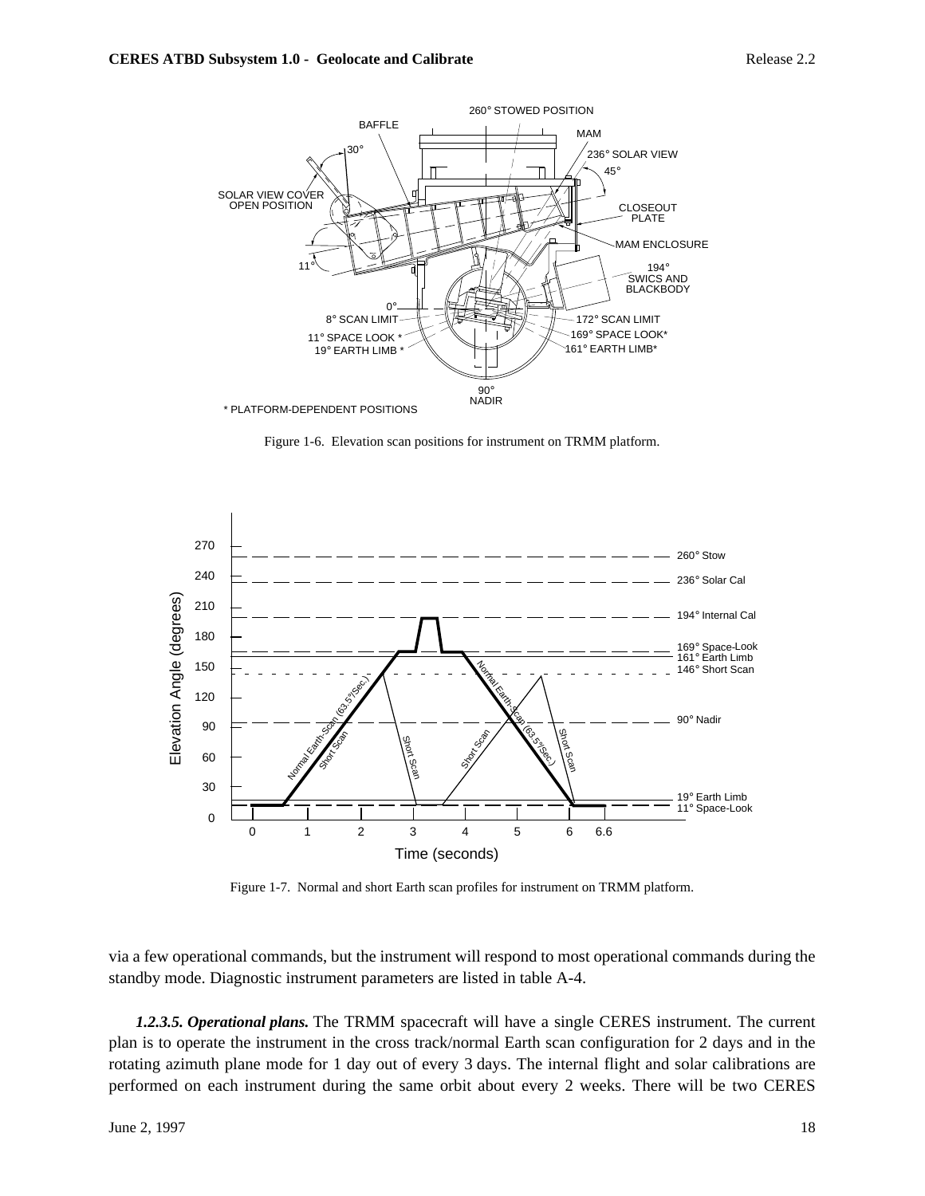Figure 1-6. Elevation scan positions for instrument on TRMM platform.

Figure 1-7. Normal and short Earth scan profiles for instrument on TRMM platform.

via a few operational commands, but the instrument will respond to most operational commands during the standby mode. Diagnostic instrument parameters are listed in table A-4.

***1.2.3.5. Operational plans.*** The TRMM spacecraft will have a single CERES instrument. The current plan is to operate the instrument in the cross track/normal Earth scan configuration for 2 days and in the rotating azimuth plane mode for 1 day out of every 3 days. The internal flight and solar calibrations are performed on each instrument during the same orbit about every 2 weeks. There will be two CERES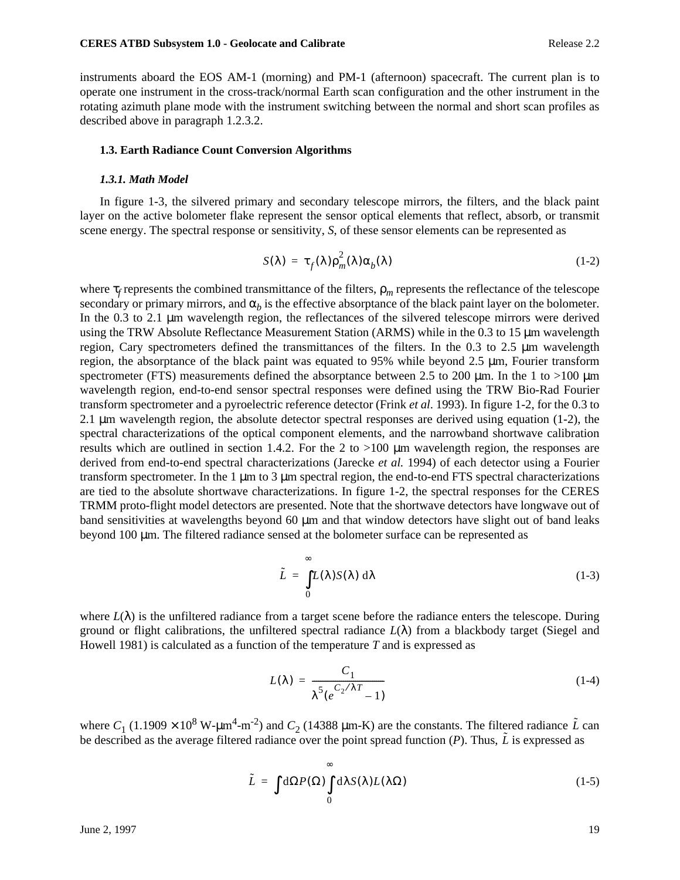instruments aboard the EOS AM-1 (morning) and PM-1 (afternoon) spacecraft. The current plan is to operate one instrument in the cross-track/normal Earth scan configuration and the other instrument in the rotating azimuth plane mode with the instrument switching between the normal and short scan profiles as described above in paragraph 1.2.3.2.

## 1.3. Earth Radiance Count Conversion Algorithms

### *1.3.1. Math Model*

In figure 1-3, the silvered primary and secondary telescope mirrors, the filters, and the black paint layer on the active bolometer flake represent the sensor optical elements that reflect, absorb, or transmit scene energy. The spectral response or sensitivity, $S$, of these sensor elements can be represented as

$$S(\lambda) = \tau_f(\lambda)\rho_m^2(\lambda)\alpha_b(\lambda) \tag{1-2}$$

where $\tau_f$ represents the combined transmittance of the filters, $\rho_m$ represents the reflectance of the telescope secondary or primary mirrors, and $\alpha_b$ is the effective absorptance of the black paint layer on the bolometer. In the 0.3 to 2.1 μm wavelength region, the reflectances of the silvered telescope mirrors were derived using the TRW Absolute Reflectance Measurement Station (ARMS) while in the 0.3 to 15 μm wavelength region, Cary spectrometers defined the transmittances of the filters. In the 0.3 to 2.5 μm wavelength region, the absorptance of the black paint was equated to 95% while beyond 2.5 μm, Fourier transform spectrometer (FTS) measurements defined the absorptance between 2.5 to 200 μm. In the 1 to >100 μm wavelength region, end-to-end sensor spectral responses were defined using the TRW Bio-Rad Fourier transform spectrometer and a pyroelectric reference detector (Frink *et al*. 1993). In figure 1-2, for the 0.3 to 2.1 μm wavelength region, the absolute detector spectral responses are derived using equation (1-2), the spectral characterizations of the optical component elements, and the narrowband shortwave calibration results which are outlined in section 1.4.2. For the 2 to >100 μm wavelength region, the responses are derived from end-to-end spectral characterizations (Jarecke *et al.* 1994) of each detector using a Fourier transform spectrometer. In the 1 μm to 3 μm spectral region, the end-to-end FTS spectral characterizations are tied to the absolute shortwave characterizations. In figure 1-2, the spectral responses for the CERES TRMM proto-flight model detectors are presented. Note that the shortwave detectors have longwave out of band sensitivities at wavelengths beyond 60 μm and that window detectors have slight out of band leaks beyond 100 μm. The filtered radiance sensed at the bolometer surface can be represented as

$$\tilde{L} = \int_0^\infty L(\lambda)S(\lambda)\,d\lambda \tag{1-3}$$

where $L(\lambda)$ is the unfiltered radiance from a target scene before the radiance enters the telescope. During ground or flight calibrations, the unfiltered spectral radiance $L(\lambda)$ from a blackbody target (Siegel and Howell 1981) is calculated as a function of the temperature $T$ and is expressed as

$$L(\lambda) = \frac{C_1}{\lambda^5(e^{C_2/\lambda T} - 1)} \tag{1-4}$$

where $C_1$ (1.1909 × $10^8$ W-μm$^4$-m$^{-2}$) and $C_2$ (14388 μm-K) are the constants. The filtered radiance $\tilde{L}$ can be described as the average filtered radiance over the point spread function ($P$). Thus, $\tilde{L}$ is expressed as

$$\tilde{L} = \int d\Omega P(\Omega)\int_0^\infty d\lambda S(\lambda)L(\lambda\Omega) \tag{1-5}$$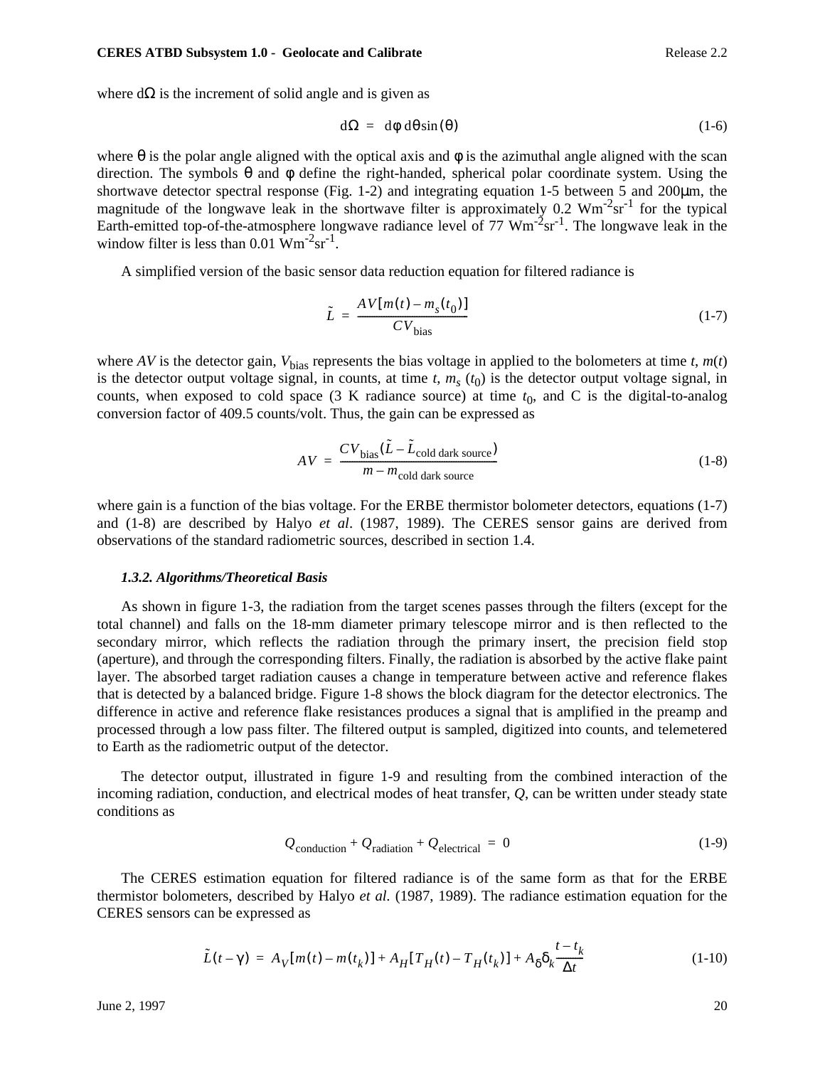where $d\Omega$ is the increment of solid angle and is given as

$$d\Omega = d\phi\, d\theta \sin(\theta) \tag{1-6}$$

where $\theta$ is the polar angle aligned with the optical axis and $\phi$ is the azimuthal angle aligned with the scan direction. The symbols $\theta$ and $\phi$ define the right-handed, spherical polar coordinate system. Using the shortwave detector spectral response (Fig. 1-2) and integrating equation 1-5 between 5 and 200μm, the magnitude of the longwave leak in the shortwave filter is approximately 0.2 $Wm^{-2}sr^{-1}$ for the typical Earth-emitted top-of-the-atmosphere longwave radiance level of 77 $Wm^{-2}sr^{-1}$. The longwave leak in the window filter is less than 0.01 $Wm^{-2}sr^{-1}$.

A simplified version of the basic sensor data reduction equation for filtered radiance is

$$\tilde{L} = \frac{AV[m(t) - m_s(t_0)]}{CV_{\text{bias}}} \tag{1-7}$$

where $AV$ is the detector gain, $V_{\text{bias}}$ represents the bias voltage in applied to the bolometers at time $t$, $m(t)$ is the detector output voltage signal, in counts, at time $t$, $m_s(t_0)$ is the detector output voltage signal, in counts, when exposed to cold space (3 K radiance source) at time $t_0$, and C is the digital-to-analog conversion factor of 409.5 counts/volt. Thus, the gain can be expressed as

$$AV = \frac{CV_{\text{bias}}(\tilde{L} - \tilde{L}_{\text{cold dark source}})}{m - m_{\text{cold dark source}}} \tag{1-8}$$

where gain is a function of the bias voltage. For the ERBE thermistor bolometer detectors, equations (1-7) and (1-8) are described by Halyo *et al*. (1987, 1989). The CERES sensor gains are derived from observations of the standard radiometric sources, described in section 1.4.

### 1.3.2. Algorithms/Theoretical Basis

As shown in figure 1-3, the radiation from the target scenes passes through the filters (except for the total channel) and falls on the 18-mm diameter primary telescope mirror and is then reflected to the secondary mirror, which reflects the radiation through the primary insert, the precision field stop (aperture), and through the corresponding filters. Finally, the radiation is absorbed by the active flake paint layer. The absorbed target radiation causes a change in temperature between active and reference flakes that is detected by a balanced bridge. Figure 1-8 shows the block diagram for the detector electronics. The difference in active and reference flake resistances produces a signal that is amplified in the preamp and processed through a low pass filter. The filtered output is sampled, digitized into counts, and telemetered to Earth as the radiometric output of the detector.

The detector output, illustrated in figure 1-9 and resulting from the combined interaction of the incoming radiation, conduction, and electrical modes of heat transfer, $Q$, can be written under steady state conditions as

$$Q_{\text{conduction}} + Q_{\text{radiation}} + Q_{\text{electrical}} = 0 \tag{1-9}$$

The CERES estimation equation for filtered radiance is of the same form as that for the ERBE thermistor bolometers, described by Halyo *et al.* (1987, 1989). The radiance estimation equation for the CERES sensors can be expressed as

$$\tilde{L}(t - \gamma) = A_V[m(t) - m(t_k)] + A_H[T_H(t) - T_H(t_k)] + A_\delta \delta_k \frac{t - t_k}{\Delta t} \tag{1-10}$$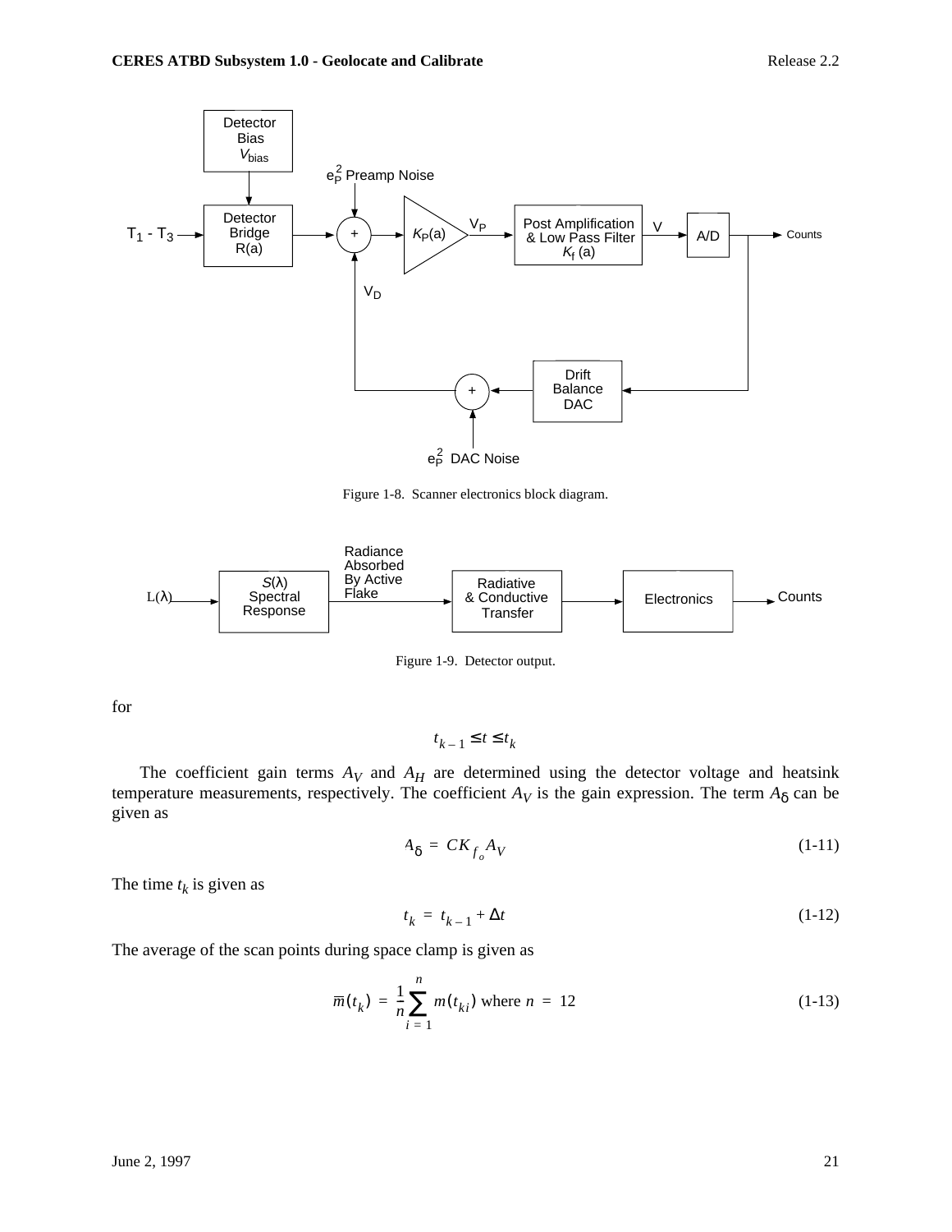Figure 1-8. Scanner electronics block diagram.

Figure 1-9. Detector output.

for

$$t_{k-1} \le t \le t_k$$

The coefficient gain terms $A_V$ and $A_H$ are determined using the detector voltage and heatsink temperature measurements, respectively. The coefficient $A_V$ is the gain expression. The term $A_\delta$ can be given as

$$A_\delta = CK_{f_o}A_V \tag{1-11}$$

The time $t_k$ is given as

$$t_k = t_{k-1} + \Delta t \tag{1-12}$$

The average of the scan points during space clamp is given as

$$\bar{m}(t_k) = \frac{1}{n}\sum_{i=1}^{n} m(t_{ki}) \text{ where } n = 12 \tag{1-13}$$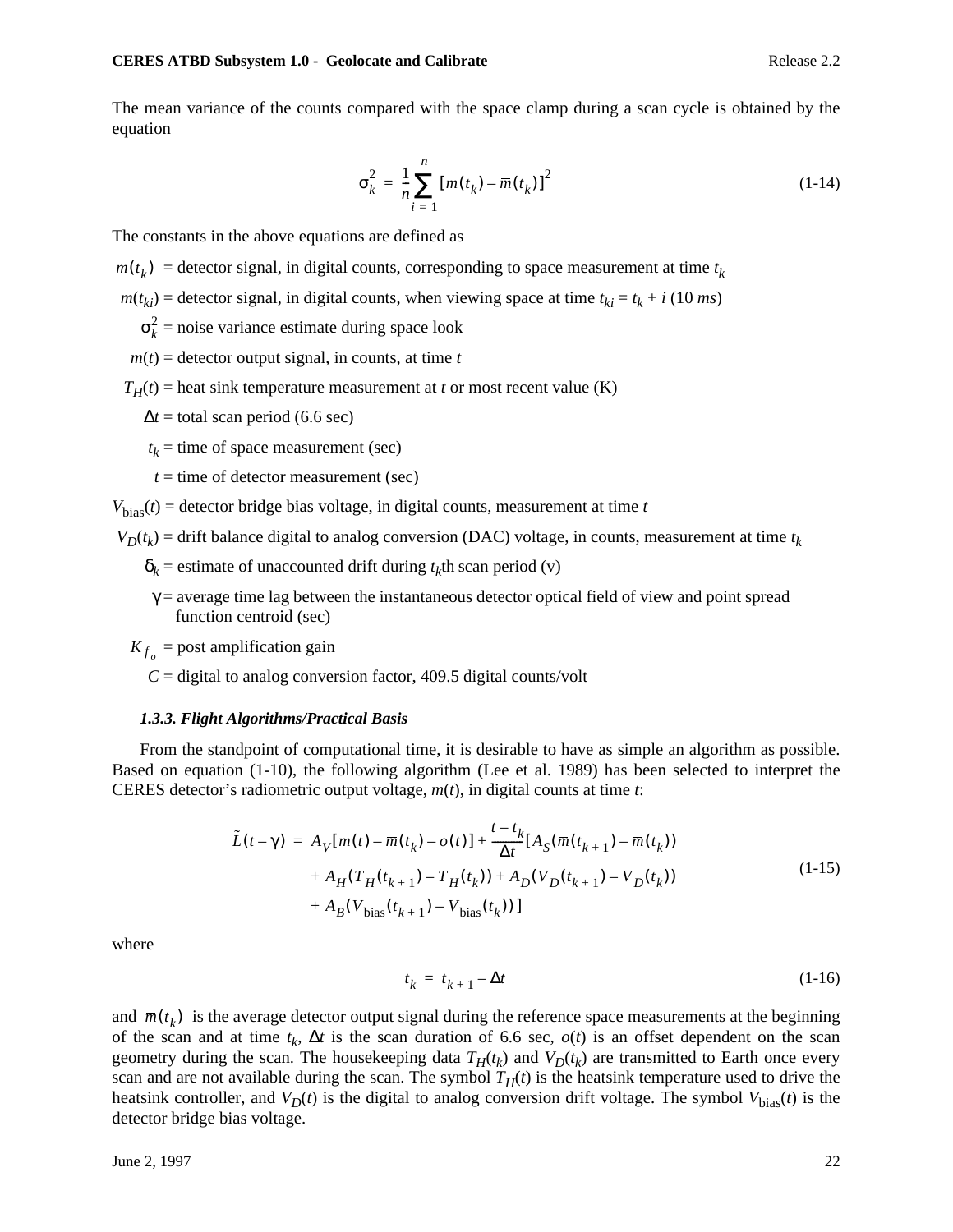The mean variance of the counts compared with the space clamp during a scan cycle is obtained by the equation

$$\sigma_k^2 = \frac{1}{n}\sum_{i=1}^{n} [m(t_k) - \bar{m}(t_k)]^2 \tag{1-14}$$

The constants in the above equations are defined as

$\bar{m}(t_k)$ = detector signal, in digital counts, corresponding to space measurement at time $t_k$

$m(t_{ki})$ = detector signal, in digital counts, when viewing space at time $t_{ki} = t_k + i$ (10 *ms*)

$\sigma_k^2$ = noise variance estimate during space look

$m(t)$ = detector output signal, in counts, at time $t$

$T_H(t)$ = heat sink temperature measurement at $t$ or most recent value (K)

$\Delta t$ = total scan period (6.6 sec)

$t_k$ = time of space measurement (sec)

$t$ = time of detector measurement (sec)

$V_{\text{bias}}(t)$ = detector bridge bias voltage, in digital counts, measurement at time $t$

$V_D(t_k)$ = drift balance digital to analog conversion (DAC) voltage, in counts, measurement at time $t_k$

$\delta_k$ = estimate of unaccounted drift during $t_k$th scan period (v)

$\gamma$ = average time lag between the instantaneous detector optical field of view and point spread function centroid (sec)

$K_{f_o}$ = post amplification gain

$C$ = digital to analog conversion factor, 409.5 digital counts/volt

### *1.3.3. Flight Algorithms/Practical Basis*

From the standpoint of computational time, it is desirable to have as simple an algorithm as possible. Based on equation (1-10), the following algorithm (Lee et al. 1989) has been selected to interpret the CERES detector's radiometric output voltage, $m(t)$, in digital counts at time $t$:

$$\begin{aligned}\tilde{L}(t-\gamma) = {} & A_V[m(t) - \bar{m}(t_k) - o(t)] + \frac{t - t_k}{\Delta t}[A_S(\bar{m}(t_{k+1}) - \bar{m}(t_k)) \\ & + A_H(T_H(t_{k+1}) - T_H(t_k)) + A_D(V_D(t_{k+1}) - V_D(t_k)) \\ & + A_B(V_{\text{bias}}(t_{k+1}) - V_{\text{bias}}(t_k))]\end{aligned} \tag{1-15}$$

where

$$t_k = t_{k+1} - \Delta t \tag{1-16}$$

and $\bar{m}(t_k)$ is the average detector output signal during the reference space measurements at the beginning of the scan and at time $t_k$, $\Delta t$ is the scan duration of 6.6 sec, $o(t)$ is an offset dependent on the scan geometry during the scan. The housekeeping data $T_H(t_k)$ and $V_D(t_k)$ are transmitted to Earth once every scan and are not available during the scan. The symbol $T_H(t)$ is the heatsink temperature used to drive the heatsink controller, and $V_D(t)$ is the digital to analog conversion drift voltage. The symbol $V_{\text{bias}}(t)$ is the detector bridge bias voltage.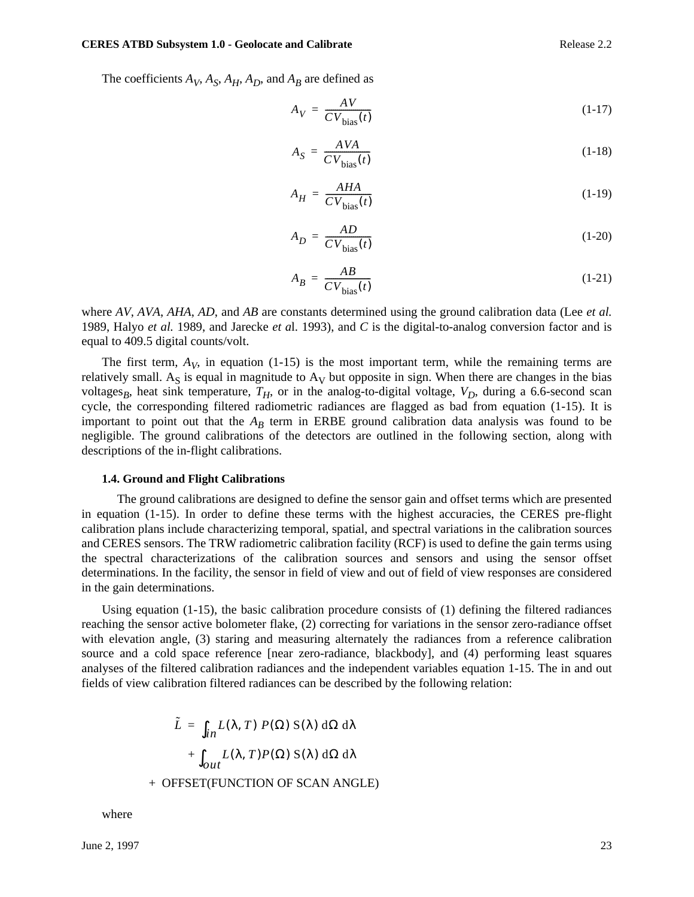The coefficients $A_V$, $A_S$, $A_H$, $A_D$, and $A_B$ are defined as

$$A_V = \frac{AV}{CV_{\text{bias}}(t)} \tag{1-17}$$

$$A_S = \frac{AVA}{CV_{\text{bias}}(t)} \tag{1-18}$$

$$A_H = \frac{AHA}{CV_{\text{bias}}(t)} \tag{1-19}$$

$$A_D = \frac{AD}{CV_{\text{bias}}(t)} \tag{1-20}$$

$$A_B = \frac{AB}{CV_{\text{bias}}(t)} \tag{1-21}$$

where *AV*, *AVA*, *AHA*, *AD*, and *AB* are constants determined using the ground calibration data (Lee *et al.* 1989, Halyo *et al.* 1989, and Jarecke *et a*l. 1993), and *C* is the digital-to-analog conversion factor and is equal to 409.5 digital counts/volt.

The first term, $A_V$, in equation (1-15) is the most important term, while the remaining terms are relatively small. $A_S$ is equal in magnitude to $A_V$ but opposite in sign. When there are changes in the bias voltages$_B$, heat sink temperature, $T_H$, or in the analog-to-digital voltage, $V_D$, during a 6.6-second scan cycle, the corresponding filtered radiometric radiances are flagged as bad from equation (1-15). It is important to point out that the $A_B$ term in ERBE ground calibration data analysis was found to be negligible. The ground calibrations of the detectors are outlined in the following section, along with descriptions of the in-flight calibrations.

### 1.4. Ground and Flight Calibrations

The ground calibrations are designed to define the sensor gain and offset terms which are presented in equation (1-15). In order to define these terms with the highest accuracies, the CERES pre-flight calibration plans include characterizing temporal, spatial, and spectral variations in the calibration sources and CERES sensors. The TRW radiometric calibration facility (RCF) is used to define the gain terms using the spectral characterizations of the calibration sources and sensors and using the sensor offset determinations. In the facility, the sensor in field of view and out of field of view responses are considered in the gain determinations.

Using equation (1-15), the basic calibration procedure consists of (1) defining the filtered radiances reaching the sensor active bolometer flake, (2) correcting for variations in the sensor zero-radiance offset with elevation angle, (3) staring and measuring alternately the radiances from a reference calibration source and a cold space reference [near zero-radiance, blackbody], and (4) performing least squares analyses of the filtered calibration radiances and the independent variables equation 1-15. The in and out fields of view calibration filtered radiances can be described by the following relation:

$$\begin{aligned}
\tilde{L} = & \int_{in} L(\lambda, T)\, P(\Omega)\, S(\lambda)\, d\Omega\, d\lambda \\
& + \int_{out} L(\lambda, T) P(\Omega)\, S(\lambda)\, d\Omega\, d\lambda \\
& + \text{OFFSET(FUNCTION OF SCAN ANGLE)}
\end{aligned}$$

where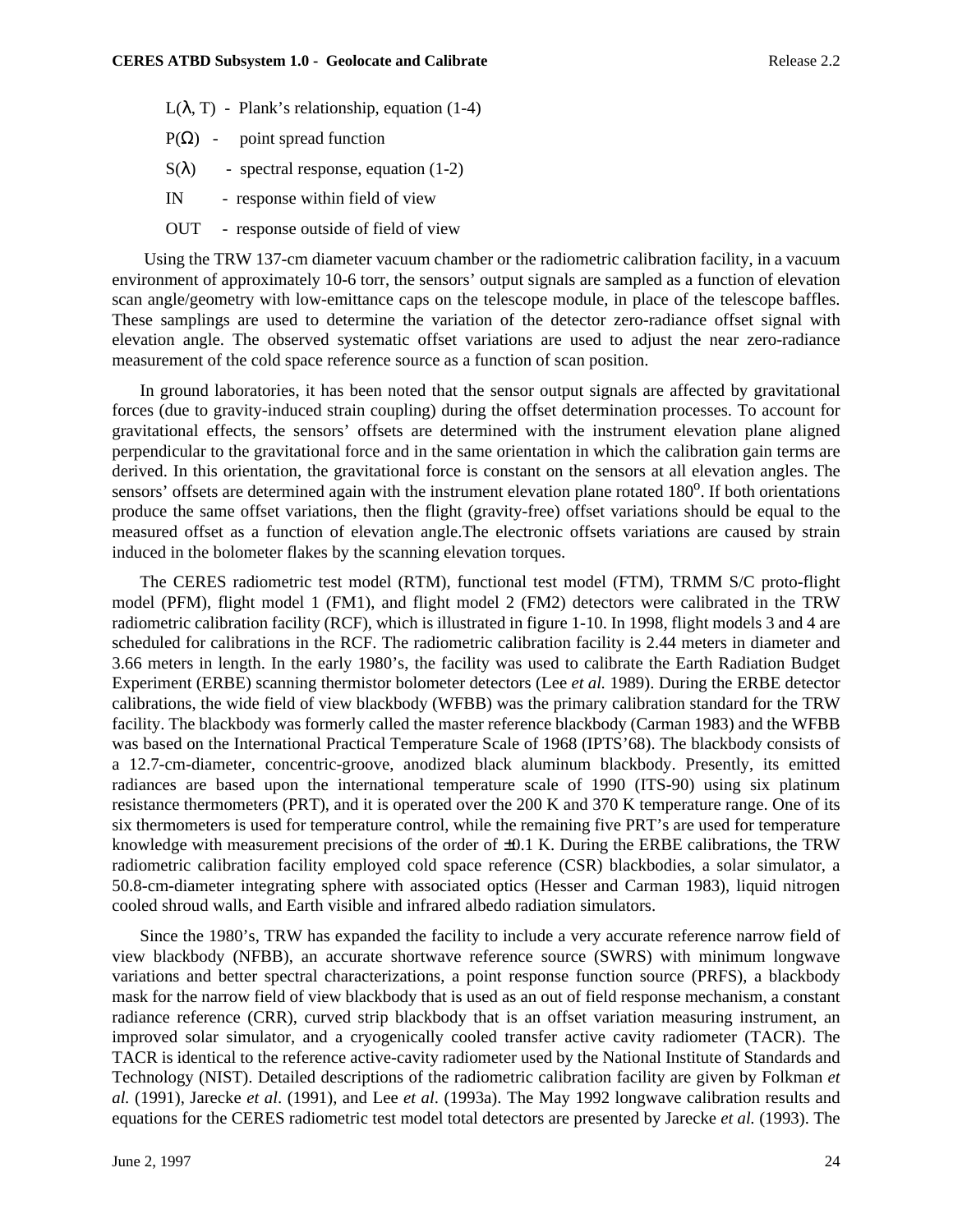$L(\lambda, T)$ - Plank's relationship, equation (1-4)

$P(\Omega)$ - point spread function

$S(\lambda)$ - spectral response, equation (1-2)

IN - response within field of view

OUT - response outside of field of view

Using the TRW 137-cm diameter vacuum chamber or the radiometric calibration facility, in a vacuum environment of approximately 10-6 torr, the sensors' output signals are sampled as a function of elevation scan angle/geometry with low-emittance caps on the telescope module, in place of the telescope baffles. These samplings are used to determine the variation of the detector zero-radiance offset signal with elevation angle. The observed systematic offset variations are used to adjust the near zero-radiance measurement of the cold space reference source as a function of scan position.

In ground laboratories, it has been noted that the sensor output signals are affected by gravitational forces (due to gravity-induced strain coupling) during the offset determination processes. To account for gravitational effects, the sensors' offsets are determined with the instrument elevation plane aligned perpendicular to the gravitational force and in the same orientation in which the calibration gain terms are derived. In this orientation, the gravitational force is constant on the sensors at all elevation angles. The sensors' offsets are determined again with the instrument elevation plane rotated $180^{o}$. If both orientations produce the same offset variations, then the flight (gravity-free) offset variations should be equal to the measured offset as a function of elevation angle.The electronic offsets variations are caused by strain induced in the bolometer flakes by the scanning elevation torques.

The CERES radiometric test model (RTM), functional test model (FTM), TRMM S/C proto-flight model (PFM), flight model 1 (FM1), and flight model 2 (FM2) detectors were calibrated in the TRW radiometric calibration facility (RCF), which is illustrated in figure 1-10. In 1998, flight models 3 and 4 are scheduled for calibrations in the RCF. The radiometric calibration facility is 2.44 meters in diameter and 3.66 meters in length. In the early 1980's, the facility was used to calibrate the Earth Radiation Budget Experiment (ERBE) scanning thermistor bolometer detectors (Lee *et al.* 1989). During the ERBE detector calibrations, the wide field of view blackbody (WFBB) was the primary calibration standard for the TRW facility. The blackbody was formerly called the master reference blackbody (Carman 1983) and the WFBB was based on the International Practical Temperature Scale of 1968 (IPTS'68). The blackbody consists of a 12.7-cm-diameter, concentric-groove, anodized black aluminum blackbody. Presently, its emitted radiances are based upon the international temperature scale of 1990 (ITS-90) using six platinum resistance thermometers (PRT), and it is operated over the 200 K and 370 K temperature range. One of its six thermometers is used for temperature control, while the remaining five PRT's are used for temperature knowledge with measurement precisions of the order of ±0.1 K. During the ERBE calibrations, the TRW radiometric calibration facility employed cold space reference (CSR) blackbodies, a solar simulator, a 50.8-cm-diameter integrating sphere with associated optics (Hesser and Carman 1983), liquid nitrogen cooled shroud walls, and Earth visible and infrared albedo radiation simulators.

Since the 1980's, TRW has expanded the facility to include a very accurate reference narrow field of view blackbody (NFBB), an accurate shortwave reference source (SWRS) with minimum longwave variations and better spectral characterizations, a point response function source (PRFS), a blackbody mask for the narrow field of view blackbody that is used as an out of field response mechanism, a constant radiance reference (CRR), curved strip blackbody that is an offset variation measuring instrument, an improved solar simulator, and a cryogenically cooled transfer active cavity radiometer (TACR). The TACR is identical to the reference active-cavity radiometer used by the National Institute of Standards and Technology (NIST). Detailed descriptions of the radiometric calibration facility are given by Folkman *et al.* (1991), Jarecke *et al*. (1991), and Lee *et al*. (1993a). The May 1992 longwave calibration results and equations for the CERES radiometric test model total detectors are presented by Jarecke *et al.* (1993). The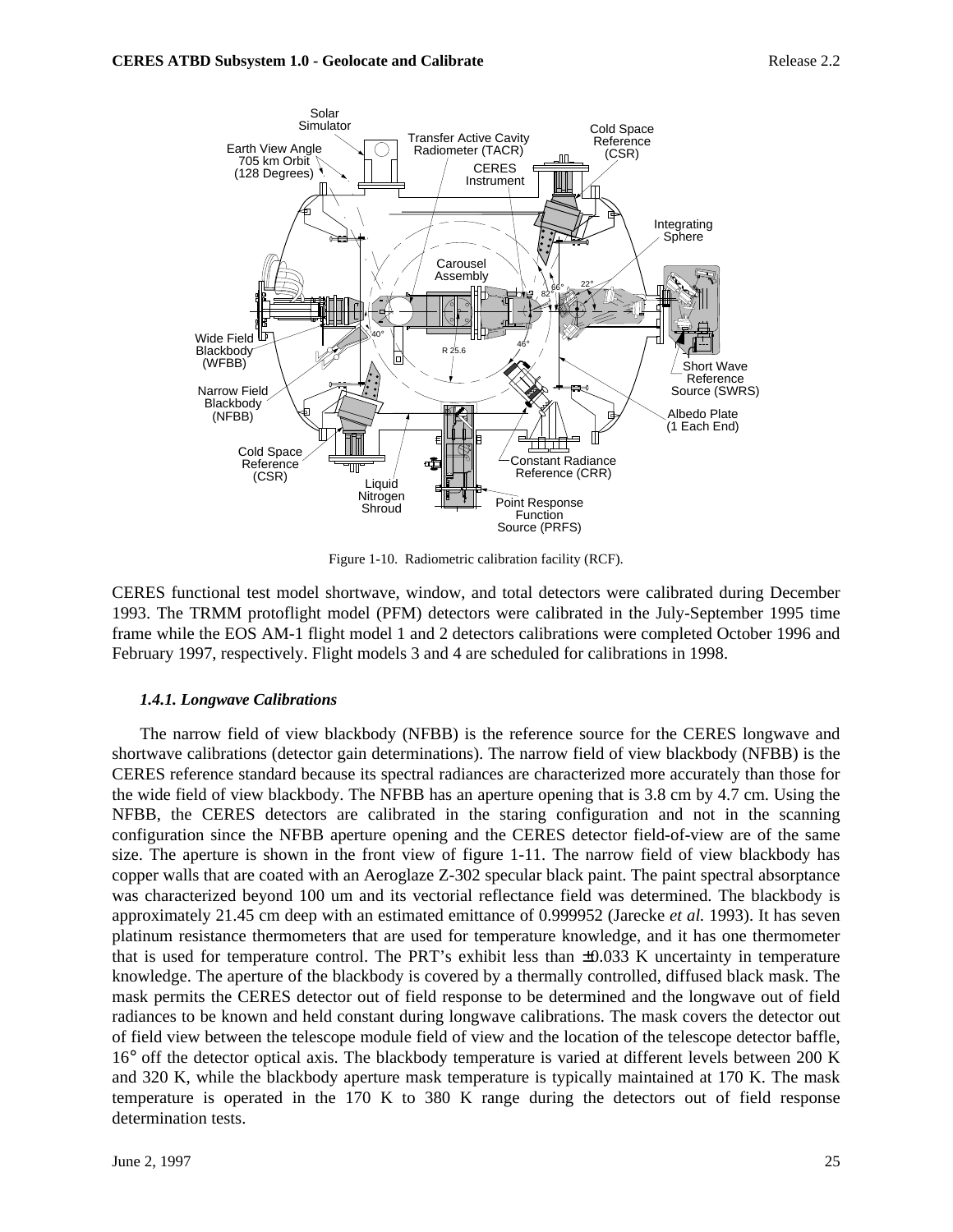Figure 1-10. Radiometric calibration facility (RCF).

CERES functional test model shortwave, window, and total detectors were calibrated during December 1993. The TRMM protoflight model (PFM) detectors were calibrated in the July-September 1995 time frame while the EOS AM-1 flight model 1 and 2 detectors calibrations were completed October 1996 and February 1997, respectively. Flight models 3 and 4 are scheduled for calibrations in 1998.

### *1.4.1. Longwave Calibrations*

The narrow field of view blackbody (NFBB) is the reference source for the CERES longwave and shortwave calibrations (detector gain determinations). The narrow field of view blackbody (NFBB) is the CERES reference standard because its spectral radiances are characterized more accurately than those for the wide field of view blackbody. The NFBB has an aperture opening that is 3.8 cm by 4.7 cm. Using the NFBB, the CERES detectors are calibrated in the staring configuration and not in the scanning configuration since the NFBB aperture opening and the CERES detector field-of-view are of the same size. The aperture is shown in the front view of figure 1-11. The narrow field of view blackbody has copper walls that are coated with an Aeroglaze Z-302 specular black paint. The paint spectral absorptance was characterized beyond 100 um and its vectorial reflectance field was determined. The blackbody is approximately 21.45 cm deep with an estimated emittance of 0.999952 (Jarecke *et al.* 1993). It has seven platinum resistance thermometers that are used for temperature knowledge, and it has one thermometer that is used for temperature control. The PRT's exhibit less than ±0.033 K uncertainty in temperature knowledge. The aperture of the blackbody is covered by a thermally controlled, diffused black mask. The mask permits the CERES detector out of field response to be determined and the longwave out of field radiances to be known and held constant during longwave calibrations. The mask covers the detector out of field view between the telescope module field of view and the location of the telescope detector baffle, 16° off the detector optical axis. The blackbody temperature is varied at different levels between 200 K and 320 K, while the blackbody aperture mask temperature is typically maintained at 170 K. The mask temperature is operated in the 170 K to 380 K range during the detectors out of field response determination tests.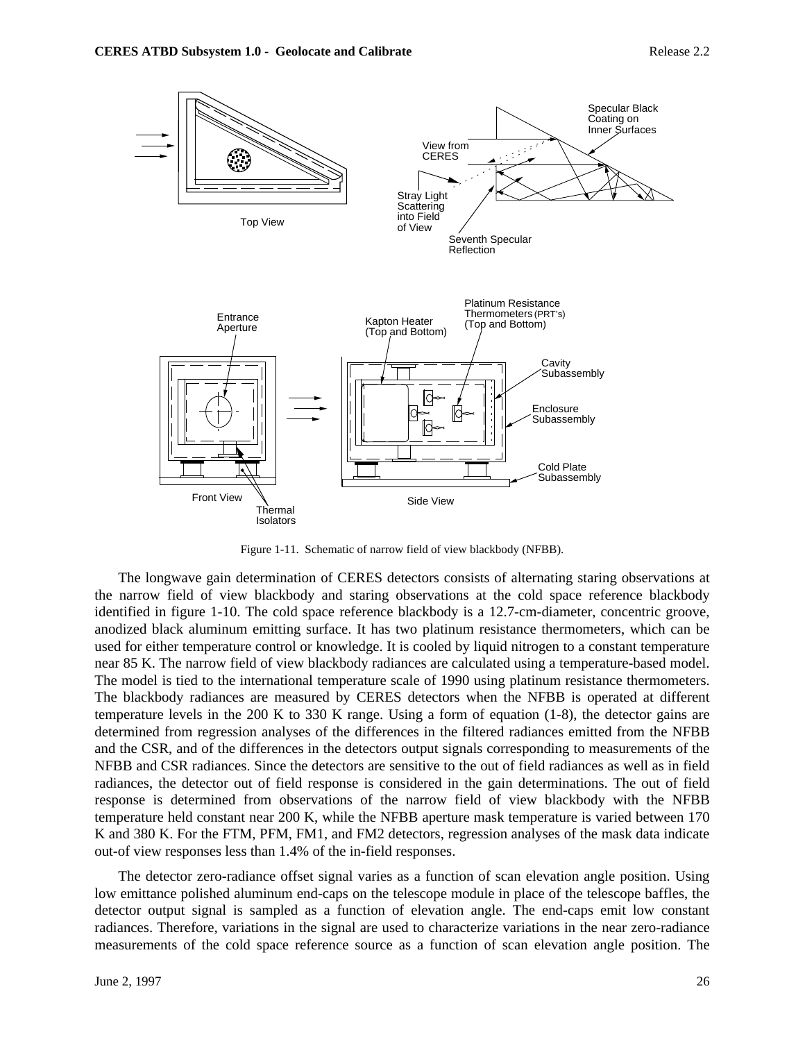Figure 1-11. Schematic of narrow field of view blackbody (NFBB).

The longwave gain determination of CERES detectors consists of alternating staring observations at the narrow field of view blackbody and staring observations at the cold space reference blackbody identified in figure 1-10. The cold space reference blackbody is a 12.7-cm-diameter, concentric groove, anodized black aluminum emitting surface. It has two platinum resistance thermometers, which can be used for either temperature control or knowledge. It is cooled by liquid nitrogen to a constant temperature near 85 K. The narrow field of view blackbody radiances are calculated using a temperature-based model. The model is tied to the international temperature scale of 1990 using platinum resistance thermometers. The blackbody radiances are measured by CERES detectors when the NFBB is operated at different temperature levels in the 200 K to 330 K range. Using a form of equation (1-8), the detector gains are determined from regression analyses of the differences in the filtered radiances emitted from the NFBB and the CSR, and of the differences in the detectors output signals corresponding to measurements of the NFBB and CSR radiances. Since the detectors are sensitive to the out of field radiances as well as in field radiances, the detector out of field response is considered in the gain determinations. The out of field response is determined from observations of the narrow field of view blackbody with the NFBB temperature held constant near 200 K, while the NFBB aperture mask temperature is varied between 170 K and 380 K. For the FTM, PFM, FM1, and FM2 detectors, regression analyses of the mask data indicate out-of view responses less than 1.4% of the in-field responses.

The detector zero-radiance offset signal varies as a function of scan elevation angle position. Using low emittance polished aluminum end-caps on the telescope module in place of the telescope baffles, the detector output signal is sampled as a function of elevation angle. The end-caps emit low constant radiances. Therefore, variations in the signal are used to characterize variations in the near zero-radiance measurements of the cold space reference source as a function of scan elevation angle position. The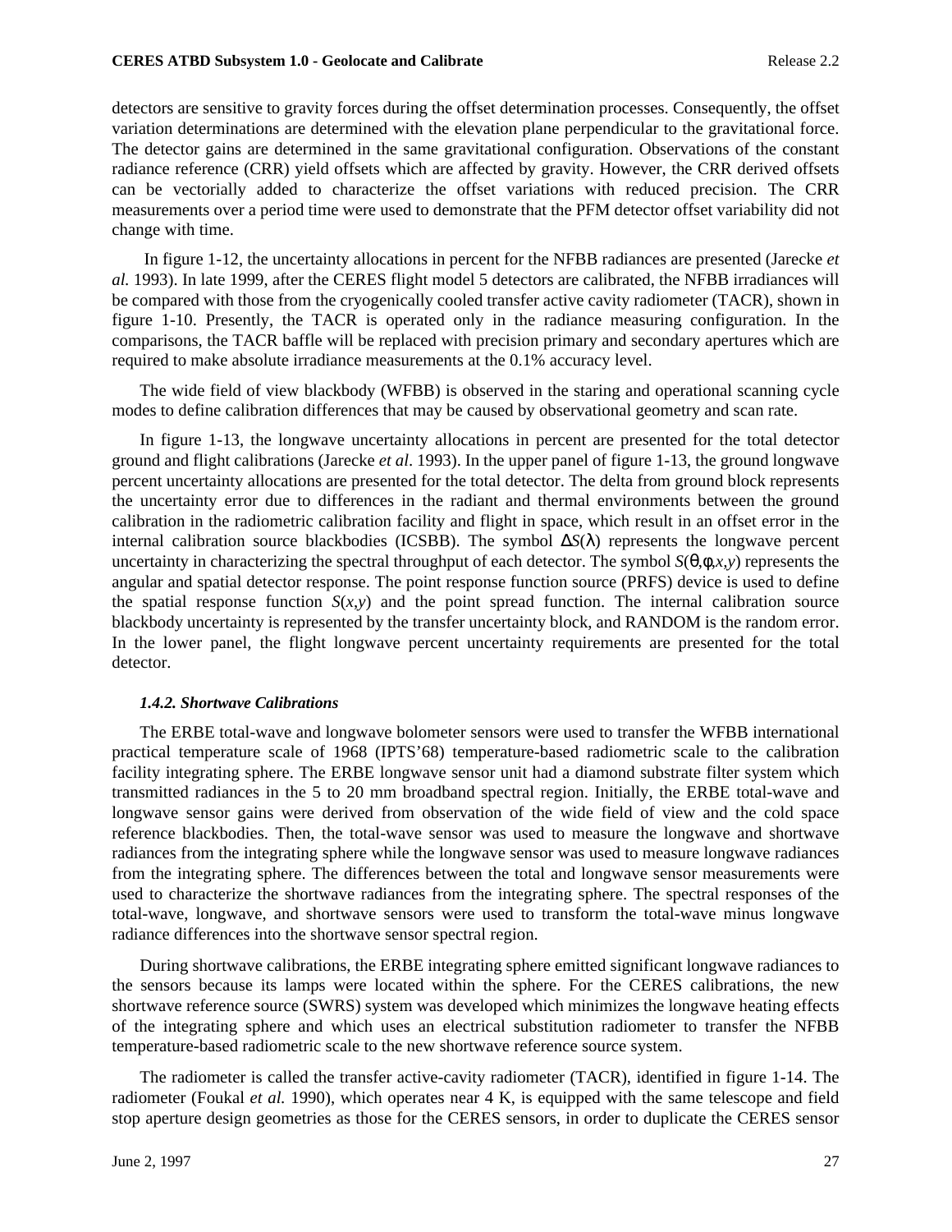detectors are sensitive to gravity forces during the offset determination processes. Consequently, the offset variation determinations are determined with the elevation plane perpendicular to the gravitational force. The detector gains are determined in the same gravitational configuration. Observations of the constant radiance reference (CRR) yield offsets which are affected by gravity. However, the CRR derived offsets can be vectorially added to characterize the offset variations with reduced precision. The CRR measurements over a period time were used to demonstrate that the PFM detector offset variability did not change with time.

In figure 1-12, the uncertainty allocations in percent for the NFBB radiances are presented (Jarecke *et al.* 1993). In late 1999, after the CERES flight model 5 detectors are calibrated, the NFBB irradiances will be compared with those from the cryogenically cooled transfer active cavity radiometer (TACR), shown in figure 1-10. Presently, the TACR is operated only in the radiance measuring configuration. In the comparisons, the TACR baffle will be replaced with precision primary and secondary apertures which are required to make absolute irradiance measurements at the 0.1% accuracy level.

The wide field of view blackbody (WFBB) is observed in the staring and operational scanning cycle modes to define calibration differences that may be caused by observational geometry and scan rate.

In figure 1-13, the longwave uncertainty allocations in percent are presented for the total detector ground and flight calibrations (Jarecke *et al*. 1993). In the upper panel of figure 1-13, the ground longwave percent uncertainty allocations are presented for the total detector. The delta from ground block represents the uncertainty error due to differences in the radiant and thermal environments between the ground calibration in the radiometric calibration facility and flight in space, which result in an offset error in the internal calibration source blackbodies (ICSBB). The symbol $\Delta S(\lambda)$ represents the longwave percent uncertainty in characterizing the spectral throughput of each detector. The symbol $S(\theta,\phi,x,y)$ represents the angular and spatial detector response. The point response function source (PRFS) device is used to define the spatial response function $S(x,y)$ and the point spread function. The internal calibration source blackbody uncertainty is represented by the transfer uncertainty block, and RANDOM is the random error. In the lower panel, the flight longwave percent uncertainty requirements are presented for the total detector.

### *1.4.2. Shortwave Calibrations*

The ERBE total-wave and longwave bolometer sensors were used to transfer the WFBB international practical temperature scale of 1968 (IPTS'68) temperature-based radiometric scale to the calibration facility integrating sphere. The ERBE longwave sensor unit had a diamond substrate filter system which transmitted radiances in the 5 to 20 mm broadband spectral region. Initially, the ERBE total-wave and longwave sensor gains were derived from observation of the wide field of view and the cold space reference blackbodies. Then, the total-wave sensor was used to measure the longwave and shortwave radiances from the integrating sphere while the longwave sensor was used to measure longwave radiances from the integrating sphere. The differences between the total and longwave sensor measurements were used to characterize the shortwave radiances from the integrating sphere. The spectral responses of the total-wave, longwave, and shortwave sensors were used to transform the total-wave minus longwave radiance differences into the shortwave sensor spectral region.

During shortwave calibrations, the ERBE integrating sphere emitted significant longwave radiances to the sensors because its lamps were located within the sphere. For the CERES calibrations, the new shortwave reference source (SWRS) system was developed which minimizes the longwave heating effects of the integrating sphere and which uses an electrical substitution radiometer to transfer the NFBB temperature-based radiometric scale to the new shortwave reference source system.

The radiometer is called the transfer active-cavity radiometer (TACR), identified in figure 1-14. The radiometer (Foukal *et al.* 1990), which operates near 4 K, is equipped with the same telescope and field stop aperture design geometries as those for the CERES sensors, in order to duplicate the CERES sensor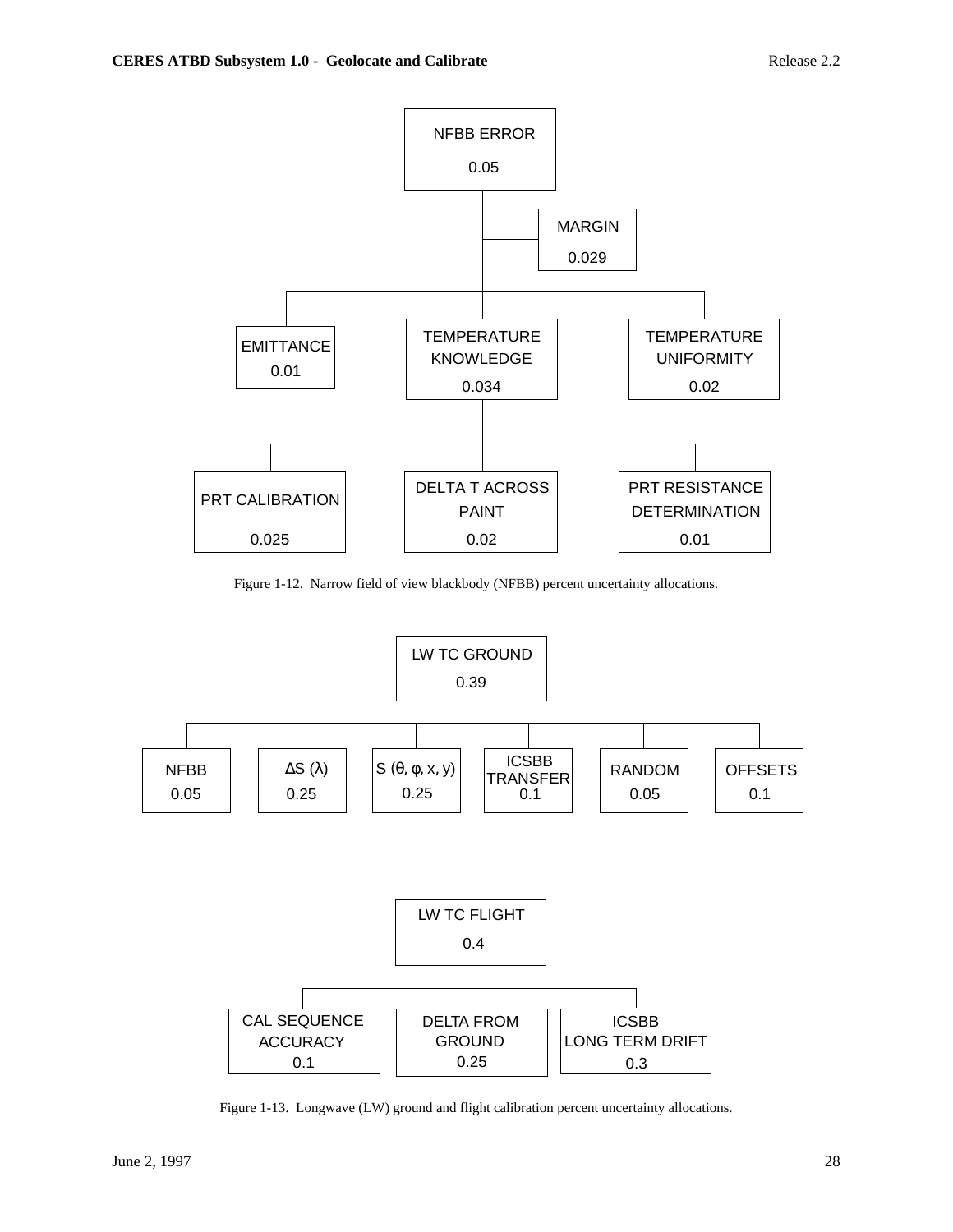NFBB ERROR
0.05

MARGIN
0.029

EMITTANCE
0.01

TEMPERATURE KNOWLEDGE
0.034

TEMPERATURE UNIFORMITY
0.02

PRT CALIBRATION
0.025

DELTA T ACROSS PAINT
0.02

PRT RESISTANCE DETERMINATION
0.01

Figure 1-12. Narrow field of view blackbody (NFBB) percent uncertainty allocations.

LW TC GROUND
0.39

NFBB
0.05

$\Delta S$ ($\lambda$)
0.25

S ($\theta$, $\varphi$, x, y)
0.25

ICSBB TRANSFER
0.1

RANDOM
0.05

OFFSETS
0.1

LW TC FLIGHT
0.4

CAL SEQUENCE ACCURACY
0.1

DELTA FROM GROUND
0.25

ICSBB LONG TERM DRIFT
0.3

Figure 1-13. Longwave (LW) ground and flight calibration percent uncertainty allocations.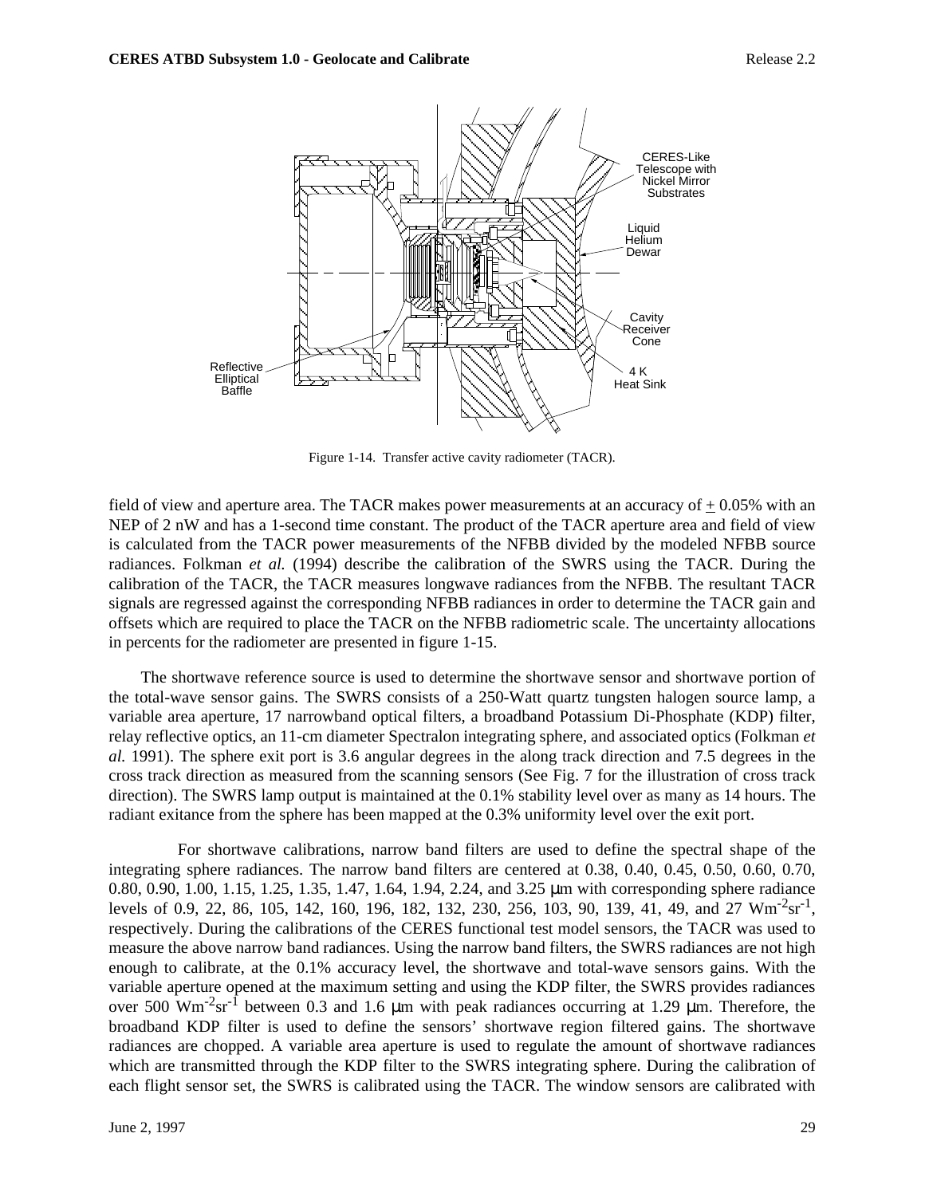Figure 1-14. Transfer active cavity radiometer (TACR).

field of view and aperture area. The TACR makes power measurements at an accuracy of ± 0.05% with an NEP of 2 nW and has a 1-second time constant. The product of the TACR aperture area and field of view is calculated from the TACR power measurements of the NFBB divided by the modeled NFBB source radiances. Folkman *et al.* (1994) describe the calibration of the SWRS using the TACR. During the calibration of the TACR, the TACR measures longwave radiances from the NFBB. The resultant TACR signals are regressed against the corresponding NFBB radiances in order to determine the TACR gain and offsets which are required to place the TACR on the NFBB radiometric scale. The uncertainty allocations in percents for the radiometer are presented in figure 1-15.

The shortwave reference source is used to determine the shortwave sensor and shortwave portion of the total-wave sensor gains. The SWRS consists of a 250-Watt quartz tungsten halogen source lamp, a variable area aperture, 17 narrowband optical filters, a broadband Potassium Di-Phosphate (KDP) filter, relay reflective optics, an 11-cm diameter Spectralon integrating sphere, and associated optics (Folkman *et al.* 1991). The sphere exit port is 3.6 angular degrees in the along track direction and 7.5 degrees in the cross track direction as measured from the scanning sensors (See Fig. 7 for the illustration of cross track direction). The SWRS lamp output is maintained at the 0.1% stability level over as many as 14 hours. The radiant exitance from the sphere has been mapped at the 0.3% uniformity level over the exit port.

For shortwave calibrations, narrow band filters are used to define the spectral shape of the integrating sphere radiances. The narrow band filters are centered at 0.38, 0.40, 0.45, 0.50, 0.60, 0.70, 0.80, 0.90, 1.00, 1.15, 1.25, 1.35, 1.47, 1.64, 1.94, 2.24, and 3.25 μm with corresponding sphere radiance levels of 0.9, 22, 86, 105, 142, 160, 196, 182, 132, 230, 256, 103, 90, 139, 41, 49, and 27 $Wm^{-2}sr^{-1}$, respectively. During the calibrations of the CERES functional test model sensors, the TACR was used to measure the above narrow band radiances. Using the narrow band filters, the SWRS radiances are not high enough to calibrate, at the 0.1% accuracy level, the shortwave and total-wave sensors gains. With the variable aperture opened at the maximum setting and using the KDP filter, the SWRS provides radiances over 500 $Wm^{-2}sr^{-1}$ between 0.3 and 1.6 μm with peak radiances occurring at 1.29 μm. Therefore, the broadband KDP filter is used to define the sensors' shortwave region filtered gains. The shortwave radiances are chopped. A variable area aperture is used to regulate the amount of shortwave radiances which are transmitted through the KDP filter to the SWRS integrating sphere. During the calibration of each flight sensor set, the SWRS is calibrated using the TACR. The window sensors are calibrated with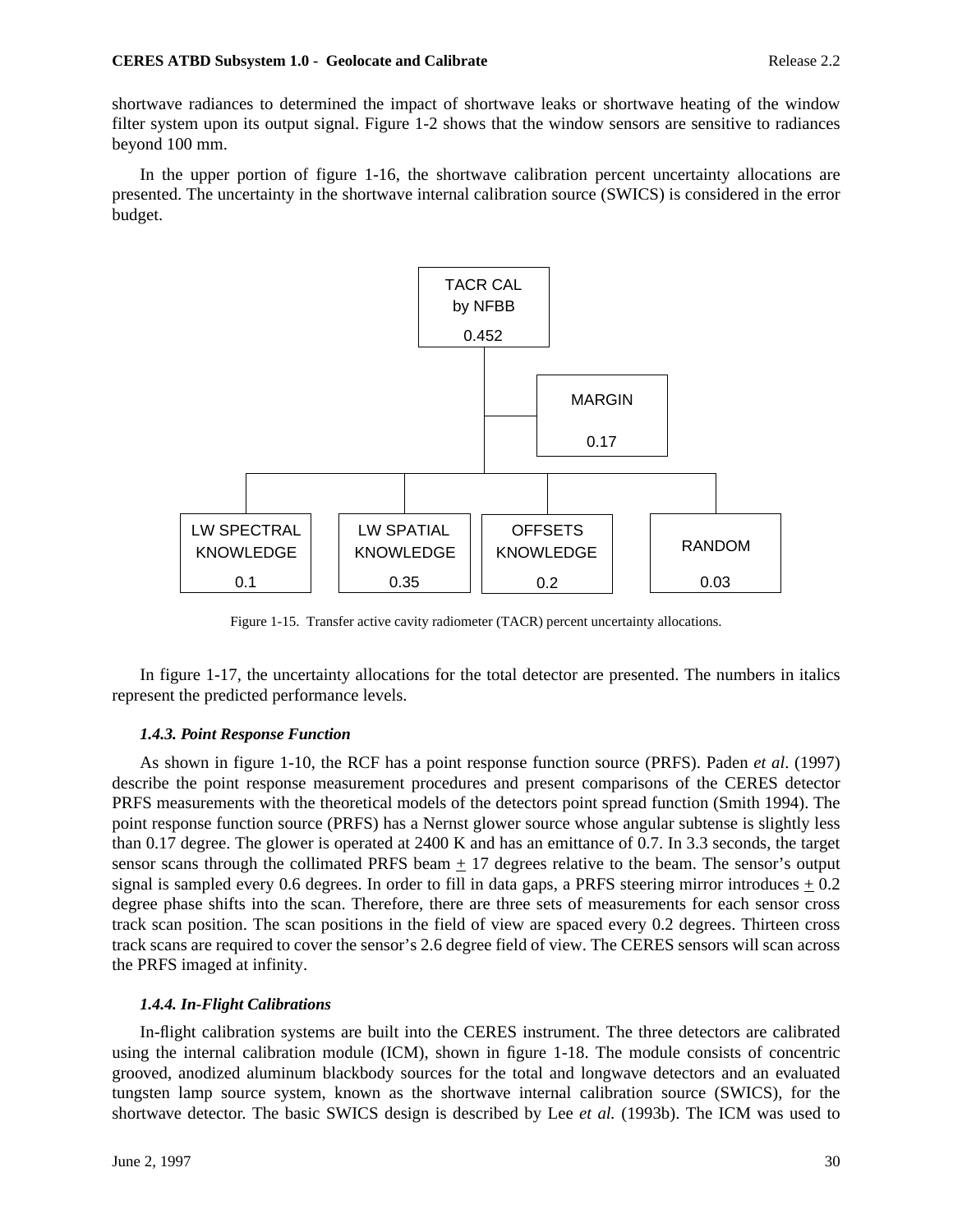shortwave radiances to determined the impact of shortwave leaks or shortwave heating of the window filter system upon its output signal. Figure 1-2 shows that the window sensors are sensitive to radiances beyond 100 mm.

In the upper portion of figure 1-16, the shortwave calibration percent uncertainty allocations are presented. The uncertainty in the shortwave internal calibration source (SWICS) is considered in the error budget.

TACR CAL by NFBB 0.452

MARGIN 0.17

LW SPECTRAL KNOWLEDGE 0.1

LW SPATIAL KNOWLEDGE 0.35

OFFSETS KNOWLEDGE 0.2

RANDOM 0.03

Figure 1-15. Transfer active cavity radiometer (TACR) percent uncertainty allocations.

In figure 1-17, the uncertainty allocations for the total detector are presented. The numbers in italics represent the predicted performance levels.

#### *1.4.3. Point Response Function*

As shown in figure 1-10, the RCF has a point response function source (PRFS). Paden *et al*. (1997) describe the point response measurement procedures and present comparisons of the CERES detector PRFS measurements with the theoretical models of the detectors point spread function (Smith 1994). The point response function source (PRFS) has a Nernst glower source whose angular subtense is slightly less than 0.17 degree. The glower is operated at 2400 K and has an emittance of 0.7. In 3.3 seconds, the target sensor scans through the collimated PRFS beam $\pm$ 17 degrees relative to the beam. The sensor's output signal is sampled every 0.6 degrees. In order to fill in data gaps, a PRFS steering mirror introduces $\pm$ 0.2 degree phase shifts into the scan. Therefore, there are three sets of measurements for each sensor cross track scan position. The scan positions in the field of view are spaced every 0.2 degrees. Thirteen cross track scans are required to cover the sensor's 2.6 degree field of view. The CERES sensors will scan across the PRFS imaged at infinity.

#### *1.4.4. In-Flight Calibrations*

In-flight calibration systems are built into the CERES instrument. The three detectors are calibrated using the internal calibration module (ICM), shown in figure 1-18. The module consists of concentric grooved, anodized aluminum blackbody sources for the total and longwave detectors and an evaluated tungsten lamp source system, known as the shortwave internal calibration source (SWICS), for the shortwave detector. The basic SWICS design is described by Lee *et al.* (1993b). The ICM was used to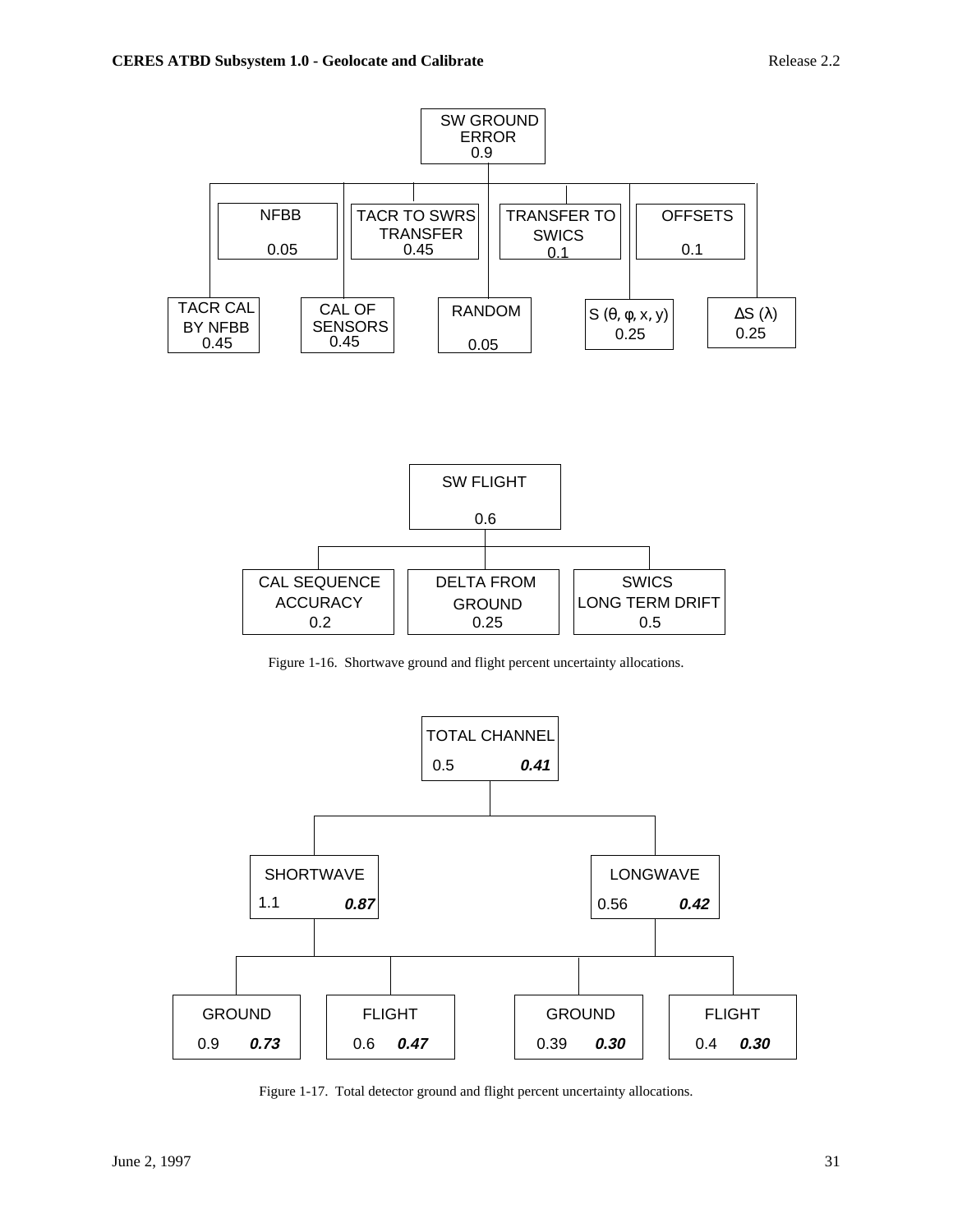SW GROUND ERROR 0.9

- NFBB 0.05
- TACR TO SWRS TRANSFER 0.45
- TRANSFER TO SWICS 0.1
- OFFSETS 0.1
- TACR CAL BY NFBB 0.45
- CAL OF SENSORS 0.45
- RANDOM 0.05
- S (θ, φ, x, y) 0.25
- ΔS (λ) 0.25

SW FLIGHT 0.6

- CAL SEQUENCE ACCURACY 0.2
- DELTA FROM GROUND 0.25
- SWICS LONG TERM DRIFT 0.5

Figure 1-16. Shortwave ground and flight percent uncertainty allocations.

TOTAL CHANNEL 0.5 ***0.41***

- SHORTWAVE 1.1 ***0.87***
  - GROUND 0.9 ***0.73***
  - FLIGHT 0.6 ***0.47***
- LONGWAVE 0.56 ***0.42***
  - GROUND 0.39 ***0.30***
  - FLIGHT 0.4 ***0.30***

Figure 1-17. Total detector ground and flight percent uncertainty allocations.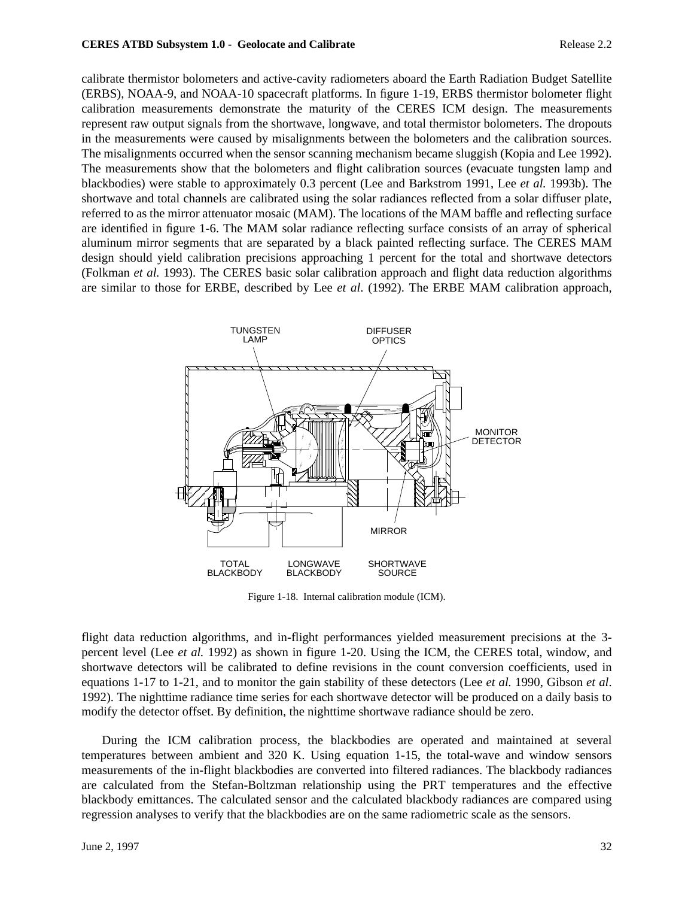calibrate thermistor bolometers and active-cavity radiometers aboard the Earth Radiation Budget Satellite (ERBS), NOAA-9, and NOAA-10 spacecraft platforms. In figure 1-19, ERBS thermistor bolometer flight calibration measurements demonstrate the maturity of the CERES ICM design. The measurements represent raw output signals from the shortwave, longwave, and total thermistor bolometers. The dropouts in the measurements were caused by misalignments between the bolometers and the calibration sources. The misalignments occurred when the sensor scanning mechanism became sluggish (Kopia and Lee 1992). The measurements show that the bolometers and flight calibration sources (evacuate tungsten lamp and blackbodies) were stable to approximately 0.3 percent (Lee and Barkstrom 1991, Lee *et al.* 1993b). The shortwave and total channels are calibrated using the solar radiances reflected from a solar diffuser plate, referred to as the mirror attenuator mosaic (MAM). The locations of the MAM baffle and reflecting surface are identified in figure 1-6. The MAM solar radiance reflecting surface consists of an array of spherical aluminum mirror segments that are separated by a black painted reflecting surface. The CERES MAM design should yield calibration precisions approaching 1 percent for the total and shortwave detectors (Folkman *et al.* 1993). The CERES basic solar calibration approach and flight data reduction algorithms are similar to those for ERBE, described by Lee *et al*. (1992). The ERBE MAM calibration approach,

TUNGSTEN LAMP
DIFFUSER OPTICS
MONITOR DETECTOR
MIRROR
TOTAL BLACKBODY
LONGWAVE BLACKBODY
SHORTWAVE SOURCE

Figure 1-18. Internal calibration module (ICM).

flight data reduction algorithms, and in-flight performances yielded measurement precisions at the 3-percent level (Lee *et al.* 1992) as shown in figure 1-20. Using the ICM, the CERES total, window, and shortwave detectors will be calibrated to define revisions in the count conversion coefficients, used in equations 1-17 to 1-21, and to monitor the gain stability of these detectors (Lee *et al.* 1990, Gibson *et al*. 1992). The nighttime radiance time series for each shortwave detector will be produced on a daily basis to modify the detector offset. By definition, the nighttime shortwave radiance should be zero.

During the ICM calibration process, the blackbodies are operated and maintained at several temperatures between ambient and 320 K. Using equation 1-15, the total-wave and window sensors measurements of the in-flight blackbodies are converted into filtered radiances. The blackbody radiances are calculated from the Stefan-Boltzman relationship using the PRT temperatures and the effective blackbody emittances. The calculated sensor and the calculated blackbody radiances are compared using regression analyses to verify that the blackbodies are on the same radiometric scale as the sensors.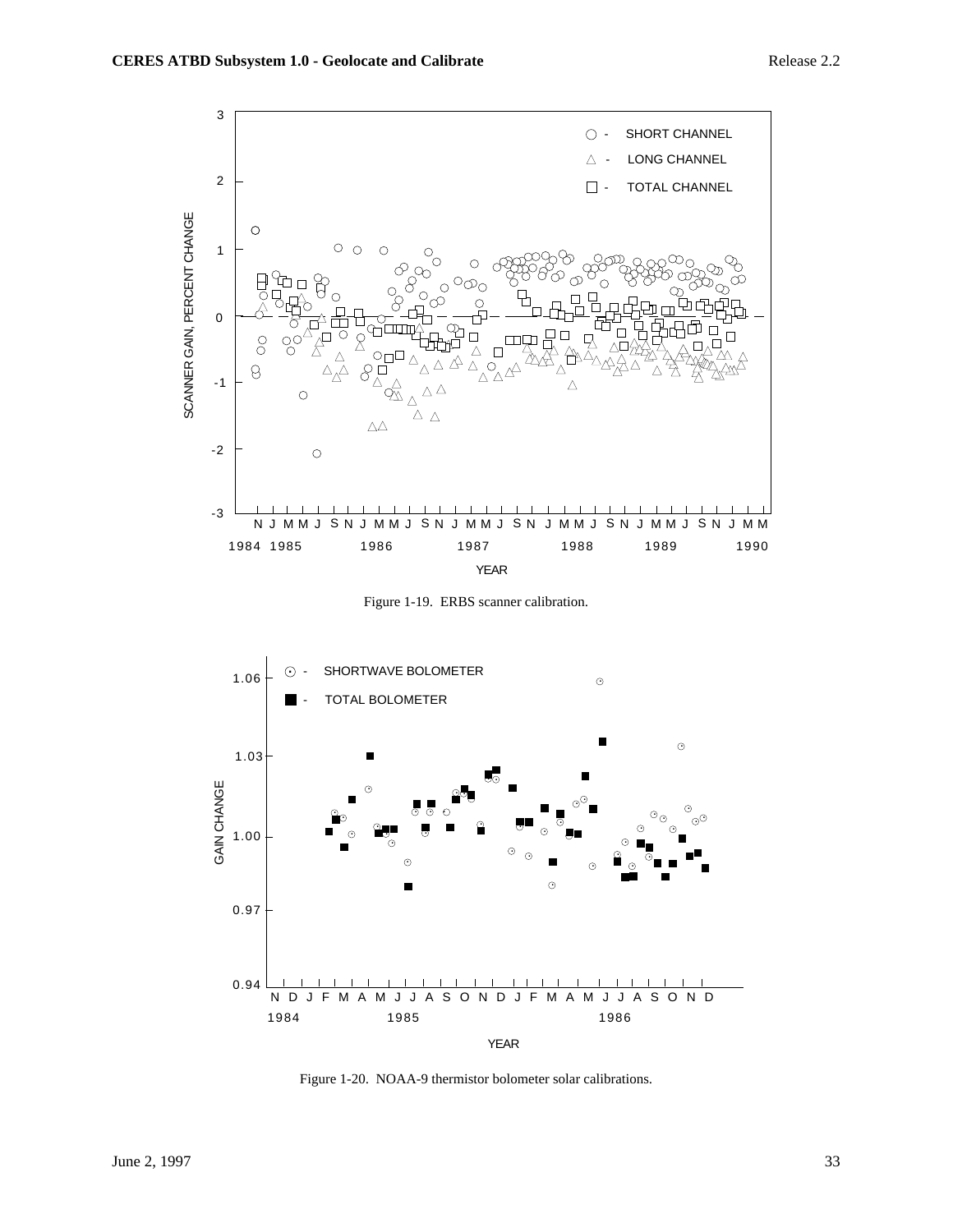Figure 1-19. ERBS scanner calibration.

Figure 1-20. NOAA-9 thermistor bolometer solar calibrations.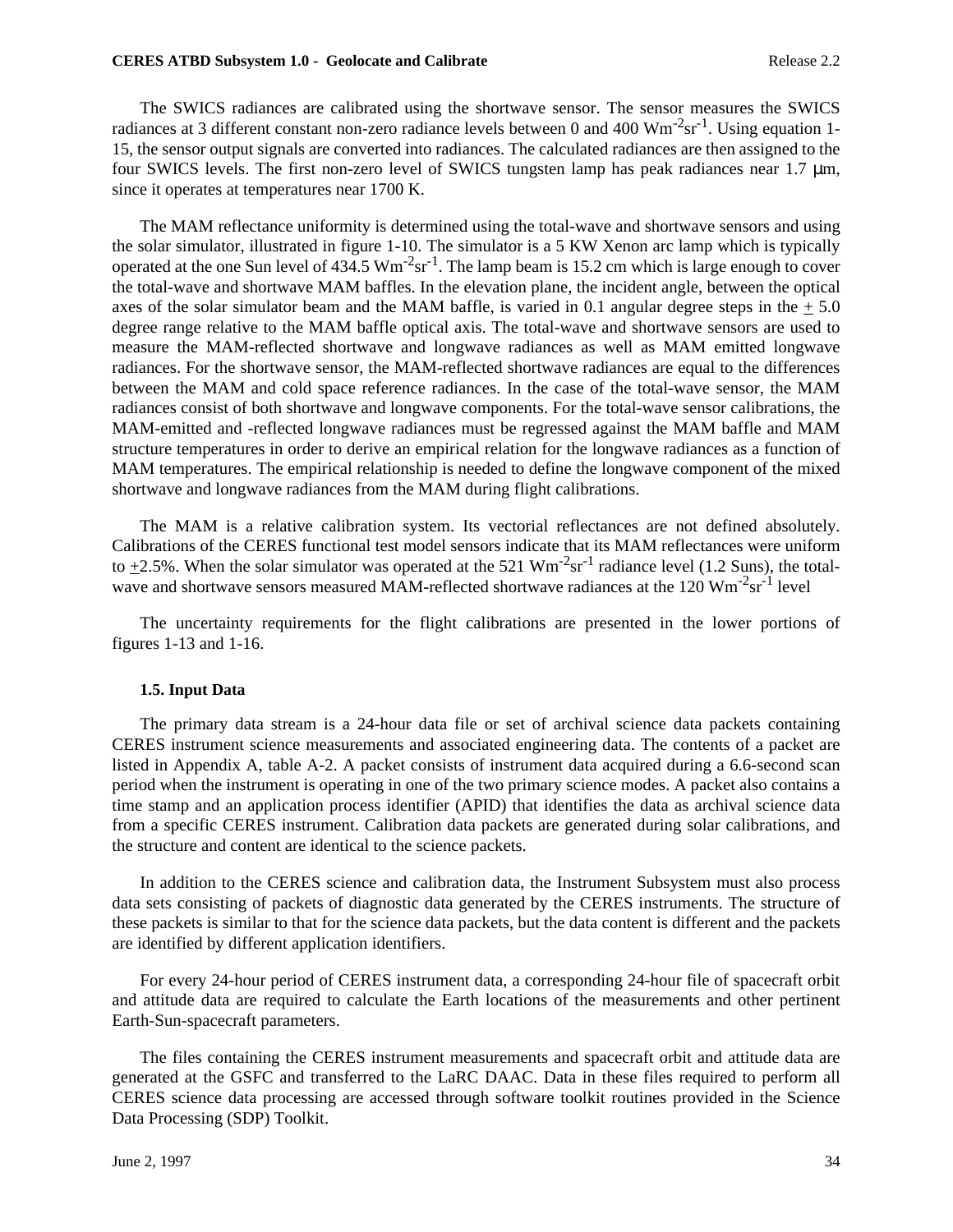The SWICS radiances are calibrated using the shortwave sensor. The sensor measures the SWICS radiances at 3 different constant non-zero radiance levels between 0 and 400 $Wm^{-2}sr^{-1}$. Using equation 1-15, the sensor output signals are converted into radiances. The calculated radiances are then assigned to the four SWICS levels. The first non-zero level of SWICS tungsten lamp has peak radiances near 1.7 μm, since it operates at temperatures near 1700 K.

The MAM reflectance uniformity is determined using the total-wave and shortwave sensors and using the solar simulator, illustrated in figure 1-10. The simulator is a 5 KW Xenon arc lamp which is typically operated at the one Sun level of 434.5 $Wm^{-2}sr^{-1}$. The lamp beam is 15.2 cm which is large enough to cover the total-wave and shortwave MAM baffles. In the elevation plane, the incident angle, between the optical axes of the solar simulator beam and the MAM baffle, is varied in 0.1 angular degree steps in the $\pm$ 5.0 degree range relative to the MAM baffle optical axis. The total-wave and shortwave sensors are used to measure the MAM-reflected shortwave and longwave radiances as well as MAM emitted longwave radiances. For the shortwave sensor, the MAM-reflected shortwave radiances are equal to the differences between the MAM and cold space reference radiances. In the case of the total-wave sensor, the MAM radiances consist of both shortwave and longwave components. For the total-wave sensor calibrations, the MAM-emitted and -reflected longwave radiances must be regressed against the MAM baffle and MAM structure temperatures in order to derive an empirical relation for the longwave radiances as a function of MAM temperatures. The empirical relationship is needed to define the longwave component of the mixed shortwave and longwave radiances from the MAM during flight calibrations.

The MAM is a relative calibration system. Its vectorial reflectances are not defined absolutely. Calibrations of the CERES functional test model sensors indicate that its MAM reflectances were uniform to $\pm$2.5%. When the solar simulator was operated at the 521 $Wm^{-2}sr^{-1}$ radiance level (1.2 Suns), the total-wave and shortwave sensors measured MAM-reflected shortwave radiances at the 120 $Wm^{-2}sr^{-1}$ level

The uncertainty requirements for the flight calibrations are presented in the lower portions of figures 1-13 and 1-16.

### 1.5. Input Data

The primary data stream is a 24-hour data file or set of archival science data packets containing CERES instrument science measurements and associated engineering data. The contents of a packet are listed in Appendix A, table A-2. A packet consists of instrument data acquired during a 6.6-second scan period when the instrument is operating in one of the two primary science modes. A packet also contains a time stamp and an application process identifier (APID) that identifies the data as archival science data from a specific CERES instrument. Calibration data packets are generated during solar calibrations, and the structure and content are identical to the science packets.

In addition to the CERES science and calibration data, the Instrument Subsystem must also process data sets consisting of packets of diagnostic data generated by the CERES instruments. The structure of these packets is similar to that for the science data packets, but the data content is different and the packets are identified by different application identifiers.

For every 24-hour period of CERES instrument data, a corresponding 24-hour file of spacecraft orbit and attitude data are required to calculate the Earth locations of the measurements and other pertinent Earth-Sun-spacecraft parameters.

The files containing the CERES instrument measurements and spacecraft orbit and attitude data are generated at the GSFC and transferred to the LaRC DAAC. Data in these files required to perform all CERES science data processing are accessed through software toolkit routines provided in the Science Data Processing (SDP) Toolkit.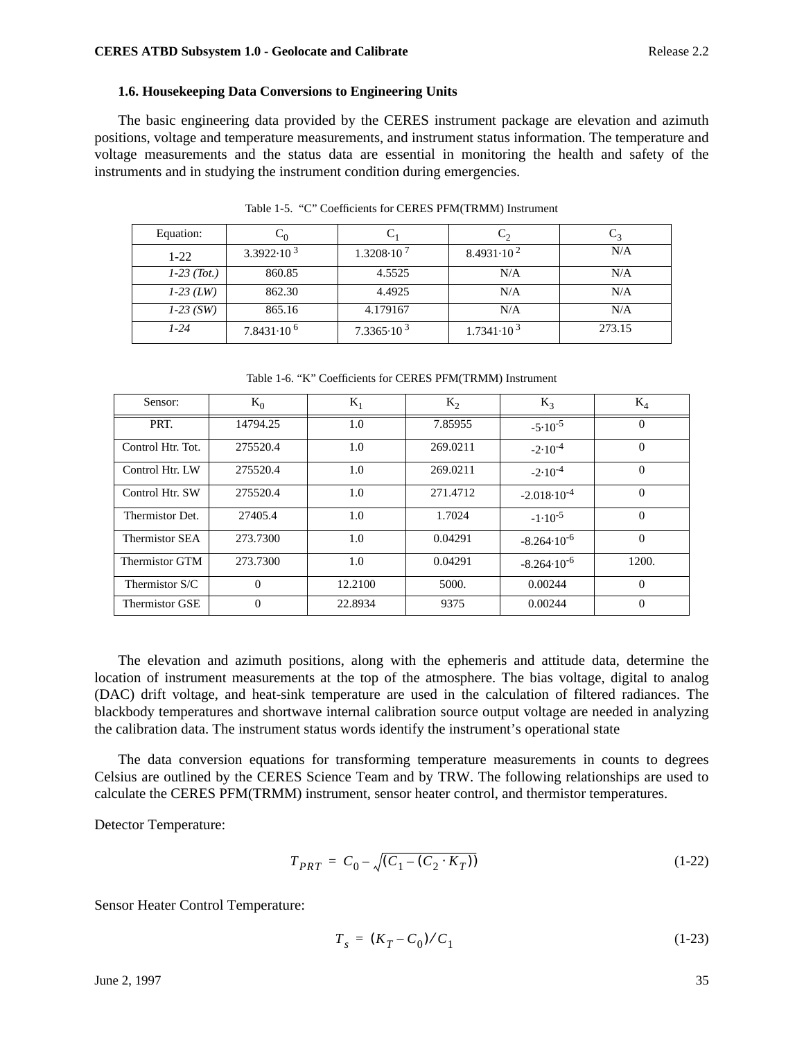### 1.6. Housekeeping Data Conversions to Engineering Units

The basic engineering data provided by the CERES instrument package are elevation and azimuth positions, voltage and temperature measurements, and instrument status information. The temperature and voltage measurements and the status data are essential in monitoring the health and safety of the instruments and in studying the instrument condition during emergencies.

Table 1-5. "C" Coefficients for CERES PFM(TRMM) Instrument

| Equation: | $C_0$ | $C_1$ | $C_2$ | $C_3$ |
|---|---|---|---|---|
| 1-22 | $3.3922 \cdot 10^3$ | $1.3208 \cdot 10^7$ | $8.4931 \cdot 10^2$ | N/A |
| *1-23 (Tot.)* | 860.85 | 4.5525 | N/A | N/A |
| *1-23 (LW)* | 862.30 | 4.4925 | N/A | N/A |
| *1-23 (SW)* | 865.16 | 4.179167 | N/A | N/A |
| *1-24* | $7.8431 \cdot 10^6$ | $7.3365 \cdot 10^3$ | $1.7341 \cdot 10^3$ | 273.15 |

Table 1-6. "K" Coefficients for CERES PFM(TRMM) Instrument

| Sensor: | $K_0$ | $K_1$ | $K_2$ | $K_3$ | $K_4$ |
|---|---|---|---|---|---|
| PRT. | 14794.25 | 1.0 | 7.85955 | $-5 \cdot 10^{-5}$ | 0 |
| Control Htr. Tot. | 275520.4 | 1.0 | 269.0211 | $-2 \cdot 10^{-4}$ | 0 |
| Control Htr. LW | 275520.4 | 1.0 | 269.0211 | $-2 \cdot 10^{-4}$ | 0 |
| Control Htr. SW | 275520.4 | 1.0 | 271.4712 | $-2.018 \cdot 10^{-4}$ | 0 |
| Thermistor Det. | 27405.4 | 1.0 | 1.7024 | $-1 \cdot 10^{-5}$ | 0 |
| Thermistor SEA | 273.7300 | 1.0 | 0.04291 | $-8.264 \cdot 10^{-6}$ | 0 |
| Thermistor GTM | 273.7300 | 1.0 | 0.04291 | $-8.264 \cdot 10^{-6}$ | 1200. |
| Thermistor S/C | 0 | 12.2100 | 5000. | 0.00244 | 0 |
| Thermistor GSE | 0 | 22.8934 | 9375 | 0.00244 | 0 |

The elevation and azimuth positions, along with the ephemeris and attitude data, determine the location of instrument measurements at the top of the atmosphere. The bias voltage, digital to analog (DAC) drift voltage, and heat-sink temperature are used in the calculation of filtered radiances. The blackbody temperatures and shortwave internal calibration source output voltage are needed in analyzing the calibration data. The instrument status words identify the instrument's operational state

The data conversion equations for transforming temperature measurements in counts to degrees Celsius are outlined by the CERES Science Team and by TRW. The following relationships are used to calculate the CERES PFM(TRMM) instrument, sensor heater control, and thermistor temperatures.

Detector Temperature:

$$T_{PRT} = C_0 - \sqrt{(C_1 - (C_2 \cdot K_T))} \tag{1-22}$$

Sensor Heater Control Temperature:

$$T_s = (K_T - C_0)/C_1 \tag{1-23}$$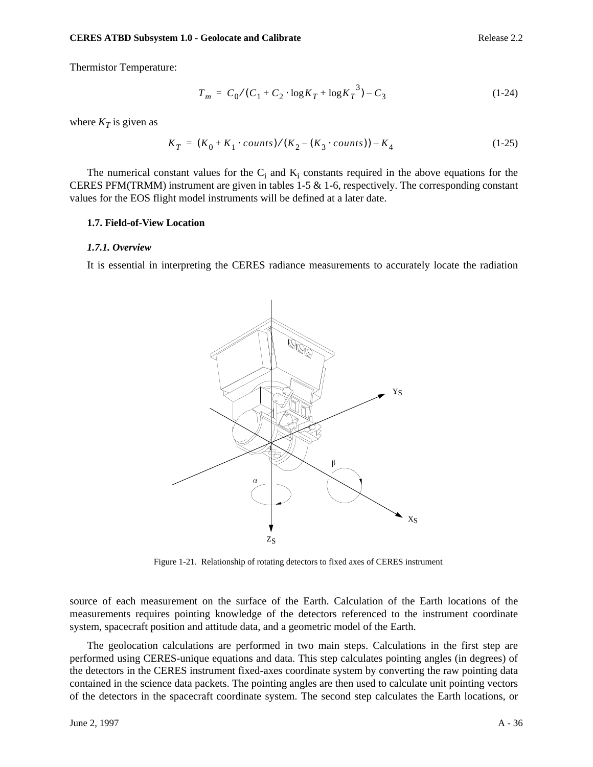Thermistor Temperature:

$$T_m = C_0/(C_1 + C_2 \cdot \log K_T + \log K_T^{\,3}) - C_3 \tag{1-24}$$

where $K_T$ is given as

$$K_T = (K_0 + K_1 \cdot counts)/(K_2 - (K_3 \cdot counts)) - K_4 \tag{1-25}$$

The numerical constant values for the $C_i$ and $K_i$ constants required in the above equations for the CERES PFM(TRMM) instrument are given in tables 1-5 & 1-6, respectively. The corresponding constant values for the EOS flight model instruments will be defined at a later date.

### 1.7. Field-of-View Location

#### *1.7.1. Overview*

It is essential in interpreting the CERES radiance measurements to accurately locate the radiation source of each measurement on the surface of the Earth. Calculation of the Earth locations of the measurements requires pointing knowledge of the detectors referenced to the instrument coordinate system, spacecraft position and attitude data, and a geometric model of the Earth.

Figure 1-21. Relationship of rotating detectors to fixed axes of CERES instrument

The geolocation calculations are performed in two main steps. Calculations in the first step are performed using CERES-unique equations and data. This step calculates pointing angles (in degrees) of the detectors in the CERES instrument fixed-axes coordinate system by converting the raw pointing data contained in the science data packets. The pointing angles are then used to calculate unit pointing vectors of the detectors in the spacecraft coordinate system. The second step calculates the Earth locations, or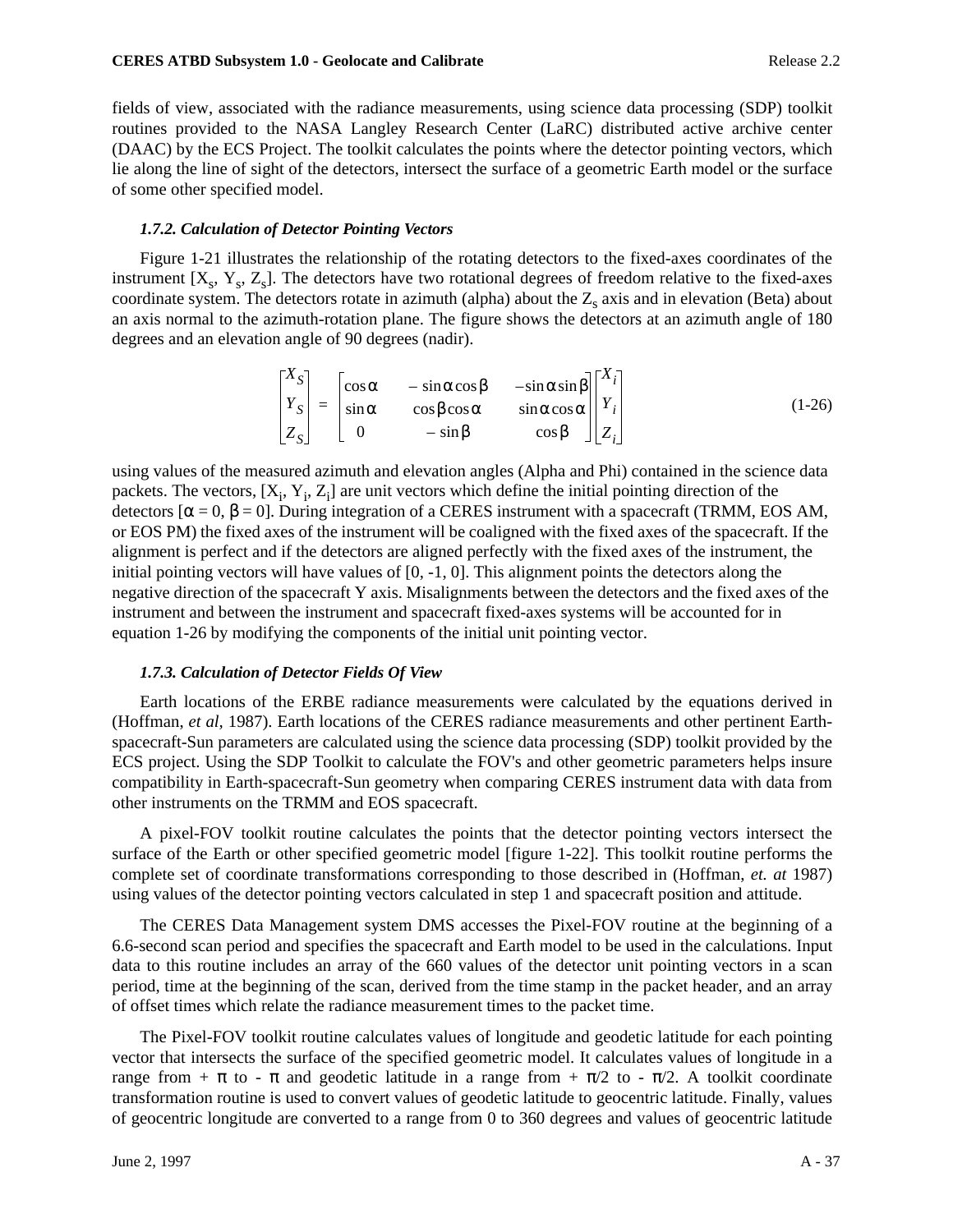fields of view, associated with the radiance measurements, using science data processing (SDP) toolkit routines provided to the NASA Langley Research Center (LaRC) distributed active archive center (DAAC) by the ECS Project. The toolkit calculates the points where the detector pointing vectors, which lie along the line of sight of the detectors, intersect the surface of a geometric Earth model or the surface of some other specified model.

### *1.7.2. Calculation of Detector Pointing Vectors*

Figure 1-21 illustrates the relationship of the rotating detectors to the fixed-axes coordinates of the instrument [$X_s$, $Y_s$, $Z_s$]. The detectors have two rotational degrees of freedom relative to the fixed-axes coordinate system. The detectors rotate in azimuth (alpha) about the $Z_s$ axis and in elevation (Beta) about an axis normal to the azimuth-rotation plane. The figure shows the detectors at an azimuth angle of 180 degrees and an elevation angle of 90 degrees (nadir).

$$\begin{bmatrix} X_S \\ Y_S \\ Z_S \end{bmatrix} = \begin{bmatrix} \cos\alpha & -\sin\alpha\cos\beta & -\sin\alpha\sin\beta \\ \sin\alpha & \cos\beta\cos\alpha & \sin\alpha\cos\alpha \\ 0 & -\sin\beta & \cos\beta \end{bmatrix} \begin{bmatrix} X_i \\ Y_i \\ Z_i \end{bmatrix} \tag{1-26}$$

using values of the measured azimuth and elevation angles (Alpha and Phi) contained in the science data packets. The vectors, [$X_i$, $Y_i$, $Z_i$] are unit vectors which define the initial pointing direction of the detectors [$\alpha = 0$, $\beta = 0$]. During integration of a CERES instrument with a spacecraft (TRMM, EOS AM, or EOS PM) the fixed axes of the instrument will be coaligned with the fixed axes of the spacecraft. If the alignment is perfect and if the detectors are aligned perfectly with the fixed axes of the instrument, the initial pointing vectors will have values of [0, -1, 0]. This alignment points the detectors along the negative direction of the spacecraft Y axis. Misalignments between the detectors and the fixed axes of the instrument and between the instrument and spacecraft fixed-axes systems will be accounted for in equation 1-26 by modifying the components of the initial unit pointing vector.

### *1.7.3. Calculation of Detector Fields Of View*

Earth locations of the ERBE radiance measurements were calculated by the equations derived in (Hoffman, *et al*, 1987). Earth locations of the CERES radiance measurements and other pertinent Earth-spacecraft-Sun parameters are calculated using the science data processing (SDP) toolkit provided by the ECS project. Using the SDP Toolkit to calculate the FOV's and other geometric parameters helps insure compatibility in Earth-spacecraft-Sun geometry when comparing CERES instrument data with data from other instruments on the TRMM and EOS spacecraft.

A pixel-FOV toolkit routine calculates the points that the detector pointing vectors intersect the surface of the Earth or other specified geometric model [figure 1-22]. This toolkit routine performs the complete set of coordinate transformations corresponding to those described in (Hoffman, *et. at* 1987) using values of the detector pointing vectors calculated in step 1 and spacecraft position and attitude.

The CERES Data Management system DMS accesses the Pixel-FOV routine at the beginning of a 6.6-second scan period and specifies the spacecraft and Earth model to be used in the calculations. Input data to this routine includes an array of the 660 values of the detector unit pointing vectors in a scan period, time at the beginning of the scan, derived from the time stamp in the packet header, and an array of offset times which relate the radiance measurement times to the packet time.

The Pixel-FOV toolkit routine calculates values of longitude and geodetic latitude for each pointing vector that intersects the surface of the specified geometric model. It calculates values of longitude in a range from $+\pi$ to $-\pi$ and geodetic latitude in a range from $+\pi/2$ to $-\pi/2$. A toolkit coordinate transformation routine is used to convert values of geodetic latitude to geocentric latitude. Finally, values of geocentric longitude are converted to a range from 0 to 360 degrees and values of geocentric latitude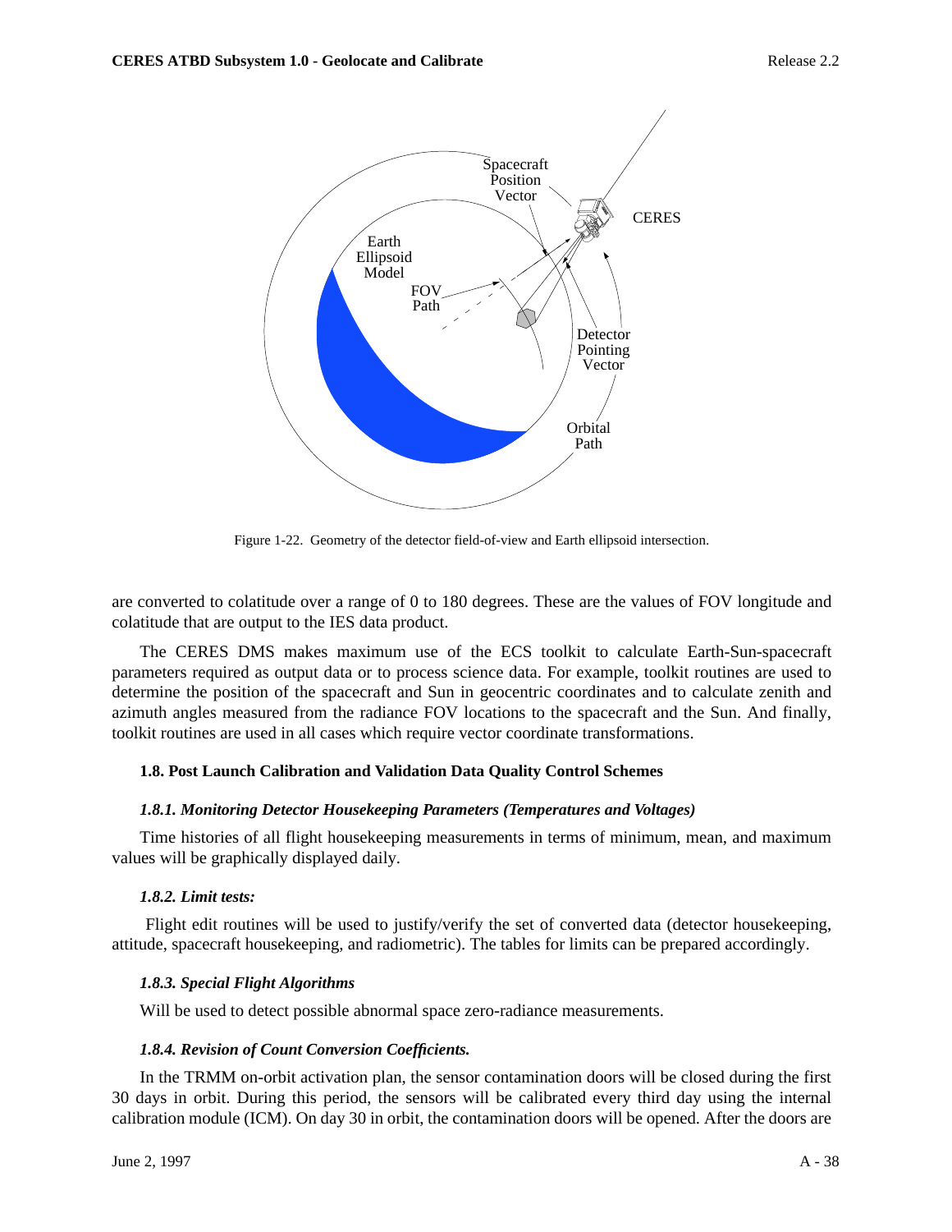Figure 1-22. Geometry of the detector field-of-view and Earth ellipsoid intersection.

are converted to colatitude over a range of 0 to 180 degrees. These are the values of FOV longitude and colatitude that are output to the IES data product.

The CERES DMS makes maximum use of the ECS toolkit to calculate Earth-Sun-spacecraft parameters required as output data or to process science data. For example, toolkit routines are used to determine the position of the spacecraft and Sun in geocentric coordinates and to calculate zenith and azimuth angles measured from the radiance FOV locations to the spacecraft and the Sun. And finally, toolkit routines are used in all cases which require vector coordinate transformations.

### 1.8. Post Launch Calibration and Validation Data Quality Control Schemes

#### *1.8.1. Monitoring Detector Housekeeping Parameters (Temperatures and Voltages)*

Time histories of all flight housekeeping measurements in terms of minimum, mean, and maximum values will be graphically displayed daily.

#### *1.8.2. Limit tests:*

Flight edit routines will be used to justify/verify the set of converted data (detector housekeeping, attitude, spacecraft housekeeping, and radiometric). The tables for limits can be prepared accordingly.

#### *1.8.3. Special Flight Algorithms*

Will be used to detect possible abnormal space zero-radiance measurements.

#### *1.8.4. Revision of Count Conversion Coefficients.*

In the TRMM on-orbit activation plan, the sensor contamination doors will be closed during the first 30 days in orbit. During this period, the sensors will be calibrated every third day using the internal calibration module (ICM). On day 30 in orbit, the contamination doors will be opened. After the doors are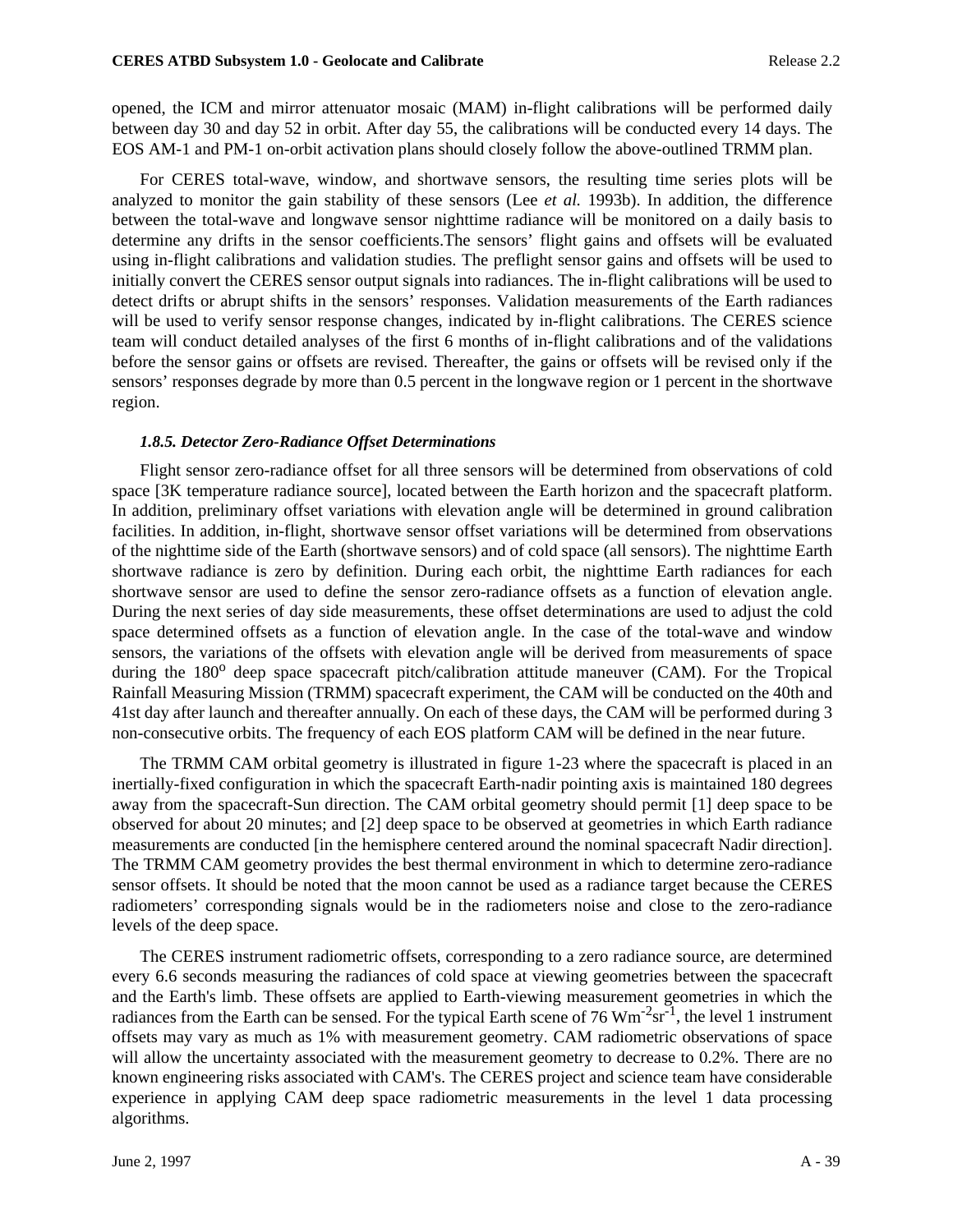opened, the ICM and mirror attenuator mosaic (MAM) in-flight calibrations will be performed daily between day 30 and day 52 in orbit. After day 55, the calibrations will be conducted every 14 days. The EOS AM-1 and PM-1 on-orbit activation plans should closely follow the above-outlined TRMM plan.

For CERES total-wave, window, and shortwave sensors, the resulting time series plots will be analyzed to monitor the gain stability of these sensors (Lee *et al.* 1993b). In addition, the difference between the total-wave and longwave sensor nighttime radiance will be monitored on a daily basis to determine any drifts in the sensor coefficients.The sensors' flight gains and offsets will be evaluated using in-flight calibrations and validation studies. The preflight sensor gains and offsets will be used to initially convert the CERES sensor output signals into radiances. The in-flight calibrations will be used to detect drifts or abrupt shifts in the sensors' responses. Validation measurements of the Earth radiances will be used to verify sensor response changes, indicated by in-flight calibrations. The CERES science team will conduct detailed analyses of the first 6 months of in-flight calibrations and of the validations before the sensor gains or offsets are revised. Thereafter, the gains or offsets will be revised only if the sensors' responses degrade by more than 0.5 percent in the longwave region or 1 percent in the shortwave region.

### *1.8.5. Detector Zero-Radiance Offset Determinations*

Flight sensor zero-radiance offset for all three sensors will be determined from observations of cold space [3K temperature radiance source], located between the Earth horizon and the spacecraft platform. In addition, preliminary offset variations with elevation angle will be determined in ground calibration facilities. In addition, in-flight, shortwave sensor offset variations will be determined from observations of the nighttime side of the Earth (shortwave sensors) and of cold space (all sensors). The nighttime Earth shortwave radiance is zero by definition. During each orbit, the nighttime Earth radiances for each shortwave sensor are used to define the sensor zero-radiance offsets as a function of elevation angle. During the next series of day side measurements, these offset determinations are used to adjust the cold space determined offsets as a function of elevation angle. In the case of the total-wave and window sensors, the variations of the offsets with elevation angle will be derived from measurements of space during the $180^o$ deep space spacecraft pitch/calibration attitude maneuver (CAM). For the Tropical Rainfall Measuring Mission (TRMM) spacecraft experiment, the CAM will be conducted on the 40th and 41st day after launch and thereafter annually. On each of these days, the CAM will be performed during 3 non-consecutive orbits. The frequency of each EOS platform CAM will be defined in the near future.

The TRMM CAM orbital geometry is illustrated in figure 1-23 where the spacecraft is placed in an inertially-fixed configuration in which the spacecraft Earth-nadir pointing axis is maintained 180 degrees away from the spacecraft-Sun direction. The CAM orbital geometry should permit [1] deep space to be observed for about 20 minutes; and [2] deep space to be observed at geometries in which Earth radiance measurements are conducted [in the hemisphere centered around the nominal spacecraft Nadir direction]. The TRMM CAM geometry provides the best thermal environment in which to determine zero-radiance sensor offsets. It should be noted that the moon cannot be used as a radiance target because the CERES radiometers' corresponding signals would be in the radiometers noise and close to the zero-radiance levels of the deep space.

The CERES instrument radiometric offsets, corresponding to a zero radiance source, are determined every 6.6 seconds measuring the radiances of cold space at viewing geometries between the spacecraft and the Earth's limb. These offsets are applied to Earth-viewing measurement geometries in which the radiances from the Earth can be sensed. For the typical Earth scene of 76 $Wm^{-2}sr^{-1}$, the level 1 instrument offsets may vary as much as 1% with measurement geometry. CAM radiometric observations of space will allow the uncertainty associated with the measurement geometry to decrease to 0.2%. There are no known engineering risks associated with CAM's. The CERES project and science team have considerable experience in applying CAM deep space radiometric measurements in the level 1 data processing algorithms.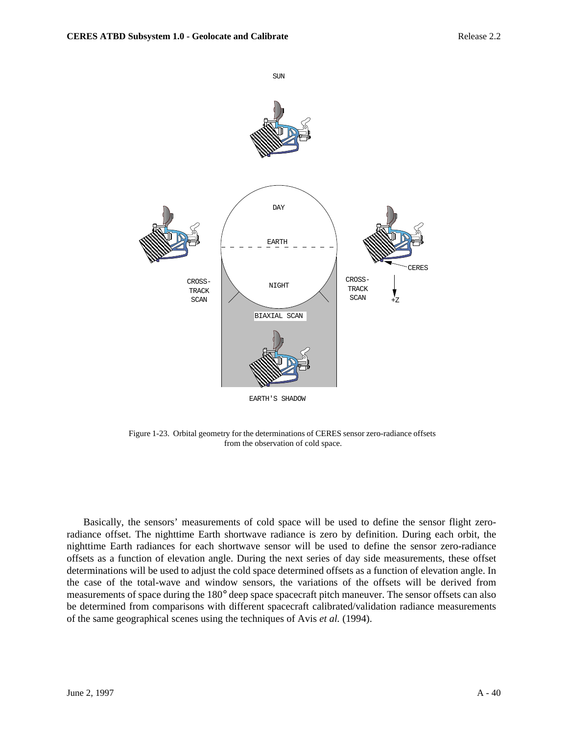Figure 1-23. Orbital geometry for the determinations of CERES sensor zero-radiance offsets from the observation of cold space.

Basically, the sensors' measurements of cold space will be used to define the sensor flight zero-radiance offset. The nighttime Earth shortwave radiance is zero by definition. During each orbit, the nighttime Earth radiances for each shortwave sensor will be used to define the sensor zero-radiance offsets as a function of elevation angle. During the next series of day side measurements, these offset determinations will be used to adjust the cold space determined offsets as a function of elevation angle. In the case of the total-wave and window sensors, the variations of the offsets will be derived from measurements of space during the 180° deep space spacecraft pitch maneuver. The sensor offsets can also be determined from comparisons with different spacecraft calibrated/validation radiance measurements of the same geographical scenes using the techniques of Avis *et al.* (1994).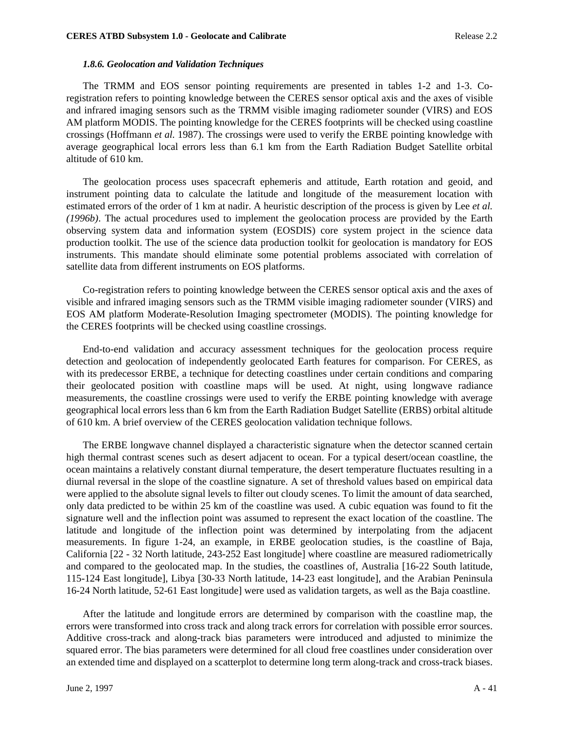#### *1.8.6. Geolocation and Validation Techniques*

The TRMM and EOS sensor pointing requirements are presented in tables 1-2 and 1-3. Co-registration refers to pointing knowledge between the CERES sensor optical axis and the axes of visible and infrared imaging sensors such as the TRMM visible imaging radiometer sounder (VIRS) and EOS AM platform MODIS. The pointing knowledge for the CERES footprints will be checked using coastline crossings (Hoffmann *et al.* 1987). The crossings were used to verify the ERBE pointing knowledge with average geographical local errors less than 6.1 km from the Earth Radiation Budget Satellite orbital altitude of 610 km.

The geolocation process uses spacecraft ephemeris and attitude, Earth rotation and geoid, and instrument pointing data to calculate the latitude and longitude of the measurement location with estimated errors of the order of 1 km at nadir. A heuristic description of the process is given by Lee *et al. (1996b)*. The actual procedures used to implement the geolocation process are provided by the Earth observing system data and information system (EOSDIS) core system project in the science data production toolkit. The use of the science data production toolkit for geolocation is mandatory for EOS instruments. This mandate should eliminate some potential problems associated with correlation of satellite data from different instruments on EOS platforms.

Co-registration refers to pointing knowledge between the CERES sensor optical axis and the axes of visible and infrared imaging sensors such as the TRMM visible imaging radiometer sounder (VIRS) and EOS AM platform Moderate-Resolution Imaging spectrometer (MODIS). The pointing knowledge for the CERES footprints will be checked using coastline crossings.

End-to-end validation and accuracy assessment techniques for the geolocation process require detection and geolocation of independently geolocated Earth features for comparison. For CERES, as with its predecessor ERBE, a technique for detecting coastlines under certain conditions and comparing their geolocated position with coastline maps will be used. At night, using longwave radiance measurements, the coastline crossings were used to verify the ERBE pointing knowledge with average geographical local errors less than 6 km from the Earth Radiation Budget Satellite (ERBS) orbital altitude of 610 km. A brief overview of the CERES geolocation validation technique follows.

The ERBE longwave channel displayed a characteristic signature when the detector scanned certain high thermal contrast scenes such as desert adjacent to ocean. For a typical desert/ocean coastline, the ocean maintains a relatively constant diurnal temperature, the desert temperature fluctuates resulting in a diurnal reversal in the slope of the coastline signature. A set of threshold values based on empirical data were applied to the absolute signal levels to filter out cloudy scenes. To limit the amount of data searched, only data predicted to be within 25 km of the coastline was used. A cubic equation was found to fit the signature well and the inflection point was assumed to represent the exact location of the coastline. The latitude and longitude of the inflection point was determined by interpolating from the adjacent measurements. In figure 1-24, an example, in ERBE geolocation studies, is the coastline of Baja, California [22 - 32 North latitude, 243-252 East longitude] where coastline are measured radiometrically and compared to the geolocated map. In the studies, the coastlines of, Australia [16-22 South latitude, 115-124 East longitude], Libya [30-33 North latitude, 14-23 east longitude], and the Arabian Peninsula 16-24 North latitude, 52-61 East longitude] were used as validation targets, as well as the Baja coastline.

After the latitude and longitude errors are determined by comparison with the coastline map, the errors were transformed into cross track and along track errors for correlation with possible error sources. Additive cross-track and along-track bias parameters were introduced and adjusted to minimize the squared error. The bias parameters were determined for all cloud free coastlines under consideration over an extended time and displayed on a scatterplot to determine long term along-track and cross-track biases.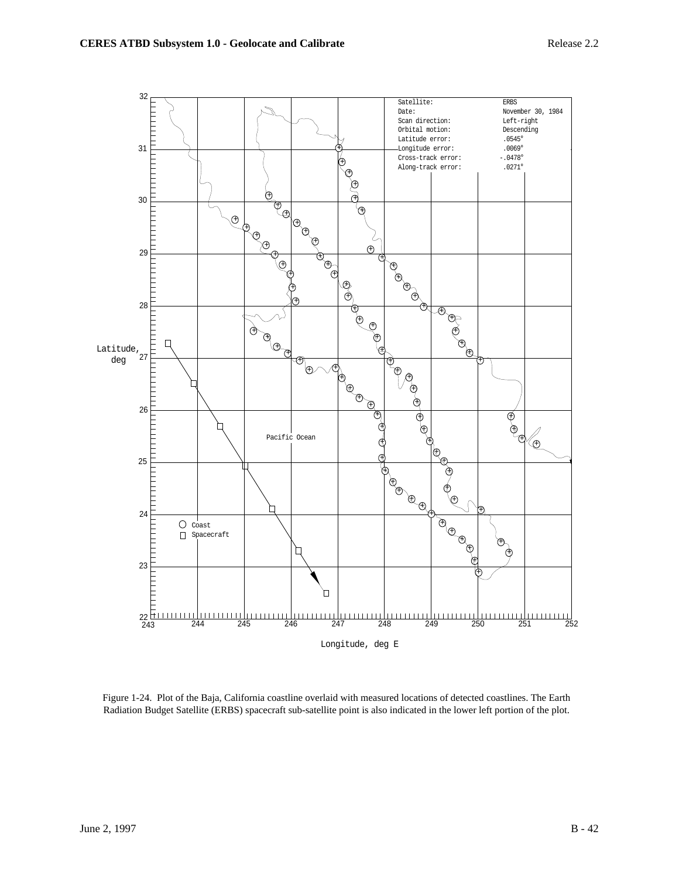| Satellite: | ERBS |
| --- | --- |
| Date: | November 30, 1984 |
| Scan direction: | Left-right |
| Orbital motion: | Descending |
| Latitude error: | .0545° |
| Longitude error: | .0069° |
| Cross-track error: | -.0478° |
| Along-track error: | .0271° |

Figure 1-24. Plot of the Baja, California coastline overlaid with measured locations of detected coastlines. The Earth Radiation Budget Satellite (ERBS) spacecraft sub-satellite point is also indicated in the lower left portion of the plot.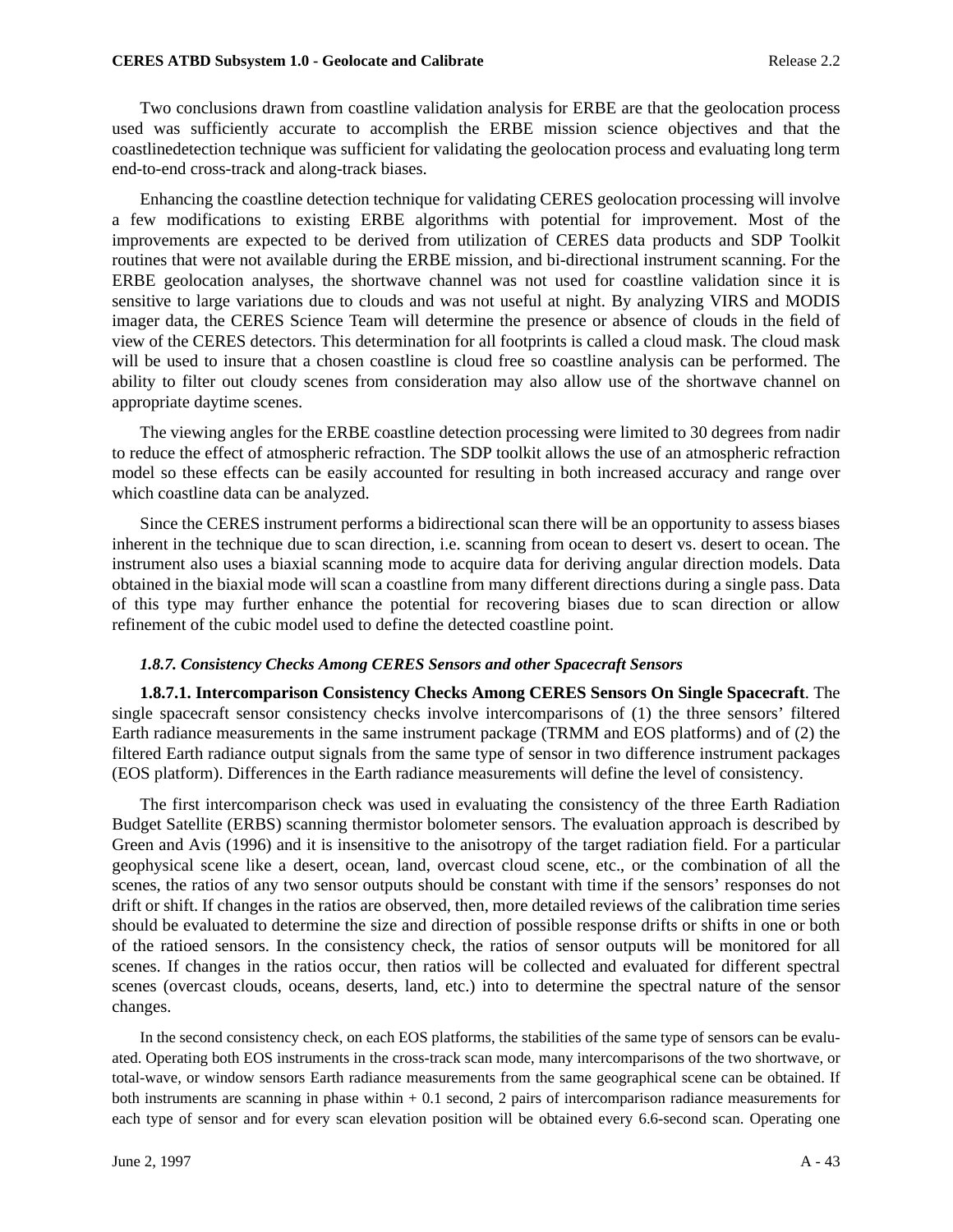Two conclusions drawn from coastline validation analysis for ERBE are that the geolocation process used was sufficiently accurate to accomplish the ERBE mission science objectives and that the coastlinedetection technique was sufficient for validating the geolocation process and evaluating long term end-to-end cross-track and along-track biases.

Enhancing the coastline detection technique for validating CERES geolocation processing will involve a few modifications to existing ERBE algorithms with potential for improvement. Most of the improvements are expected to be derived from utilization of CERES data products and SDP Toolkit routines that were not available during the ERBE mission, and bi-directional instrument scanning. For the ERBE geolocation analyses, the shortwave channel was not used for coastline validation since it is sensitive to large variations due to clouds and was not useful at night. By analyzing VIRS and MODIS imager data, the CERES Science Team will determine the presence or absence of clouds in the field of view of the CERES detectors. This determination for all footprints is called a cloud mask. The cloud mask will be used to insure that a chosen coastline is cloud free so coastline analysis can be performed. The ability to filter out cloudy scenes from consideration may also allow use of the shortwave channel on appropriate daytime scenes.

The viewing angles for the ERBE coastline detection processing were limited to 30 degrees from nadir to reduce the effect of atmospheric refraction. The SDP toolkit allows the use of an atmospheric refraction model so these effects can be easily accounted for resulting in both increased accuracy and range over which coastline data can be analyzed.

Since the CERES instrument performs a bidirectional scan there will be an opportunity to assess biases inherent in the technique due to scan direction, i.e. scanning from ocean to desert vs. desert to ocean. The instrument also uses a biaxial scanning mode to acquire data for deriving angular direction models. Data obtained in the biaxial mode will scan a coastline from many different directions during a single pass. Data of this type may further enhance the potential for recovering biases due to scan direction or allow refinement of the cubic model used to define the detected coastline point.

### *1.8.7. Consistency Checks Among CERES Sensors and other Spacecraft Sensors*

**1.8.7.1. Intercomparison Consistency Checks Among CERES Sensors On Single Spacecraft**. The single spacecraft sensor consistency checks involve intercomparisons of (1) the three sensors' filtered Earth radiance measurements in the same instrument package (TRMM and EOS platforms) and of (2) the filtered Earth radiance output signals from the same type of sensor in two difference instrument packages (EOS platform). Differences in the Earth radiance measurements will define the level of consistency.

The first intercomparison check was used in evaluating the consistency of the three Earth Radiation Budget Satellite (ERBS) scanning thermistor bolometer sensors. The evaluation approach is described by Green and Avis (1996) and it is insensitive to the anisotropy of the target radiation field. For a particular geophysical scene like a desert, ocean, land, overcast cloud scene, etc., or the combination of all the scenes, the ratios of any two sensor outputs should be constant with time if the sensors' responses do not drift or shift. If changes in the ratios are observed, then, more detailed reviews of the calibration time series should be evaluated to determine the size and direction of possible response drifts or shifts in one or both of the ratioed sensors. In the consistency check, the ratios of sensor outputs will be monitored for all scenes. If changes in the ratios occur, then ratios will be collected and evaluated for different spectral scenes (overcast clouds, oceans, deserts, land, etc.) into to determine the spectral nature of the sensor changes.

In the second consistency check, on each EOS platforms, the stabilities of the same type of sensors can be evaluated. Operating both EOS instruments in the cross-track scan mode, many intercomparisons of the two shortwave, or total-wave, or window sensors Earth radiance measurements from the same geographical scene can be obtained. If both instruments are scanning in phase within + 0.1 second, 2 pairs of intercomparison radiance measurements for each type of sensor and for every scan elevation position will be obtained every 6.6-second scan. Operating one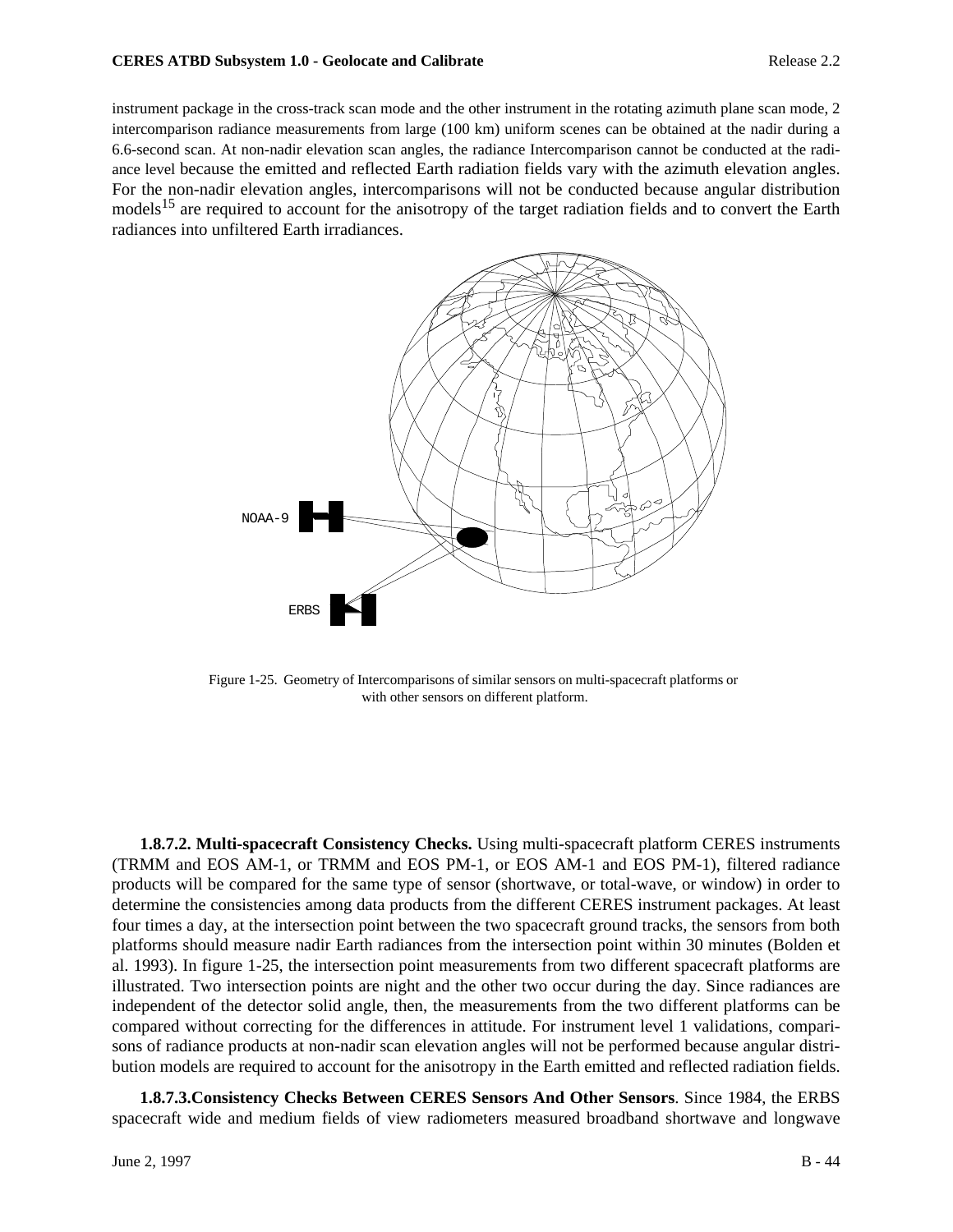instrument package in the cross-track scan mode and the other instrument in the rotating azimuth plane scan mode, 2 intercomparison radiance measurements from large (100 km) uniform scenes can be obtained at the nadir during a 6.6-second scan. At non-nadir elevation scan angles, the radiance Intercomparison cannot be conducted at the radiance level because the emitted and reflected Earth radiation fields vary with the azimuth elevation angles. For the non-nadir elevation angles, intercomparisons will not be conducted because angular distribution models[15] are required to account for the anisotropy of the target radiation fields and to convert the Earth radiances into unfiltered Earth irradiances.

Figure 1-25. Geometry of Intercomparisons of similar sensors on multi-spacecraft platforms or with other sensors on different platform.

**1.8.7.2. Multi-spacecraft Consistency Checks.** Using multi-spacecraft platform CERES instruments (TRMM and EOS AM-1, or TRMM and EOS PM-1, or EOS AM-1 and EOS PM-1), filtered radiance products will be compared for the same type of sensor (shortwave, or total-wave, or window) in order to determine the consistencies among data products from the different CERES instrument packages. At least four times a day, at the intersection point between the two spacecraft ground tracks, the sensors from both platforms should measure nadir Earth radiances from the intersection point within 30 minutes (Bolden et al. 1993). In figure 1-25, the intersection point measurements from two different spacecraft platforms are illustrated. Two intersection points are night and the other two occur during the day. Since radiances are independent of the detector solid angle, then, the measurements from the two different platforms can be compared without correcting for the differences in attitude. For instrument level 1 validations, comparisons of radiance products at non-nadir scan elevation angles will not be performed because angular distribution models are required to account for the anisotropy in the Earth emitted and reflected radiation fields.

**1.8.7.3.Consistency Checks Between CERES Sensors And Other Sensors**. Since 1984, the ERBS spacecraft wide and medium fields of view radiometers measured broadband shortwave and longwave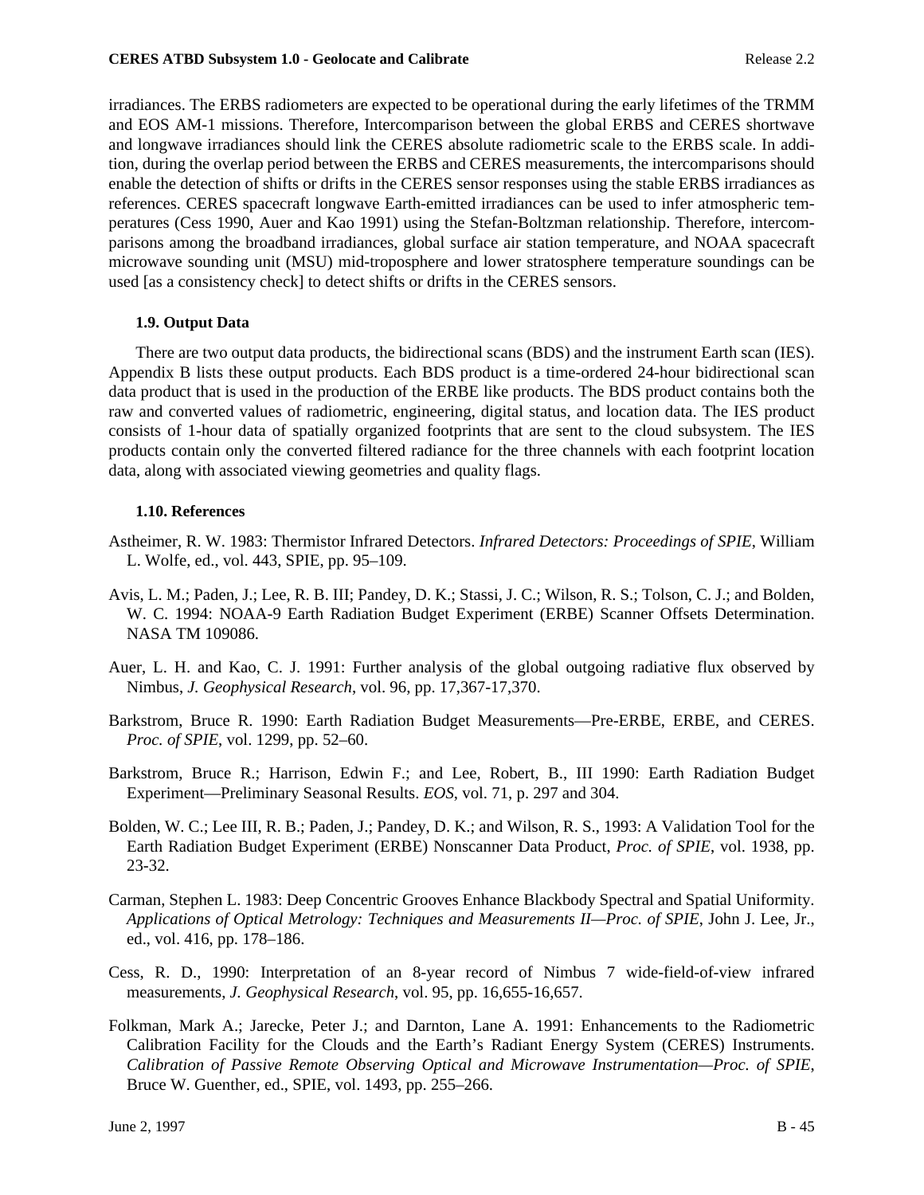irradiances. The ERBS radiometers are expected to be operational during the early lifetimes of the TRMM and EOS AM-1 missions. Therefore, Intercomparison between the global ERBS and CERES shortwave and longwave irradiances should link the CERES absolute radiometric scale to the ERBS scale. In addition, during the overlap period between the ERBS and CERES measurements, the intercomparisons should enable the detection of shifts or drifts in the CERES sensor responses using the stable ERBS irradiances as references. CERES spacecraft longwave Earth-emitted irradiances can be used to infer atmospheric temperatures (Cess 1990, Auer and Kao 1991) using the Stefan-Boltzman relationship. Therefore, intercomparisons among the broadband irradiances, global surface air station temperature, and NOAA spacecraft microwave sounding unit (MSU) mid-troposphere and lower stratosphere temperature soundings can be used [as a consistency check] to detect shifts or drifts in the CERES sensors.

### 1.9. Output Data

There are two output data products, the bidirectional scans (BDS) and the instrument Earth scan (IES). Appendix B lists these output products. Each BDS product is a time-ordered 24-hour bidirectional scan data product that is used in the production of the ERBE like products. The BDS product contains both the raw and converted values of radiometric, engineering, digital status, and location data. The IES product consists of 1-hour data of spatially organized footprints that are sent to the cloud subsystem. The IES products contain only the converted filtered radiance for the three channels with each footprint location data, along with associated viewing geometries and quality flags.

### 1.10. References

Astheimer, R. W. 1983: Thermistor Infrared Detectors. *Infrared Detectors: Proceedings of SPIE*, William L. Wolfe, ed., vol. 443, SPIE, pp. 95–109.

Avis, L. M.; Paden, J.; Lee, R. B. III; Pandey, D. K.; Stassi, J. C.; Wilson, R. S.; Tolson, C. J.; and Bolden, W. C. 1994: NOAA-9 Earth Radiation Budget Experiment (ERBE) Scanner Offsets Determination. NASA TM 109086.

Auer, L. H. and Kao, C. J. 1991: Further analysis of the global outgoing radiative flux observed by Nimbus, *J. Geophysical Research*, vol. 96, pp. 17,367-17,370.

Barkstrom, Bruce R. 1990: Earth Radiation Budget Measurements—Pre-ERBE, ERBE, and CERES. *Proc. of SPIE*, vol. 1299, pp. 52–60.

Barkstrom, Bruce R.; Harrison, Edwin F.; and Lee, Robert, B., III 1990: Earth Radiation Budget Experiment—Preliminary Seasonal Results. *EOS*, vol. 71, p. 297 and 304.

Bolden, W. C.; Lee III, R. B.; Paden, J.; Pandey, D. K.; and Wilson, R. S., 1993: A Validation Tool for the Earth Radiation Budget Experiment (ERBE) Nonscanner Data Product, *Proc. of SPIE*, vol. 1938, pp. 23-32.

Carman, Stephen L. 1983: Deep Concentric Grooves Enhance Blackbody Spectral and Spatial Uniformity. *Applications of Optical Metrology: Techniques and Measurements II—Proc. of SPIE*, John J. Lee, Jr., ed., vol. 416, pp. 178–186.

Cess, R. D., 1990: Interpretation of an 8-year record of Nimbus 7 wide-field-of-view infrared measurements, *J. Geophysical Research*, vol. 95, pp. 16,655-16,657.

Folkman, Mark A.; Jarecke, Peter J.; and Darnton, Lane A. 1991: Enhancements to the Radiometric Calibration Facility for the Clouds and the Earth's Radiant Energy System (CERES) Instruments. *Calibration of Passive Remote Observing Optical and Microwave Instrumentation—Proc. of SPIE*, Bruce W. Guenther, ed., SPIE, vol. 1493, pp. 255–266.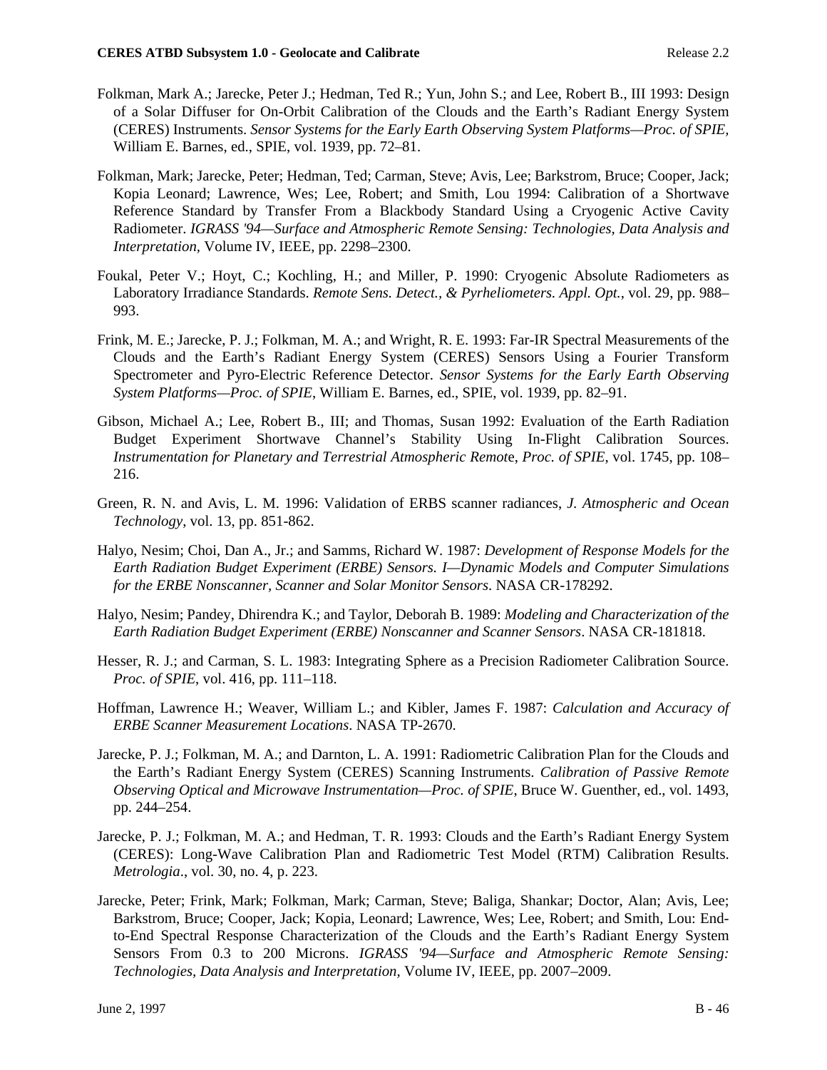Folkman, Mark A.; Jarecke, Peter J.; Hedman, Ted R.; Yun, John S.; and Lee, Robert B., III 1993: Design of a Solar Diffuser for On-Orbit Calibration of the Clouds and the Earth's Radiant Energy System (CERES) Instruments. *Sensor Systems for the Early Earth Observing System Platforms—Proc. of SPIE,* William E. Barnes, ed., SPIE, vol. 1939, pp. 72–81.

Folkman, Mark; Jarecke, Peter; Hedman, Ted; Carman, Steve; Avis, Lee; Barkstrom, Bruce; Cooper, Jack; Kopia Leonard; Lawrence, Wes; Lee, Robert; and Smith, Lou 1994: Calibration of a Shortwave Reference Standard by Transfer From a Blackbody Standard Using a Cryogenic Active Cavity Radiometer. *IGRASS '94—Surface and Atmospheric Remote Sensing: Technologies, Data Analysis and Interpretation*, Volume IV, IEEE, pp. 2298–2300.

Foukal, Peter V.; Hoyt, C.; Kochling, H.; and Miller, P. 1990: Cryogenic Absolute Radiometers as Laboratory Irradiance Standards. *Remote Sens. Detect., & Pyrheliometers. Appl. Opt.*, vol. 29, pp. 988–993.

Frink, M. E.; Jarecke, P. J.; Folkman, M. A.; and Wright, R. E. 1993: Far-IR Spectral Measurements of the Clouds and the Earth's Radiant Energy System (CERES) Sensors Using a Fourier Transform Spectrometer and Pyro-Electric Reference Detector. *Sensor Systems for the Early Earth Observing System Platforms—Proc. of SPIE*, William E. Barnes, ed., SPIE, vol. 1939, pp. 82–91.

Gibson, Michael A.; Lee, Robert B., III; and Thomas, Susan 1992: Evaluation of the Earth Radiation Budget Experiment Shortwave Channel's Stability Using In-Flight Calibration Sources. *Instrumentation for Planetary and Terrestrial Atmospheric Remot*e, *Proc. of SPIE*, vol. 1745, pp. 108–216.

Green, R. N. and Avis, L. M. 1996: Validation of ERBS scanner radiances, *J. Atmospheric and Ocean Technology*, vol. 13, pp. 851-862.

Halyo, Nesim; Choi, Dan A., Jr.; and Samms, Richard W. 1987: *Development of Response Models for the Earth Radiation Budget Experiment (ERBE) Sensors. I—Dynamic Models and Computer Simulations for the ERBE Nonscanner, Scanner and Solar Monitor Sensors*. NASA CR-178292.

Halyo, Nesim; Pandey, Dhirendra K.; and Taylor, Deborah B. 1989: *Modeling and Characterization of the Earth Radiation Budget Experiment (ERBE) Nonscanner and Scanner Sensors*. NASA CR-181818.

Hesser, R. J.; and Carman, S. L. 1983: Integrating Sphere as a Precision Radiometer Calibration Source. *Proc. of SPIE*, vol. 416, pp. 111–118.

Hoffman, Lawrence H.; Weaver, William L.; and Kibler, James F. 1987: *Calculation and Accuracy of ERBE Scanner Measurement Locations*. NASA TP-2670.

Jarecke, P. J.; Folkman, M. A.; and Darnton, L. A. 1991: Radiometric Calibration Plan for the Clouds and the Earth's Radiant Energy System (CERES) Scanning Instruments. *Calibration of Passive Remote Observing Optical and Microwave Instrumentation—Proc. of SPIE*, Bruce W. Guenther, ed., vol. 1493, pp. 244–254.

Jarecke, P. J.; Folkman, M. A.; and Hedman, T. R. 1993: Clouds and the Earth's Radiant Energy System (CERES): Long-Wave Calibration Plan and Radiometric Test Model (RTM) Calibration Results. *Metrologia*., vol. 30, no. 4, p. 223.

Jarecke, Peter; Frink, Mark; Folkman, Mark; Carman, Steve; Baliga, Shankar; Doctor, Alan; Avis, Lee; Barkstrom, Bruce; Cooper, Jack; Kopia, Leonard; Lawrence, Wes; Lee, Robert; and Smith, Lou: End-to-End Spectral Response Characterization of the Clouds and the Earth's Radiant Energy System Sensors From 0.3 to 200 Microns. *IGRASS '94—Surface and Atmospheric Remote Sensing: Technologies, Data Analysis and Interpretation*, Volume IV, IEEE, pp. 2007–2009.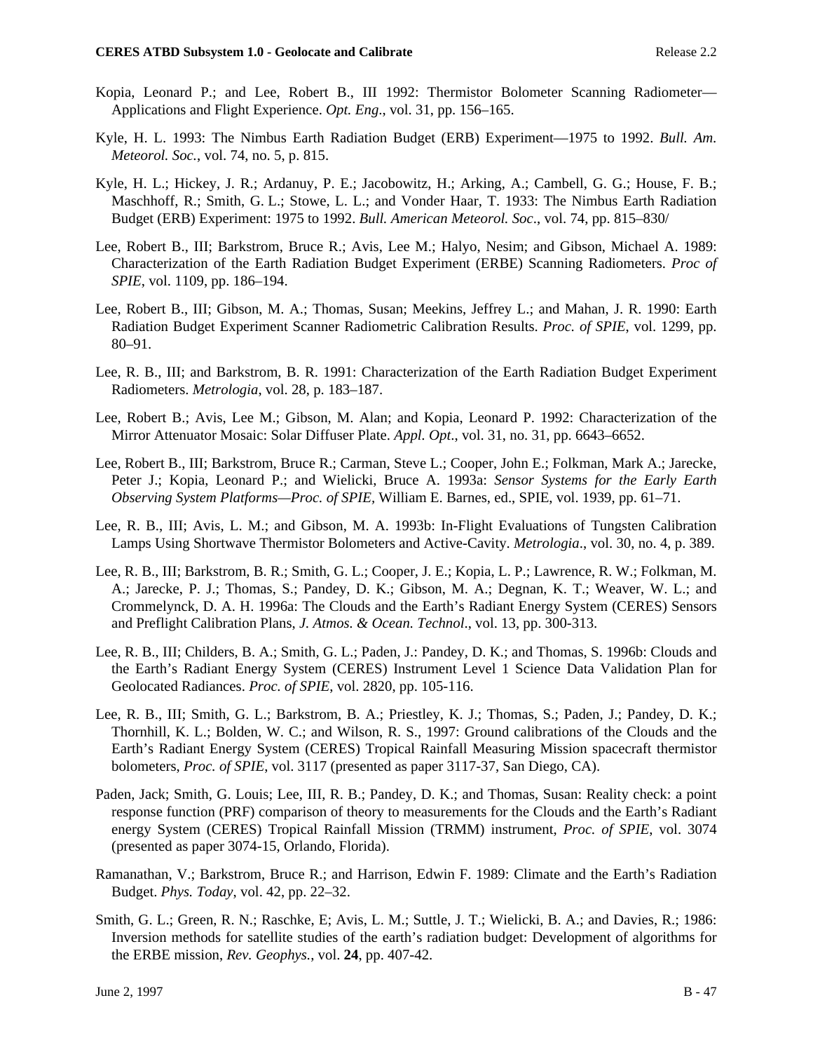Kopia, Leonard P.; and Lee, Robert B., III 1992: Thermistor Bolometer Scanning Radiometer—Applications and Flight Experience. *Opt. Eng*., vol. 31, pp. 156–165.

Kyle, H. L. 1993: The Nimbus Earth Radiation Budget (ERB) Experiment—1975 to 1992. *Bull. Am. Meteorol. Soc.*, vol. 74, no. 5, p. 815.

Kyle, H. L.; Hickey, J. R.; Ardanuy, P. E.; Jacobowitz, H.; Arking, A.; Cambell, G. G.; House, F. B.; Maschhoff, R.; Smith, G. L.; Stowe, L. L.; and Vonder Haar, T. 1933: The Nimbus Earth Radiation Budget (ERB) Experiment: 1975 to 1992. *Bull. American Meteorol. Soc*., vol. 74, pp. 815–830/

Lee, Robert B., III; Barkstrom, Bruce R.; Avis, Lee M.; Halyo, Nesim; and Gibson, Michael A. 1989: Characterization of the Earth Radiation Budget Experiment (ERBE) Scanning Radiometers. *Proc of SPIE*, vol. 1109, pp. 186–194.

Lee, Robert B., III; Gibson, M. A.; Thomas, Susan; Meekins, Jeffrey L.; and Mahan, J. R. 1990: Earth Radiation Budget Experiment Scanner Radiometric Calibration Results. *Proc. of SPIE*, vol. 1299, pp. 80–91.

Lee, R. B., III; and Barkstrom, B. R. 1991: Characterization of the Earth Radiation Budget Experiment Radiometers. *Metrologia*, vol. 28, p. 183–187.

Lee, Robert B.; Avis, Lee M.; Gibson, M. Alan; and Kopia, Leonard P. 1992: Characterization of the Mirror Attenuator Mosaic: Solar Diffuser Plate. *Appl. Opt*., vol. 31, no. 31, pp. 6643–6652.

Lee, Robert B., III; Barkstrom, Bruce R.; Carman, Steve L.; Cooper, John E.; Folkman, Mark A.; Jarecke, Peter J.; Kopia, Leonard P.; and Wielicki, Bruce A. 1993a: *Sensor Systems for the Early Earth Observing System Platforms—Proc. of SPIE*, William E. Barnes, ed., SPIE, vol. 1939, pp. 61–71.

Lee, R. B., III; Avis, L. M.; and Gibson, M. A. 1993b: In-Flight Evaluations of Tungsten Calibration Lamps Using Shortwave Thermistor Bolometers and Active-Cavity. *Metrologia*., vol. 30, no. 4, p. 389.

Lee, R. B., III; Barkstrom, B. R.; Smith, G. L.; Cooper, J. E.; Kopia, L. P.; Lawrence, R. W.; Folkman, M. A.; Jarecke, P. J.; Thomas, S.; Pandey, D. K.; Gibson, M. A.; Degnan, K. T.; Weaver, W. L.; and Crommelynck, D. A. H. 1996a: The Clouds and the Earth's Radiant Energy System (CERES) Sensors and Preflight Calibration Plans, *J. Atmos. & Ocean. Technol*., vol. 13, pp. 300-313.

Lee, R. B., III; Childers, B. A.; Smith, G. L.; Paden, J.: Pandey, D. K.; and Thomas, S. 1996b: Clouds and the Earth's Radiant Energy System (CERES) Instrument Level 1 Science Data Validation Plan for Geolocated Radiances. *Proc. of SPIE*, vol. 2820, pp. 105-116.

Lee, R. B., III; Smith, G. L.; Barkstrom, B. A.; Priestley, K. J.; Thomas, S.; Paden, J.; Pandey, D. K.; Thornhill, K. L.; Bolden, W. C.; and Wilson, R. S., 1997: Ground calibrations of the Clouds and the Earth's Radiant Energy System (CERES) Tropical Rainfall Measuring Mission spacecraft thermistor bolometers, *Proc. of SPIE*, vol. 3117 (presented as paper 3117-37, San Diego, CA).

Paden, Jack; Smith, G. Louis; Lee, III, R. B.; Pandey, D. K.; and Thomas, Susan: Reality check: a point response function (PRF) comparison of theory to measurements for the Clouds and the Earth's Radiant energy System (CERES) Tropical Rainfall Mission (TRMM) instrument, *Proc. of SPIE*, vol. 3074 (presented as paper 3074-15, Orlando, Florida).

Ramanathan, V.; Barkstrom, Bruce R.; and Harrison, Edwin F. 1989: Climate and the Earth's Radiation Budget. *Phys. Today*, vol. 42, pp. 22–32.

Smith, G. L.; Green, R. N.; Raschke, E; Avis, L. M.; Suttle, J. T.; Wielicki, B. A.; and Davies, R.; 1986: Inversion methods for satellite studies of the earth's radiation budget: Development of algorithms for the ERBE mission, *Rev. Geophys.*, vol. **24**, pp. 407-42.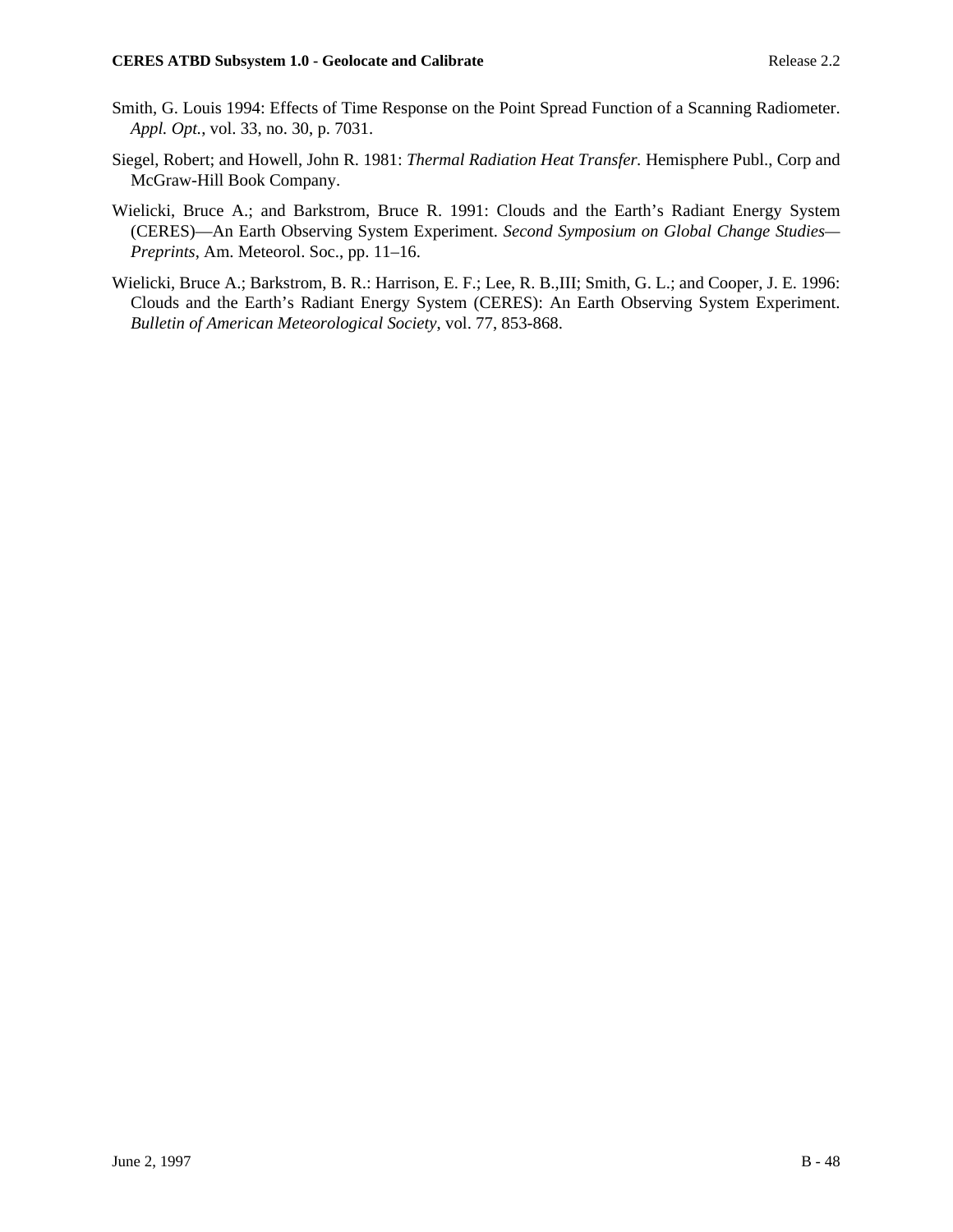Smith, G. Louis 1994: Effects of Time Response on the Point Spread Function of a Scanning Radiometer. *Appl. Opt.*, vol. 33, no. 30, p. 7031.

Siegel, Robert; and Howell, John R. 1981: *Thermal Radiation Heat Transfer.* Hemisphere Publ., Corp and McGraw-Hill Book Company.

Wielicki, Bruce A.; and Barkstrom, Bruce R. 1991: Clouds and the Earth's Radiant Energy System (CERES)—An Earth Observing System Experiment. *Second Symposium on Global Change Studies—Preprints*, Am. Meteorol. Soc., pp. 11–16.

Wielicki, Bruce A.; Barkstrom, B. R.: Harrison, E. F.; Lee, R. B.,III; Smith, G. L.; and Cooper, J. E. 1996: Clouds and the Earth's Radiant Energy System (CERES): An Earth Observing System Experiment. *Bulletin of American Meteorological Society*, vol. 77, 853-868.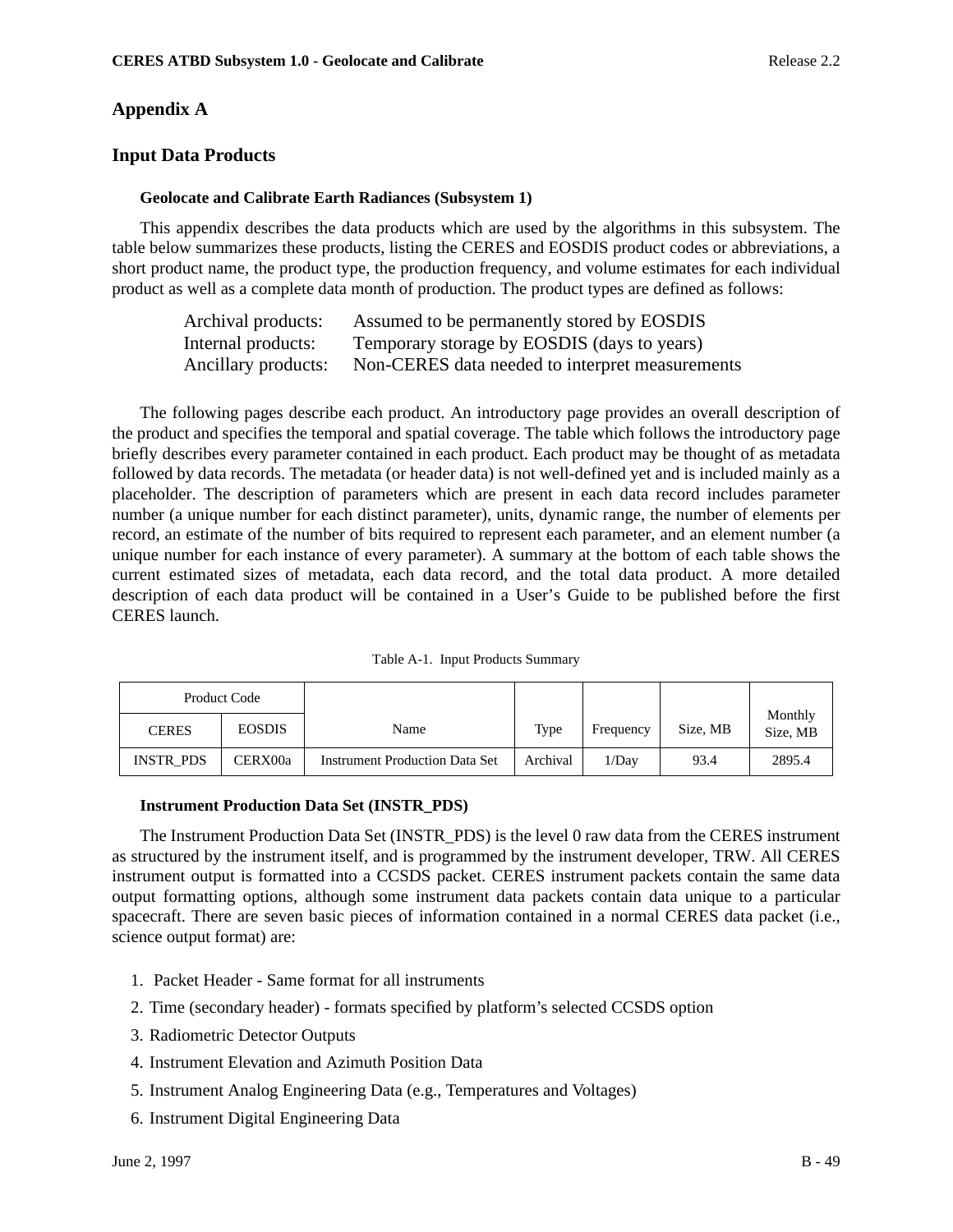# Appendix A

## Input Data Products

### Geolocate and Calibrate Earth Radiances (Subsystem 1)

This appendix describes the data products which are used by the algorithms in this subsystem. The table below summarizes these products, listing the CERES and EOSDIS product codes or abbreviations, a short product name, the product type, the production frequency, and volume estimates for each individual product as well as a complete data month of production. The product types are defined as follows:

| | |
|---|---|
| Archival products: | Assumed to be permanently stored by EOSDIS |
| Internal products: | Temporary storage by EOSDIS (days to years) |
| Ancillary products: | Non-CERES data needed to interpret measurements |

The following pages describe each product. An introductory page provides an overall description of the product and specifies the temporal and spatial coverage. The table which follows the introductory page briefly describes every parameter contained in each product. Each product may be thought of as metadata followed by data records. The metadata (or header data) is not well-defined yet and is included mainly as a placeholder. The description of parameters which are present in each data record includes parameter number (a unique number for each distinct parameter), units, dynamic range, the number of elements per record, an estimate of the number of bits required to represent each parameter, and an element number (a unique number for each instance of every parameter). A summary at the bottom of each table shows the current estimated sizes of metadata, each data record, and the total data product. A more detailed description of each data product will be contained in a User's Guide to be published before the first CERES launch.

Table A-1. Input Products Summary

| Product Code | | Name | Type | Frequency | Size, MB | Monthly Size, MB |
|---|---|---|---|---|---|---|
| CERES | EOSDIS | | | | | |
| INSTR_PDS | CERX00a | Instrument Production Data Set | Archival | 1/Day | 93.4 | 2895.4 |

### Instrument Production Data Set (INSTR_PDS)

The Instrument Production Data Set (INSTR_PDS) is the level 0 raw data from the CERES instrument as structured by the instrument itself, and is programmed by the instrument developer, TRW. All CERES instrument output is formatted into a CCSDS packet. CERES instrument packets contain the same data output formatting options, although some instrument data packets contain data unique to a particular spacecraft. There are seven basic pieces of information contained in a normal CERES data packet (i.e., science output format) are:

1. Packet Header - Same format for all instruments
2. Time (secondary header) - formats specified by platform's selected CCSDS option
3. Radiometric Detector Outputs
4. Instrument Elevation and Azimuth Position Data
5. Instrument Analog Engineering Data (e.g., Temperatures and Voltages)
6. Instrument Digital Engineering Data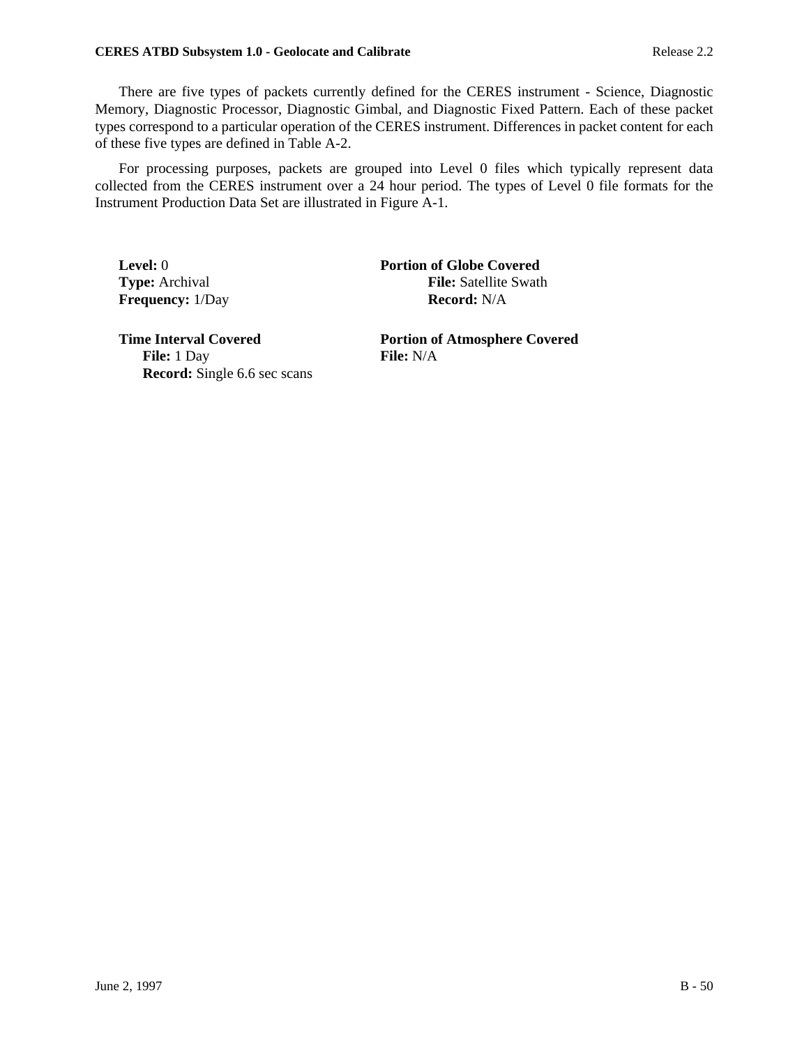There are five types of packets currently defined for the CERES instrument - Science, Diagnostic Memory, Diagnostic Processor, Diagnostic Gimbal, and Diagnostic Fixed Pattern. Each of these packet types correspond to a particular operation of the CERES instrument. Differences in packet content for each of these five types are defined in Table A-2.

For processing purposes, packets are grouped into Level 0 files which typically represent data collected from the CERES instrument over a 24 hour period. The types of Level 0 file formats for the Instrument Production Data Set are illustrated in Figure A-1.

**Level:** 0
**Type:** Archival
**Frequency:** 1/Day

**Portion of Globe Covered**
**File:** Satellite Swath
**Record:** N/A

**Time Interval Covered**
**File:** 1 Day
**Record:** Single 6.6 sec scans

**Portion of Atmosphere Covered**
**File:** N/A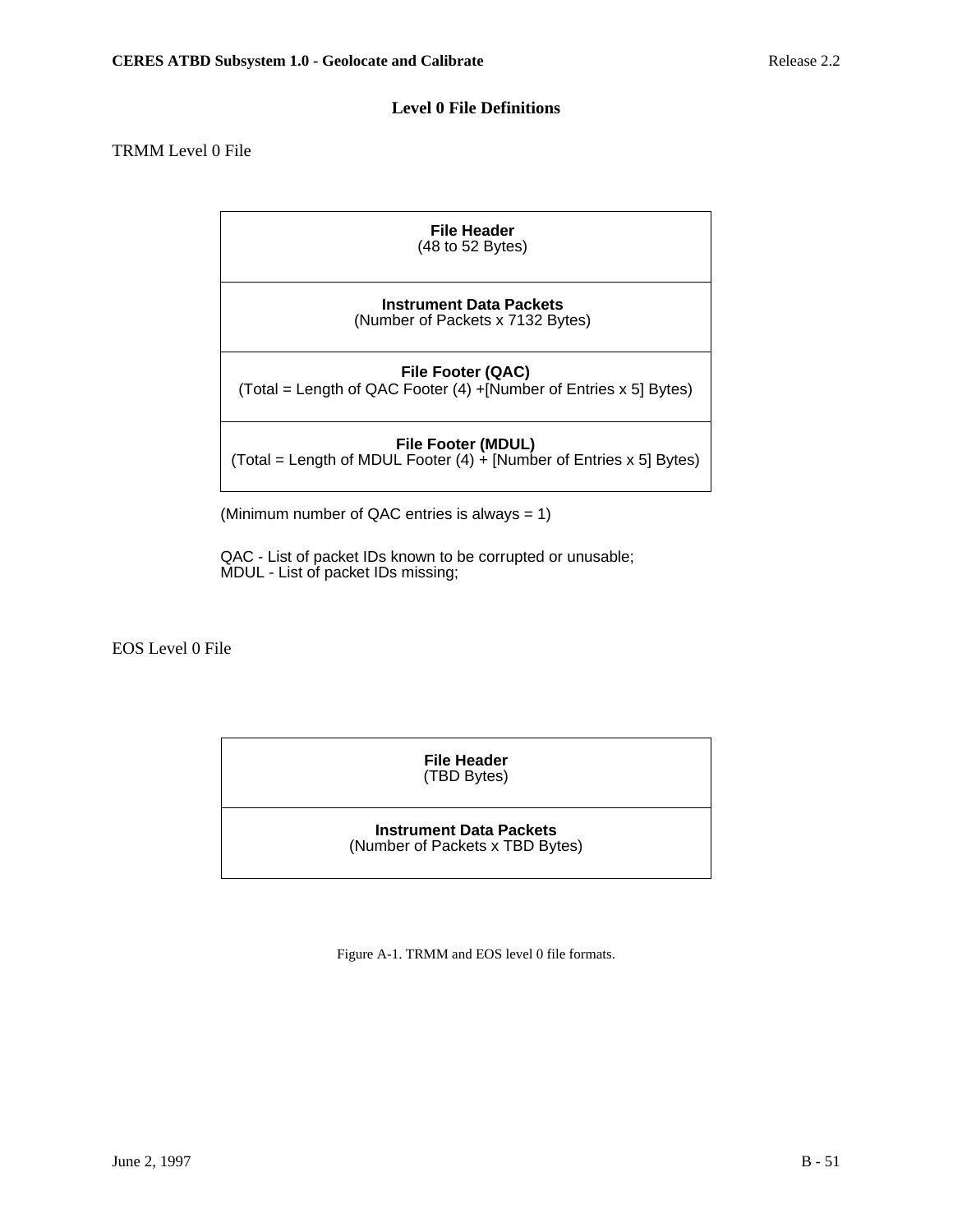## Level 0 File Definitions

TRMM Level 0 File

| **File Header** (48 to 52 Bytes) |
|---|
| **Instrument Data Packets** (Number of Packets x 7132 Bytes) |
| **File Footer (QAC)** (Total = Length of QAC Footer (4) +[Number of Entries x 5] Bytes) |
| **File Footer (MDUL)** (Total = Length of MDUL Footer (4) + [Number of Entries x 5] Bytes) |

(Minimum number of QAC entries is always = 1)

QAC - List of packet IDs known to be corrupted or unusable;
MDUL - List of packet IDs missing;

EOS Level 0 File

| **File Header** (TBD Bytes) |
|---|
| **Instrument Data Packets** (Number of Packets x TBD Bytes) |

Figure A-1. TRMM and EOS level 0 file formats.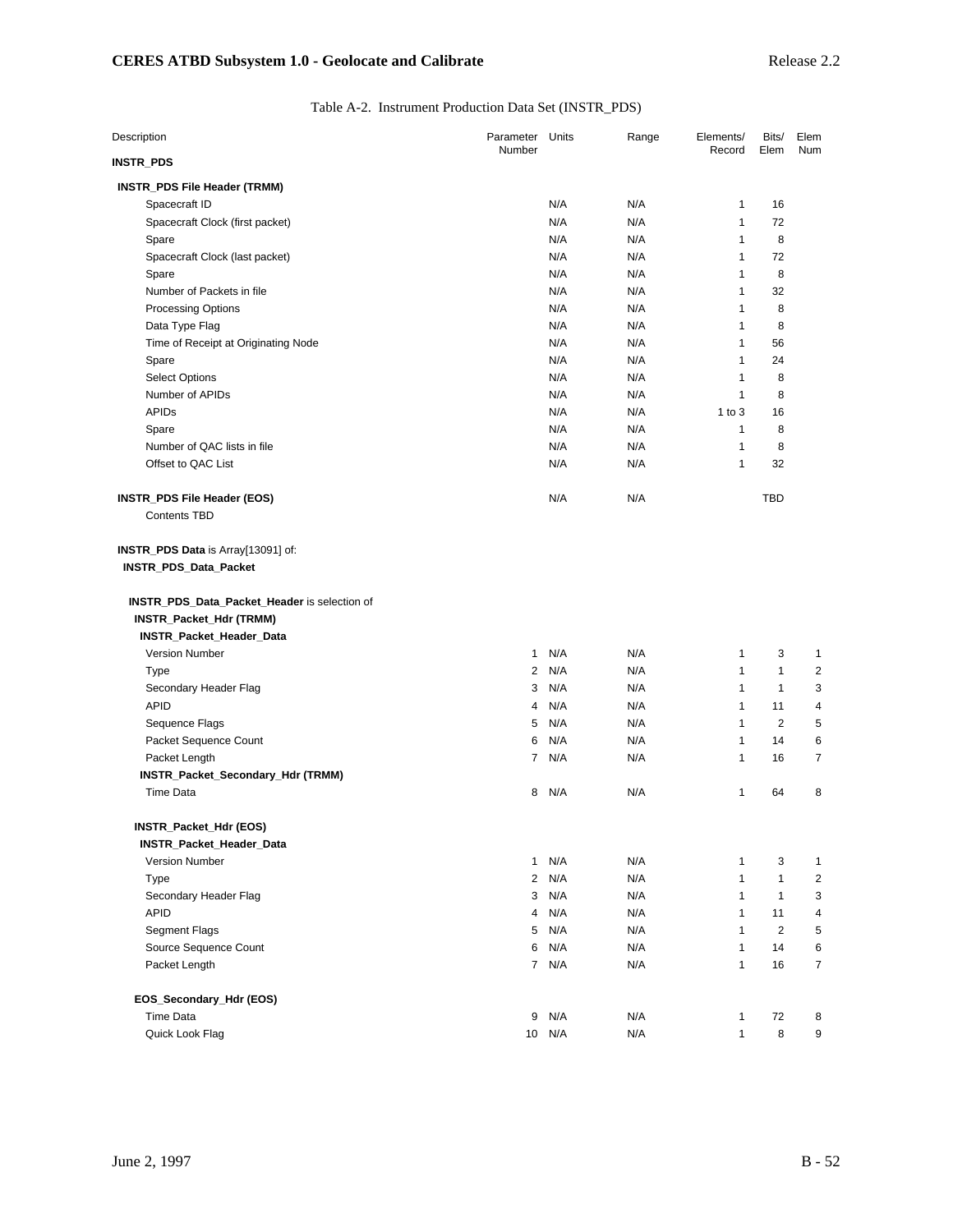Table A-2. Instrument Production Data Set (INSTR_PDS)

| Description | Parameter Number | Units | Range | Elements/ Record | Bits/ Elem | Elem Num |
|---|---|---|---|---|---|---|
| **INSTR_PDS** | | | | | | |
| **INSTR_PDS File Header (TRMM)** | | | | | | |
| Spacecraft ID | | N/A | N/A | 1 | 16 | |
| Spacecraft Clock (first packet) | | N/A | N/A | 1 | 72 | |
| Spare | | N/A | N/A | 1 | 8 | |
| Spacecraft Clock (last packet) | | N/A | N/A | 1 | 72 | |
| Spare | | N/A | N/A | 1 | 8 | |
| Number of Packets in file | | N/A | N/A | 1 | 32 | |
| Processing Options | | N/A | N/A | 1 | 8 | |
| Data Type Flag | | N/A | N/A | 1 | 8 | |
| Time of Receipt at Originating Node | | N/A | N/A | 1 | 56 | |
| Spare | | N/A | N/A | 1 | 24 | |
| Select Options | | N/A | N/A | 1 | 8 | |
| Number of APIDs | | N/A | N/A | 1 | 8 | |
| APIDs | | N/A | N/A | 1 to 3 | 16 | |
| Spare | | N/A | N/A | 1 | 8 | |
| Number of QAC lists in file | | N/A | N/A | 1 | 8 | |
| Offset to QAC List | | N/A | N/A | 1 | 32 | |
| **INSTR_PDS File Header (EOS)** | | N/A | N/A | | TBD | |
| Contents TBD | | | | | | |
| **INSTR_PDS Data** is Array[13091] of: | | | | | | |
| **INSTR_PDS_Data_Packet** | | | | | | |
| **INSTR_PDS_Data_Packet_Header** is selection of | | | | | | |
| **INSTR_Packet_Hdr (TRMM)** | | | | | | |
| **INSTR_Packet_Header_Data** | | | | | | |
| Version Number | 1 | N/A | N/A | 1 | 3 | 1 |
| Type | 2 | N/A | N/A | 1 | 1 | 2 |
| Secondary Header Flag | 3 | N/A | N/A | 1 | 1 | 3 |
| APID | 4 | N/A | N/A | 1 | 11 | 4 |
| Sequence Flags | 5 | N/A | N/A | 1 | 2 | 5 |
| Packet Sequence Count | 6 | N/A | N/A | 1 | 14 | 6 |
| Packet Length | 7 | N/A | N/A | 1 | 16 | 7 |
| **INSTR_Packet_Secondary_Hdr (TRMM)** | | | | | | |
| Time Data | 8 | N/A | N/A | 1 | 64 | 8 |
| **INSTR_Packet_Hdr (EOS)** | | | | | | |
| **INSTR_Packet_Header_Data** | | | | | | |
| Version Number | 1 | N/A | N/A | 1 | 3 | 1 |
| Type | 2 | N/A | N/A | 1 | 1 | 2 |
| Secondary Header Flag | 3 | N/A | N/A | 1 | 1 | 3 |
| APID | 4 | N/A | N/A | 1 | 11 | 4 |
| Segment Flags | 5 | N/A | N/A | 1 | 2 | 5 |
| Source Sequence Count | 6 | N/A | N/A | 1 | 14 | 6 |
| Packet Length | 7 | N/A | N/A | 1 | 16 | 7 |
| **EOS_Secondary_Hdr (EOS)** | | | | | | |
| Time Data | 9 | N/A | N/A | 1 | 72 | 8 |
| Quick Look Flag | 10 | N/A | N/A | 1 | 8 | 9 |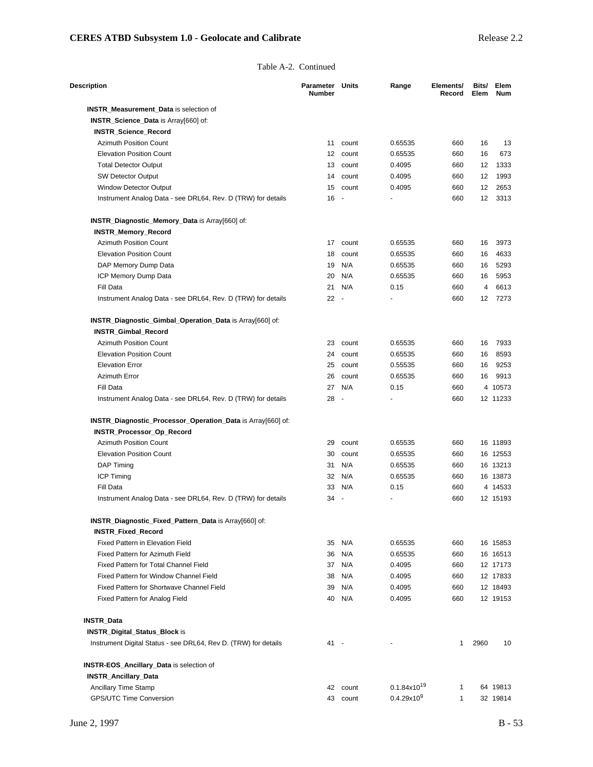Table A-2. Continued

| Description | Parameter Number | Units | Range | Elements/ Record | Bits/ Elem | Elem Num |
|---|---|---|---|---|---|---|
| **INSTR_Measurement_Data** is selection of | | | | | | |
| **INSTR_Science_Data** is Array[660] of: | | | | | | |
| **INSTR_Science_Record** | | | | | | |
| Azimuth Position Count | 11 | count | 0.65535 | 660 | 16 | 13 |
| Elevation Position Count | 12 | count | 0.65535 | 660 | 16 | 673 |
| Total Detector Output | 13 | count | 0.4095 | 660 | 12 | 1333 |
| SW Detector Output | 14 | count | 0.4095 | 660 | 12 | 1993 |
| Window Detector Output | 15 | count | 0.4095 | 660 | 12 | 2653 |
| Instrument Analog Data - see DRL64, Rev. D (TRW) for details | 16 | - | - | 660 | 12 | 3313 |
| **INSTR_Diagnostic_Memory_Data** is Array[660] of: | | | | | | |
| **INSTR_Memory_Record** | | | | | | |
| Azimuth Position Count | 17 | count | 0.65535 | 660 | 16 | 3973 |
| Elevation Position Count | 18 | count | 0.65535 | 660 | 16 | 4633 |
| DAP Memory Dump Data | 19 | N/A | 0.65535 | 660 | 16 | 5293 |
| ICP Memory Dump Data | 20 | N/A | 0.65535 | 660 | 16 | 5953 |
| Fill Data | 21 | N/A | 0.15 | 660 | 4 | 6613 |
| Instrument Analog Data - see DRL64, Rev. D (TRW) for details | 22 | - | - | 660 | 12 | 7273 |
| **INSTR_Diagnostic_Gimbal_Operation_Data** is Array[660] of: | | | | | | |
| **INSTR_Gimbal_Record** | | | | | | |
| Azimuth Position Count | 23 | count | 0.65535 | 660 | 16 | 7933 |
| Elevation Position Count | 24 | count | 0.65535 | 660 | 16 | 8593 |
| Elevation Error | 25 | count | 0.55535 | 660 | 16 | 9253 |
| Azimuth Error | 26 | count | 0.65535 | 660 | 16 | 9913 |
| Fill Data | 27 | N/A | 0.15 | 660 | 4 | 10573 |
| Instrument Analog Data - see DRL64, Rev. D (TRW) for details | 28 | - | - | 660 | 12 | 11233 |
| **INSTR_Diagnostic_Processor_Operation_Data** is Array[660] of: | | | | | | |
| **INSTR_Processor_Op_Record** | | | | | | |
| Azimuth Position Count | 29 | count | 0.65535 | 660 | 16 | 11893 |
| Elevation Position Count | 30 | count | 0.65535 | 660 | 16 | 12553 |
| DAP Timing | 31 | N/A | 0.65535 | 660 | 16 | 13213 |
| ICP Timing | 32 | N/A | 0.65535 | 660 | 16 | 13873 |
| Fill Data | 33 | N/A | 0.15 | 660 | 4 | 14533 |
| Instrument Analog Data - see DRL64, Rev. D (TRW) for details | 34 | - | - | 660 | 12 | 15193 |
| **INSTR_Diagnostic_Fixed_Pattern_Data** is Array[660] of: | | | | | | |
| **INSTR_Fixed_Record** | | | | | | |
| Fixed Pattern in Elevation Field | 35 | N/A | 0.65535 | 660 | 16 | 15853 |
| Fixed Pattern for Azimuth Field | 36 | N/A | 0.65535 | 660 | 16 | 16513 |
| Fixed Pattern for Total Channel Field | 37 | N/A | 0.4095 | 660 | 12 | 17173 |
| Fixed Pattern for Window Channel Field | 38 | N/A | 0.4095 | 660 | 12 | 17833 |
| Fixed Pattern for Shortwave Channel Field | 39 | N/A | 0.4095 | 660 | 12 | 18493 |
| Fixed Pattern for Analog Field | 40 | N/A | 0.4095 | 660 | 12 | 19153 |
| **INSTR_Data** | | | | | | |
| **INSTR_Digital_Status_Block** is | | | | | | |
| Instrument Digital Status - see DRL64, Rev D. (TRW) for details | 41 | - | - | 1 | 2960 | 10 |
| **INSTR-EOS_Ancillary_Data** is selection of | | | | | | |
| **INSTR_Ancillary_Data** | | | | | | |
| Ancillary Time Stamp | 42 | count | $0.1.84 \times 10^{19}$ | 1 | 64 | 19813 |
| GPS/UTC Time Conversion | 43 | count | $0.4.29 \times 10^{9}$ | 1 | 32 | 19814 |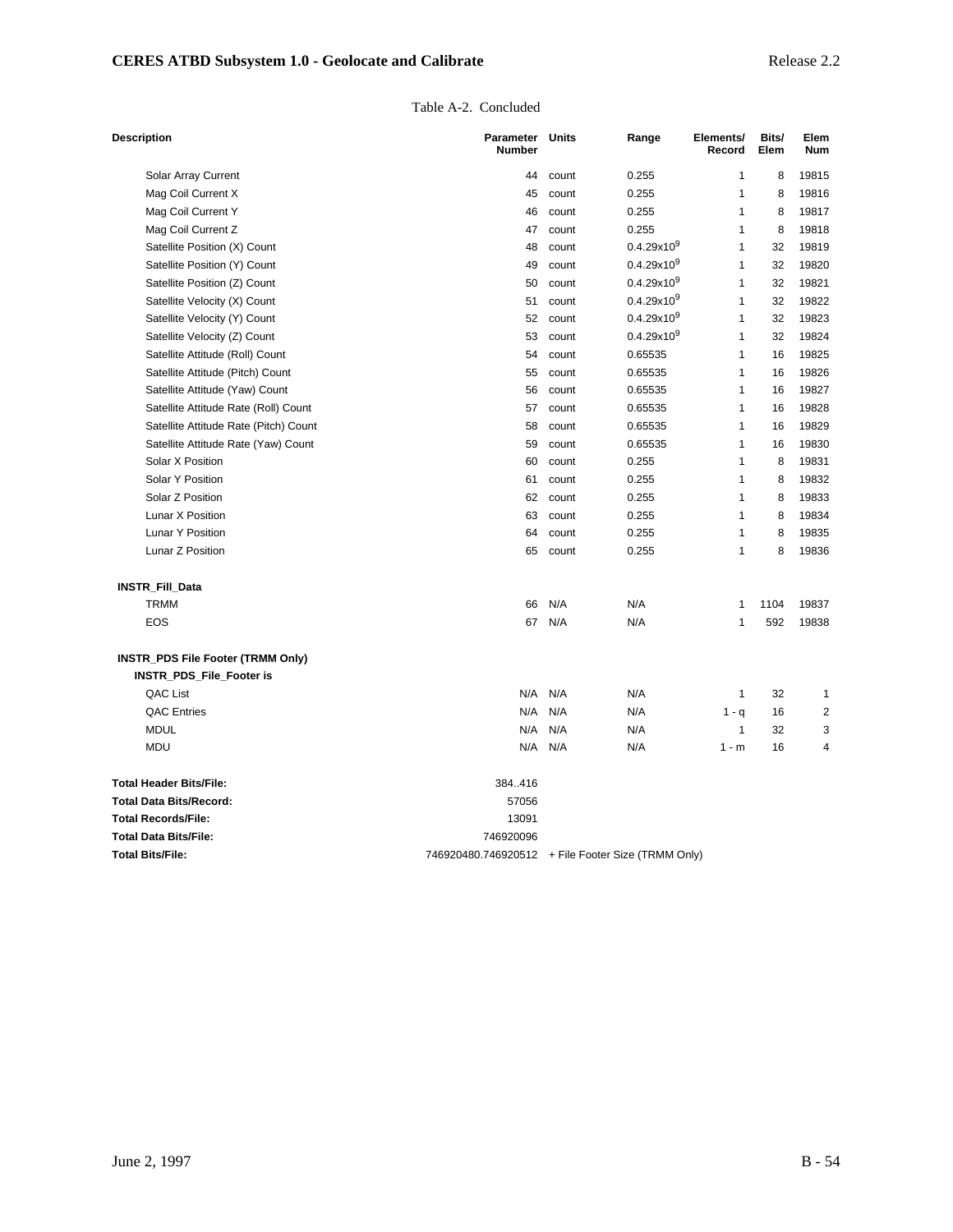Table A-2. Concluded

| Description | Parameter Number | Units | Range | Elements/ Record | Bits/ Elem | Elem Num |
|---|---|---|---|---|---|---|
| Solar Array Current | 44 | count | 0.255 | 1 | 8 | 19815 |
| Mag Coil Current X | 45 | count | 0.255 | 1 | 8 | 19816 |
| Mag Coil Current Y | 46 | count | 0.255 | 1 | 8 | 19817 |
| Mag Coil Current Z | 47 | count | 0.255 | 1 | 8 | 19818 |
| Satellite Position (X) Count | 48 | count | $0.4.29 \times 10^9$ | 1 | 32 | 19819 |
| Satellite Position (Y) Count | 49 | count | $0.4.29 \times 10^9$ | 1 | 32 | 19820 |
| Satellite Position (Z) Count | 50 | count | $0.4.29 \times 10^9$ | 1 | 32 | 19821 |
| Satellite Velocity (X) Count | 51 | count | $0.4.29 \times 10^9$ | 1 | 32 | 19822 |
| Satellite Velocity (Y) Count | 52 | count | $0.4.29 \times 10^9$ | 1 | 32 | 19823 |
| Satellite Velocity (Z) Count | 53 | count | $0.4.29 \times 10^9$ | 1 | 32 | 19824 |
| Satellite Attitude (Roll) Count | 54 | count | 0.65535 | 1 | 16 | 19825 |
| Satellite Attitude (Pitch) Count | 55 | count | 0.65535 | 1 | 16 | 19826 |
| Satellite Attitude (Yaw) Count | 56 | count | 0.65535 | 1 | 16 | 19827 |
| Satellite Attitude Rate (Roll) Count | 57 | count | 0.65535 | 1 | 16 | 19828 |
| Satellite Attitude Rate (Pitch) Count | 58 | count | 0.65535 | 1 | 16 | 19829 |
| Satellite Attitude Rate (Yaw) Count | 59 | count | 0.65535 | 1 | 16 | 19830 |
| Solar X Position | 60 | count | 0.255 | 1 | 8 | 19831 |
| Solar Y Position | 61 | count | 0.255 | 1 | 8 | 19832 |
| Solar Z Position | 62 | count | 0.255 | 1 | 8 | 19833 |
| Lunar X Position | 63 | count | 0.255 | 1 | 8 | 19834 |
| Lunar Y Position | 64 | count | 0.255 | 1 | 8 | 19835 |
| Lunar Z Position | 65 | count | 0.255 | 1 | 8 | 19836 |
| **INSTR_Fill_Data** | | | | | | |
| TRMM | 66 | N/A | N/A | 1 | 1104 | 19837 |
| EOS | 67 | N/A | N/A | 1 | 592 | 19838 |
| **INSTR_PDS File Footer (TRMM Only)** | | | | | | |
| **INSTR_PDS_File_Footer is** | | | | | | |
| QAC List | N/A | N/A | N/A | 1 | 32 | 1 |
| QAC Entries | N/A | N/A | N/A | 1 - q | 16 | 2 |
| MDUL | N/A | N/A | N/A | 1 | 32 | 3 |
| MDU | N/A | N/A | N/A | 1 - m | 16 | 4 |
| **Total Header Bits/File:** | 384..416 | | | | | |
| **Total Data Bits/Record:** | 57056 | | | | | |
| **Total Records/File:** | 13091 | | | | | |
| **Total Data Bits/File:** | 746920096 | | | | | |
| **Total Bits/File:** | 746920480.746920512 | + File Footer Size (TRMM Only) | | | | |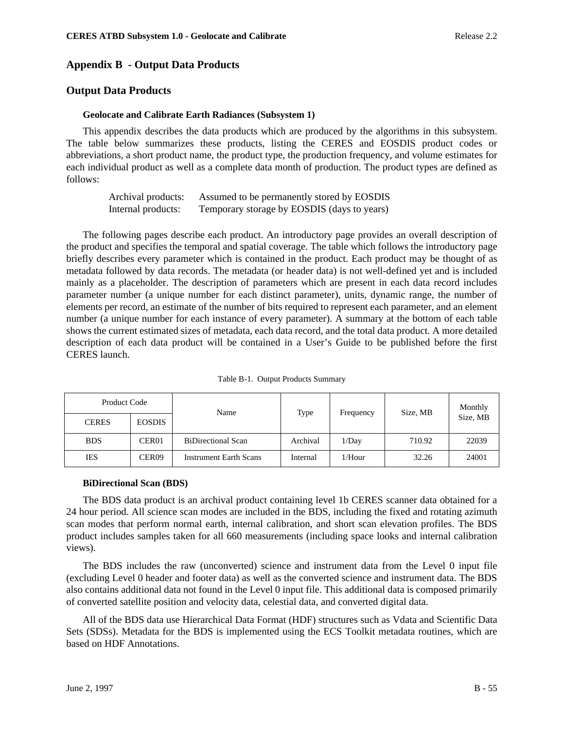# Appendix B - Output Data Products

## Output Data Products

### Geolocate and Calibrate Earth Radiances (Subsystem 1)

This appendix describes the data products which are produced by the algorithms in this subsystem. The table below summarizes these products, listing the CERES and EOSDIS product codes or abbreviations, a short product name, the product type, the production frequency, and volume estimates for each individual product as well as a complete data month of production. The product types are defined as follows:

Archival products: Assumed to be permanently stored by EOSDIS
Internal products: Temporary storage by EOSDIS (days to years)

The following pages describe each product. An introductory page provides an overall description of the product and specifies the temporal and spatial coverage. The table which follows the introductory page briefly describes every parameter which is contained in the product. Each product may be thought of as metadata followed by data records. The metadata (or header data) is not well-defined yet and is included mainly as a placeholder. The description of parameters which are present in each data record includes parameter number (a unique number for each distinct parameter), units, dynamic range, the number of elements per record, an estimate of the number of bits required to represent each parameter, and an element number (a unique number for each instance of every parameter). A summary at the bottom of each table shows the current estimated sizes of metadata, each data record, and the total data product. A more detailed description of each data product will be contained in a User's Guide to be published before the first CERES launch.

Table B-1. Output Products Summary

| Product Code | | Name | Type | Frequency | Size, MB | Monthly Size, MB |
|---|---|---|---|---|---|---|
| CERES | EOSDIS | | | | | |
| BDS | CER01 | BiDirectional Scan | Archival | 1/Day | 710.92 | 22039 |
| IES | CER09 | Instrument Earth Scans | Internal | 1/Hour | 32.26 | 24001 |

### BiDirectional Scan (BDS)

The BDS data product is an archival product containing level 1b CERES scanner data obtained for a 24 hour period. All science scan modes are included in the BDS, including the fixed and rotating azimuth scan modes that perform normal earth, internal calibration, and short scan elevation profiles. The BDS product includes samples taken for all 660 measurements (including space looks and internal calibration views).

The BDS includes the raw (unconverted) science and instrument data from the Level 0 input file (excluding Level 0 header and footer data) as well as the converted science and instrument data. The BDS also contains additional data not found in the Level 0 input file. This additional data is composed primarily of converted satellite position and velocity data, celestial data, and converted digital data.

All of the BDS data use Hierarchical Data Format (HDF) structures such as Vdata and Scientific Data Sets (SDSs). Metadata for the BDS is implemented using the ECS Toolkit metadata routines, which are based on HDF Annotations.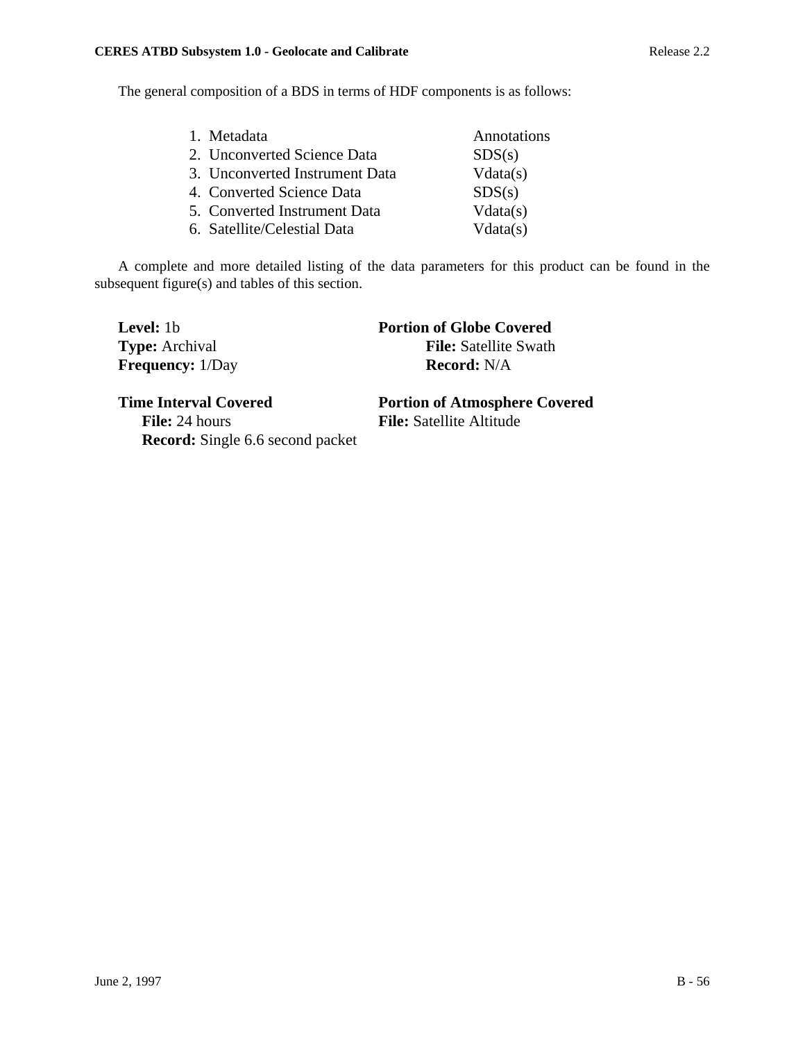The general composition of a BDS in terms of HDF components is as follows:

| | |
|---|---|
| 1. Metadata | Annotations |
| 2. Unconverted Science Data | SDS(s) |
| 3. Unconverted Instrument Data | Vdata(s) |
| 4. Converted Science Data | SDS(s) |
| 5. Converted Instrument Data | Vdata(s) |
| 6. Satellite/Celestial Data | Vdata(s) |

A complete and more detailed listing of the data parameters for this product can be found in the subsequent figure(s) and tables of this section.

**Level:** 1b
**Type:** Archival
**Frequency:** 1/Day

**Portion of Globe Covered**
**File:** Satellite Swath
**Record:** N/A

**Time Interval Covered**
**File:** 24 hours
**Record:** Single 6.6 second packet

**Portion of Atmosphere Covered**
**File:** Satellite Altitude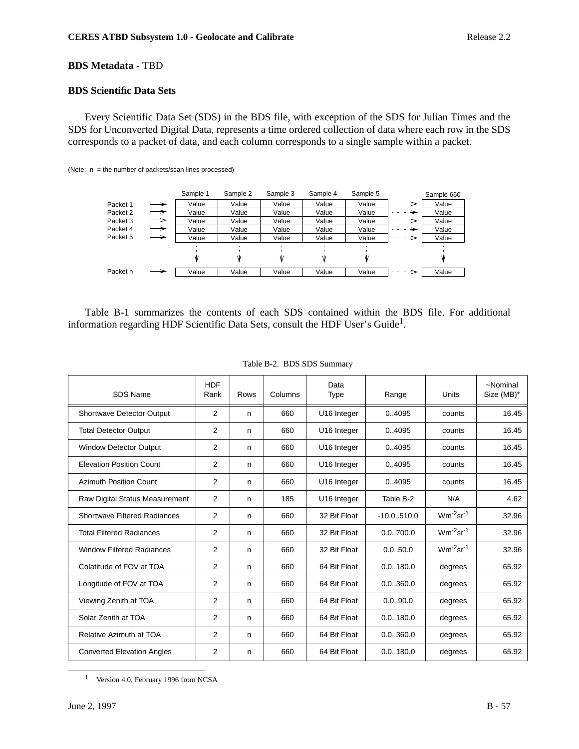**BDS Metadata** - TBD

**BDS Scientific Data Sets**

Every Scientific Data Set (SDS) in the BDS file, with exception of the SDS for Julian Times and the SDS for Unconverted Digital Data, represents a time ordered collection of data where each row in the SDS corresponds to a packet of data, and each column corresponds to a single sample within a packet.

(Note: n = the number of packets/scan lines processed)

| | Sample 1 | Sample 2 | Sample 3 | Sample 4 | Sample 5 | | Sample 660 |
|---|---|---|---|---|---|---|---|
| Packet 1 → | Value | Value | Value | Value | Value | - - - → | Value |
| Packet 2 → | Value | Value | Value | Value | Value | - - - → | Value |
| Packet 3 → | Value | Value | Value | Value | Value | - - - → | Value |
| Packet 4 → | Value | Value | Value | Value | Value | - - - → | Value |
| Packet 5 → | Value | Value | Value | Value | Value | - - - → | Value |
| ⋮ | ↓ | ↓ | ↓ | ↓ | ↓ | | ↓ |
| Packet n → | Value | Value | Value | Value | Value | - - - → | Value |

Table B-1 summarizes the contents of each SDS contained within the BDS file. For additional information regarding HDF Scientific Data Sets, consult the HDF User's Guide[1].

Table B-2. BDS SDS Summary

| SDS Name | HDF Rank | Rows | Columns | Data Type | Range | Units | ~Nominal Size (MB)* |
|---|---|---|---|---|---|---|---|
| Shortwave Detector Output | 2 | n | 660 | U16 Integer | 0..4095 | counts | 16.45 |
| Total Detector Output | 2 | n | 660 | U16 Integer | 0..4095 | counts | 16.45 |
| Window Detector Output | 2 | n | 660 | U16 Integer | 0..4095 | counts | 16.45 |
| Elevation Position Count | 2 | n | 660 | U16 Integer | 0..4095 | counts | 16.45 |
| Azimuth Position Count | 2 | n | 660 | U16 Integer | 0..4095 | counts | 16.45 |
| Raw Digital Status Measurement | 2 | n | 185 | U16 Integer | Table B-2 | N/A | 4.62 |
| Shortwave Filtered Radiances | 2 | n | 660 | 32 Bit Float | -10.0..510.0 | $Wm^{-2}sr^{-1}$ | 32.96 |
| Total Filtered Radiances | 2 | n | 660 | 32 Bit Float | 0.0..700.0 | $Wm^{-2}sr^{-1}$ | 32.96 |
| Window Filtered Radiances | 2 | n | 660 | 32 Bit Float | 0.0..50.0 | $Wm^{-2}sr^{-1}$ | 32.96 |
| Colatitude of FOV at TOA | 2 | n | 660 | 64 Bit Float | 0.0..180.0 | degrees | 65.92 |
| Longitude of FOV at TOA | 2 | n | 660 | 64 Bit Float | 0.0..360.0 | degrees | 65.92 |
| Viewing Zenith at TOA | 2 | n | 660 | 64 Bit Float | 0.0..90.0 | degrees | 65.92 |
| Solar Zenith at TOA | 2 | n | 660 | 64 Bit Float | 0.0..180.0 | degrees | 65.92 |
| Relative Azimuth at TOA | 2 | n | 660 | 64 Bit Float | 0.0..360.0 | degrees | 65.92 |
| Converted Elevation Angles | 2 | n | 660 | 64 Bit Float | 0.0..180.0 | degrees | 65.92 |

[1] Version 4.0, February 1996 from NCSA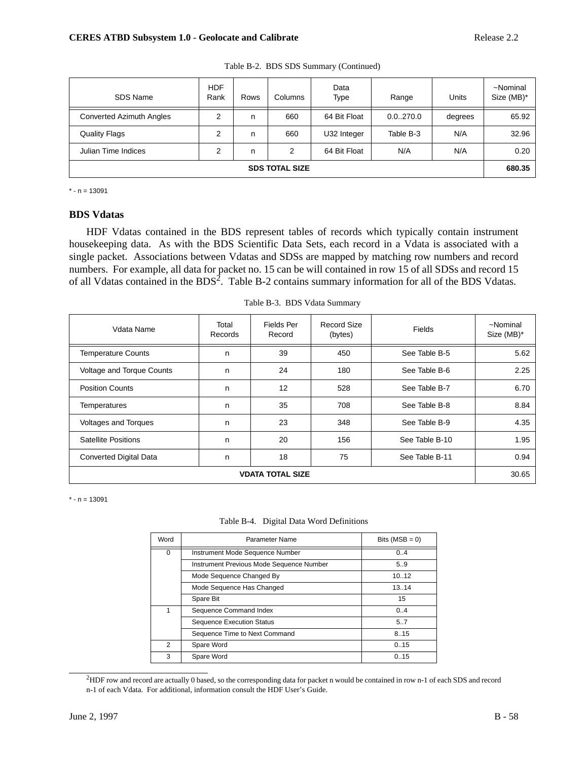Table B-2. BDS SDS Summary (Continued)

| SDS Name | HDF Rank | Rows | Columns | Data Type | Range | Units | ~Nominal Size (MB)* |
|---|---|---|---|---|---|---|---|
| Converted Azimuth Angles | 2 | n | 660 | 64 Bit Float | 0.0..270.0 | degrees | 65.92 |
| Quality Flags | 2 | n | 660 | U32 Integer | Table B-3 | N/A | 32.96 |
| Julian Time Indices | 2 | n | 2 | 64 Bit Float | N/A | N/A | 0.20 |
| **SDS TOTAL SIZE** | | | | | | | **680.35** |

* - n = 13091

### BDS Vdatas

HDF Vdatas contained in the BDS represent tables of records which typically contain instrument housekeeping data. As with the BDS Scientific Data Sets, each record in a Vdata is associated with a single packet. Associations between Vdatas and SDSs are mapped by matching row numbers and record numbers. For example, all data for packet no. 15 can be will contained in row 15 of all SDSs and record 15 of all Vdatas contained in the BDS[2]. Table B-2 contains summary information for all of the BDS Vdatas.

Table B-3. BDS Vdata Summary

| Vdata Name | Total Records | Fields Per Record | Record Size (bytes) | Fields | ~Nominal Size (MB)* |
|---|---|---|---|---|---|
| Temperature Counts | n | 39 | 450 | See Table B-5 | 5.62 |
| Voltage and Torque Counts | n | 24 | 180 | See Table B-6 | 2.25 |
| Position Counts | n | 12 | 528 | See Table B-7 | 6.70 |
| Temperatures | n | 35 | 708 | See Table B-8 | 8.84 |
| Voltages and Torques | n | 23 | 348 | See Table B-9 | 4.35 |
| Satellite Positions | n | 20 | 156 | See Table B-10 | 1.95 |
| Converted Digital Data | n | 18 | 75 | See Table B-11 | 0.94 |
| **VDATA TOTAL SIZE** | | | | | 30.65 |

* - n = 13091

Table B-4. Digital Data Word Definitions

| Word | Parameter Name | Bits (MSB = 0) |
|---|---|---|
| 0 | Instrument Mode Sequence Number | 0..4 |
| | Instrument Previous Mode Sequence Number | 5..9 |
| | Mode Sequence Changed By | 10..12 |
| | Mode Sequence Has Changed | 13..14 |
| | Spare Bit | 15 |
| 1 | Sequence Command Index | 0..4 |
| | Sequence Execution Status | 5..7 |
| | Sequence Time to Next Command | 8..15 |
| 2 | Spare Word | 0..15 |
| 3 | Spare Word | 0..15 |

[2]HDF row and record are actually 0 based, so the corresponding data for packet n would be contained in row n-1 of each SDS and record n-1 of each Vdata. For additional, information consult the HDF User's Guide.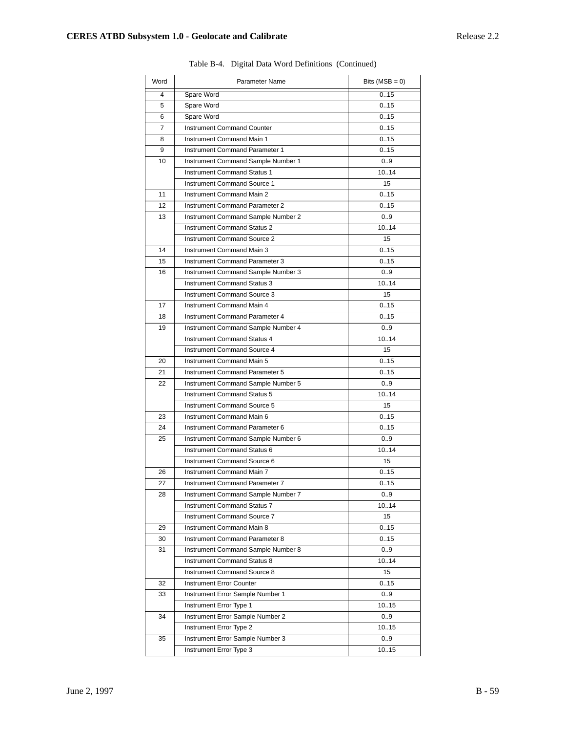Table B-4. Digital Data Word Definitions (Continued)

| Word | Parameter Name | Bits (MSB = 0) |
|---|---|---|
| 4 | Spare Word | 0..15 |
| 5 | Spare Word | 0..15 |
| 6 | Spare Word | 0..15 |
| 7 | Instrument Command Counter | 0..15 |
| 8 | Instrument Command Main 1 | 0..15 |
| 9 | Instrument Command Parameter 1 | 0..15 |
| 10 | Instrument Command Sample Number 1 | 0..9 |
| | Instrument Command Status 1 | 10..14 |
| | Instrument Command Source 1 | 15 |
| 11 | Instrument Command Main 2 | 0..15 |
| 12 | Instrument Command Parameter 2 | 0..15 |
| 13 | Instrument Command Sample Number 2 | 0..9 |
| | Instrument Command Status 2 | 10..14 |
| | Instrument Command Source 2 | 15 |
| 14 | Instrument Command Main 3 | 0..15 |
| 15 | Instrument Command Parameter 3 | 0..15 |
| 16 | Instrument Command Sample Number 3 | 0..9 |
| | Instrument Command Status 3 | 10..14 |
| | Instrument Command Source 3 | 15 |
| 17 | Instrument Command Main 4 | 0..15 |
| 18 | Instrument Command Parameter 4 | 0..15 |
| 19 | Instrument Command Sample Number 4 | 0..9 |
| | Instrument Command Status 4 | 10..14 |
| | Instrument Command Source 4 | 15 |
| 20 | Instrument Command Main 5 | 0..15 |
| 21 | Instrument Command Parameter 5 | 0..15 |
| 22 | Instrument Command Sample Number 5 | 0..9 |
| | Instrument Command Status 5 | 10..14 |
| | Instrument Command Source 5 | 15 |
| 23 | Instrument Command Main 6 | 0..15 |
| 24 | Instrument Command Parameter 6 | 0..15 |
| 25 | Instrument Command Sample Number 6 | 0..9 |
| | Instrument Command Status 6 | 10..14 |
| | Instrument Command Source 6 | 15 |
| 26 | Instrument Command Main 7 | 0..15 |
| 27 | Instrument Command Parameter 7 | 0..15 |
| 28 | Instrument Command Sample Number 7 | 0..9 |
| | Instrument Command Status 7 | 10..14 |
| | Instrument Command Source 7 | 15 |
| 29 | Instrument Command Main 8 | 0..15 |
| 30 | Instrument Command Parameter 8 | 0..15 |
| 31 | Instrument Command Sample Number 8 | 0..9 |
| | Instrument Command Status 8 | 10..14 |
| | Instrument Command Source 8 | 15 |
| 32 | Instrument Error Counter | 0..15 |
| 33 | Instrument Error Sample Number 1 | 0..9 |
| | Instrument Error Type 1 | 10..15 |
| 34 | Instrument Error Sample Number 2 | 0..9 |
| | Instrument Error Type 2 | 10..15 |
| 35 | Instrument Error Sample Number 3 | 0..9 |
| | Instrument Error Type 3 | 10..15 |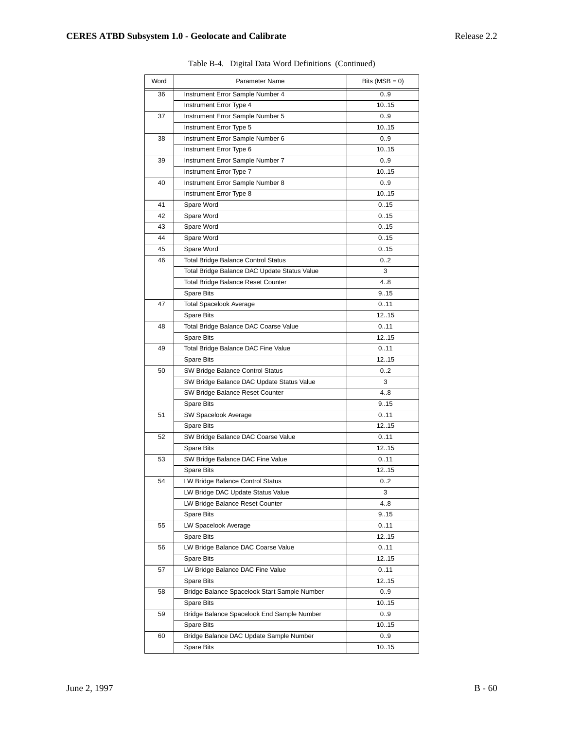Table B-4. Digital Data Word Definitions (Continued)

| Word | Parameter Name | Bits (MSB = 0) |
|---|---|---|
| 36 | Instrument Error Sample Number 4 | 0..9 |
| | Instrument Error Type 4 | 10..15 |
| 37 | Instrument Error Sample Number 5 | 0..9 |
| | Instrument Error Type 5 | 10..15 |
| 38 | Instrument Error Sample Number 6 | 0..9 |
| | Instrument Error Type 6 | 10..15 |
| 39 | Instrument Error Sample Number 7 | 0..9 |
| | Instrument Error Type 7 | 10..15 |
| 40 | Instrument Error Sample Number 8 | 0..9 |
| | Instrument Error Type 8 | 10..15 |
| 41 | Spare Word | 0..15 |
| 42 | Spare Word | 0..15 |
| 43 | Spare Word | 0..15 |
| 44 | Spare Word | 0..15 |
| 45 | Spare Word | 0..15 |
| 46 | Total Bridge Balance Control Status | 0..2 |
| | Total Bridge Balance DAC Update Status Value | 3 |
| | Total Bridge Balance Reset Counter | 4..8 |
| | Spare Bits | 9..15 |
| 47 | Total Spacelook Average | 0..11 |
| | Spare Bits | 12..15 |
| 48 | Total Bridge Balance DAC Coarse Value | 0..11 |
| | Spare Bits | 12..15 |
| 49 | Total Bridge Balance DAC Fine Value | 0..11 |
| | Spare Bits | 12..15 |
| 50 | SW Bridge Balance Control Status | 0..2 |
| | SW Bridge Balance DAC Update Status Value | 3 |
| | SW Bridge Balance Reset Counter | 4..8 |
| | Spare Bits | 9..15 |
| 51 | SW Spacelook Average | 0..11 |
| | Spare Bits | 12..15 |
| 52 | SW Bridge Balance DAC Coarse Value | 0..11 |
| | Spare Bits | 12..15 |
| 53 | SW Bridge Balance DAC Fine Value | 0..11 |
| | Spare Bits | 12..15 |
| 54 | LW Bridge Balance Control Status | 0..2 |
| | LW Bridge DAC Update Status Value | 3 |
| | LW Bridge Balance Reset Counter | 4..8 |
| | Spare Bits | 9..15 |
| 55 | LW Spacelook Average | 0..11 |
| | Spare Bits | 12..15 |
| 56 | LW Bridge Balance DAC Coarse Value | 0..11 |
| | Spare Bits | 12..15 |
| 57 | LW Bridge Balance DAC Fine Value | 0..11 |
| | Spare Bits | 12..15 |
| 58 | Bridge Balance Spacelook Start Sample Number | 0..9 |
| | Spare Bits | 10..15 |
| 59 | Bridge Balance Spacelook End Sample Number | 0..9 |
| | Spare Bits | 10..15 |
| 60 | Bridge Balance DAC Update Sample Number | 0..9 |
| | Spare Bits | 10..15 |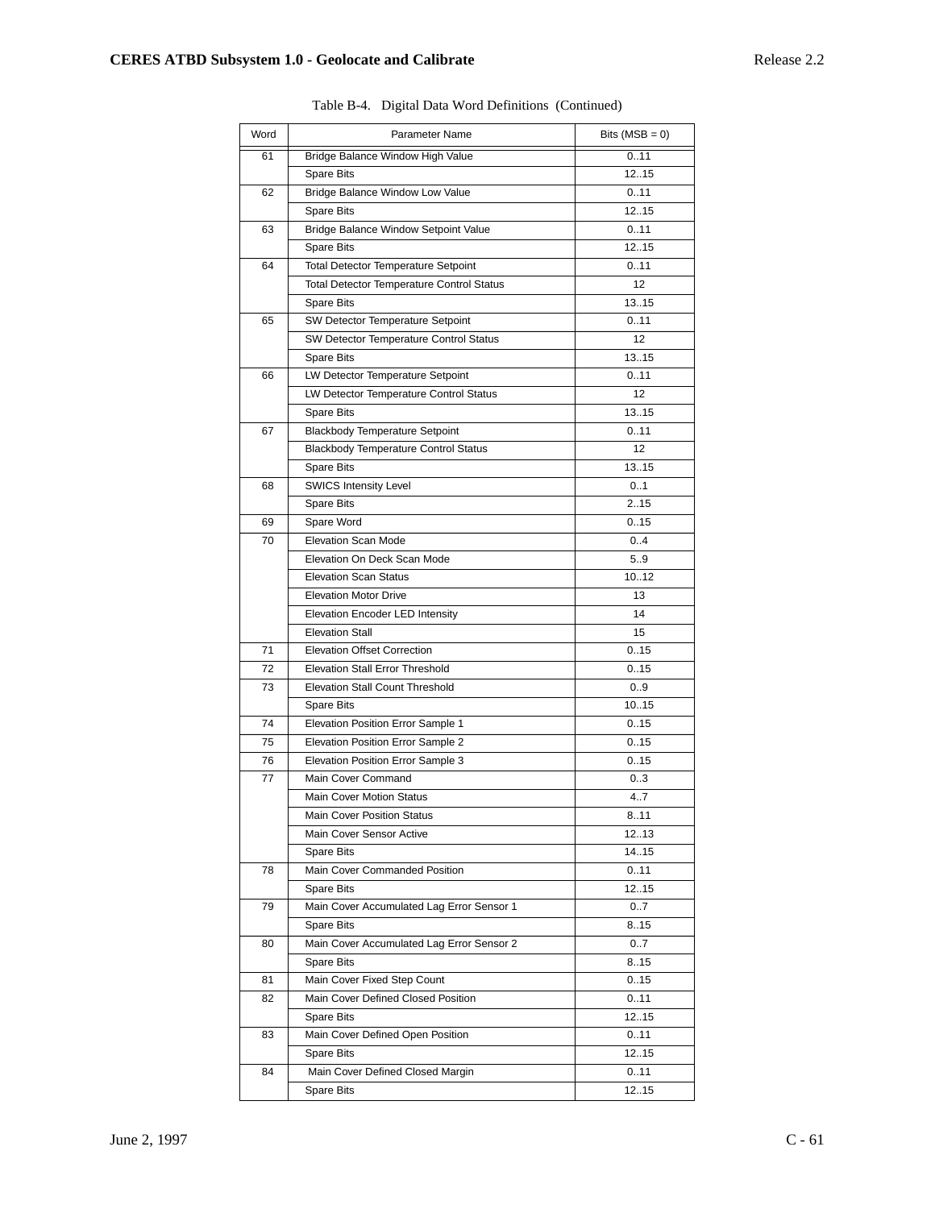Table B-4. Digital Data Word Definitions (Continued)

| Word | Parameter Name | Bits (MSB = 0) |
|---|---|---|
| 61 | Bridge Balance Window High Value | 0..11 |
| | Spare Bits | 12..15 |
| 62 | Bridge Balance Window Low Value | 0..11 |
| | Spare Bits | 12..15 |
| 63 | Bridge Balance Window Setpoint Value | 0..11 |
| | Spare Bits | 12..15 |
| 64 | Total Detector Temperature Setpoint | 0..11 |
| | Total Detector Temperature Control Status | 12 |
| | Spare Bits | 13..15 |
| 65 | SW Detector Temperature Setpoint | 0..11 |
| | SW Detector Temperature Control Status | 12 |
| | Spare Bits | 13..15 |
| 66 | LW Detector Temperature Setpoint | 0..11 |
| | LW Detector Temperature Control Status | 12 |
| | Spare Bits | 13..15 |
| 67 | Blackbody Temperature Setpoint | 0..11 |
| | Blackbody Temperature Control Status | 12 |
| | Spare Bits | 13..15 |
| 68 | SWICS Intensity Level | 0..1 |
| | Spare Bits | 2..15 |
| 69 | Spare Word | 0..15 |
| 70 | Elevation Scan Mode | 0..4 |
| | Elevation On Deck Scan Mode | 5..9 |
| | Elevation Scan Status | 10..12 |
| | Elevation Motor Drive | 13 |
| | Elevation Encoder LED Intensity | 14 |
| | Elevation Stall | 15 |
| 71 | Elevation Offset Correction | 0..15 |
| 72 | Elevation Stall Error Threshold | 0..15 |
| 73 | Elevation Stall Count Threshold | 0..9 |
| | Spare Bits | 10..15 |
| 74 | Elevation Position Error Sample 1 | 0..15 |
| 75 | Elevation Position Error Sample 2 | 0..15 |
| 76 | Elevation Position Error Sample 3 | 0..15 |
| 77 | Main Cover Command | 0..3 |
| | Main Cover Motion Status | 4..7 |
| | Main Cover Position Status | 8..11 |
| | Main Cover Sensor Active | 12..13 |
| | Spare Bits | 14..15 |
| 78 | Main Cover Commanded Position | 0..11 |
| | Spare Bits | 12..15 |
| 79 | Main Cover Accumulated Lag Error Sensor 1 | 0..7 |
| | Spare Bits | 8..15 |
| 80 | Main Cover Accumulated Lag Error Sensor 2 | 0..7 |
| | Spare Bits | 8..15 |
| 81 | Main Cover Fixed Step Count | 0..15 |
| 82 | Main Cover Defined Closed Position | 0..11 |
| | Spare Bits | 12..15 |
| 83 | Main Cover Defined Open Position | 0..11 |
| | Spare Bits | 12..15 |
| 84 | Main Cover Defined Closed Margin | 0..11 |
| | Spare Bits | 12..15 |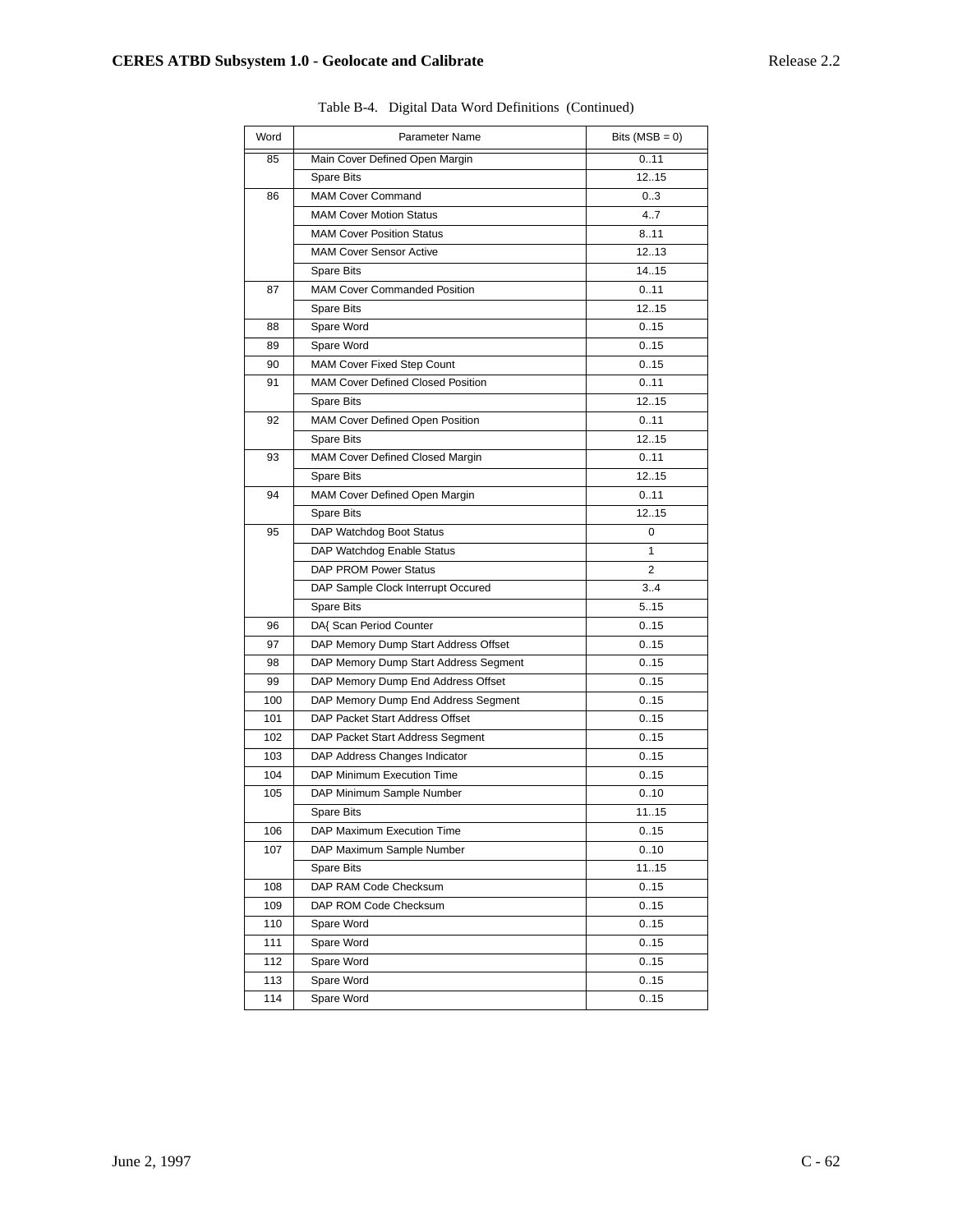Table B-4. Digital Data Word Definitions (Continued)

| Word | Parameter Name | Bits (MSB = 0) |
|---|---|---|
| 85 | Main Cover Defined Open Margin | 0..11 |
| | Spare Bits | 12..15 |
| 86 | MAM Cover Command | 0..3 |
| | MAM Cover Motion Status | 4..7 |
| | MAM Cover Position Status | 8..11 |
| | MAM Cover Sensor Active | 12..13 |
| | Spare Bits | 14..15 |
| 87 | MAM Cover Commanded Position | 0..11 |
| | Spare Bits | 12..15 |
| 88 | Spare Word | 0..15 |
| 89 | Spare Word | 0..15 |
| 90 | MAM Cover Fixed Step Count | 0..15 |
| 91 | MAM Cover Defined Closed Position | 0..11 |
| | Spare Bits | 12..15 |
| 92 | MAM Cover Defined Open Position | 0..11 |
| | Spare Bits | 12..15 |
| 93 | MAM Cover Defined Closed Margin | 0..11 |
| | Spare Bits | 12..15 |
| 94 | MAM Cover Defined Open Margin | 0..11 |
| | Spare Bits | 12..15 |
| 95 | DAP Watchdog Boot Status | 0 |
| | DAP Watchdog Enable Status | 1 |
| | DAP PROM Power Status | 2 |
| | DAP Sample Clock Interrupt Occured | 3..4 |
| | Spare Bits | 5..15 |
| 96 | DA{ Scan Period Counter | 0..15 |
| 97 | DAP Memory Dump Start Address Offset | 0..15 |
| 98 | DAP Memory Dump Start Address Segment | 0..15 |
| 99 | DAP Memory Dump End Address Offset | 0..15 |
| 100 | DAP Memory Dump End Address Segment | 0..15 |
| 101 | DAP Packet Start Address Offset | 0..15 |
| 102 | DAP Packet Start Address Segment | 0..15 |
| 103 | DAP Address Changes Indicator | 0..15 |
| 104 | DAP Minimum Execution Time | 0..15 |
| 105 | DAP Minimum Sample Number | 0..10 |
| | Spare Bits | 11..15 |
| 106 | DAP Maximum Execution Time | 0..15 |
| 107 | DAP Maximum Sample Number | 0..10 |
| | Spare Bits | 11..15 |
| 108 | DAP RAM Code Checksum | 0..15 |
| 109 | DAP ROM Code Checksum | 0..15 |
| 110 | Spare Word | 0..15 |
| 111 | Spare Word | 0..15 |
| 112 | Spare Word | 0..15 |
| 113 | Spare Word | 0..15 |
| 114 | Spare Word | 0..15 |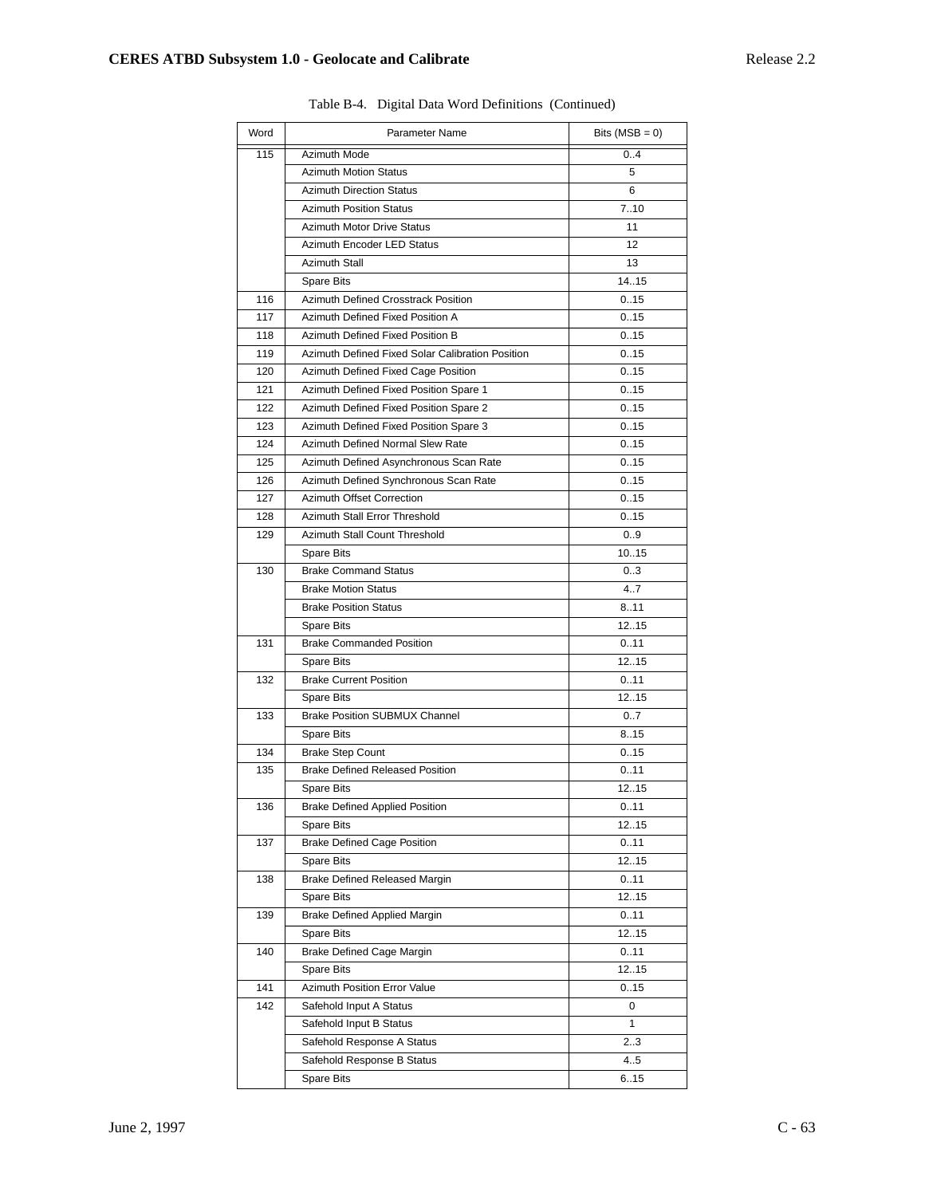Table B-4. Digital Data Word Definitions (Continued)

| Word | Parameter Name | Bits (MSB = 0) |
|---|---|---|
| 115 | Azimuth Mode | 0..4 |
| | Azimuth Motion Status | 5 |
| | Azimuth Direction Status | 6 |
| | Azimuth Position Status | 7..10 |
| | Azimuth Motor Drive Status | 11 |
| | Azimuth Encoder LED Status | 12 |
| | Azimuth Stall | 13 |
| | Spare Bits | 14..15 |
| 116 | Azimuth Defined Crosstrack Position | 0..15 |
| 117 | Azimuth Defined Fixed Position A | 0..15 |
| 118 | Azimuth Defined Fixed Position B | 0..15 |
| 119 | Azimuth Defined Fixed Solar Calibration Position | 0..15 |
| 120 | Azimuth Defined Fixed Cage Position | 0..15 |
| 121 | Azimuth Defined Fixed Position Spare 1 | 0..15 |
| 122 | Azimuth Defined Fixed Position Spare 2 | 0..15 |
| 123 | Azimuth Defined Fixed Position Spare 3 | 0..15 |
| 124 | Azimuth Defined Normal Slew Rate | 0..15 |
| 125 | Azimuth Defined Asynchronous Scan Rate | 0..15 |
| 126 | Azimuth Defined Synchronous Scan Rate | 0..15 |
| 127 | Azimuth Offset Correction | 0..15 |
| 128 | Azimuth Stall Error Threshold | 0..15 |
| 129 | Azimuth Stall Count Threshold | 0..9 |
| | Spare Bits | 10..15 |
| 130 | Brake Command Status | 0..3 |
| | Brake Motion Status | 4..7 |
| | Brake Position Status | 8..11 |
| | Spare Bits | 12..15 |
| 131 | Brake Commanded Position | 0..11 |
| | Spare Bits | 12..15 |
| 132 | Brake Current Position | 0..11 |
| | Spare Bits | 12..15 |
| 133 | Brake Position SUBMUX Channel | 0..7 |
| | Spare Bits | 8..15 |
| 134 | Brake Step Count | 0..15 |
| 135 | Brake Defined Released Position | 0..11 |
| | Spare Bits | 12..15 |
| 136 | Brake Defined Applied Position | 0..11 |
| | Spare Bits | 12..15 |
| 137 | Brake Defined Cage Position | 0..11 |
| | Spare Bits | 12..15 |
| 138 | Brake Defined Released Margin | 0..11 |
| | Spare Bits | 12..15 |
| 139 | Brake Defined Applied Margin | 0..11 |
| | Spare Bits | 12..15 |
| 140 | Brake Defined Cage Margin | 0..11 |
| | Spare Bits | 12..15 |
| 141 | Azimuth Position Error Value | 0..15 |
| 142 | Safehold Input A Status | 0 |
| | Safehold Input B Status | 1 |
| | Safehold Response A Status | 2..3 |
| | Safehold Response B Status | 4..5 |
| | Spare Bits | 6..15 |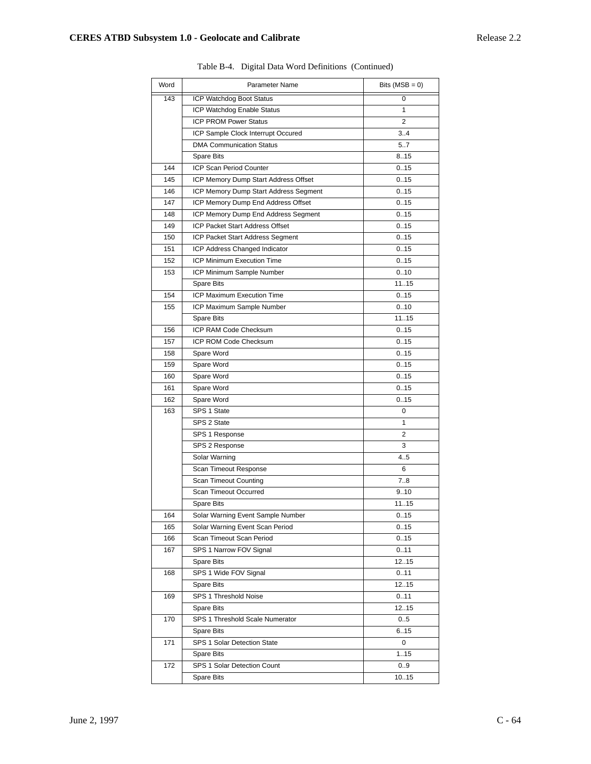Table B-4. Digital Data Word Definitions (Continued)

| Word | Parameter Name | Bits (MSB = 0) |
|---|---|---|
| 143 | ICP Watchdog Boot Status | 0 |
| | ICP Watchdog Enable Status | 1 |
| | ICP PROM Power Status | 2 |
| | ICP Sample Clock Interrupt Occured | 3..4 |
| | DMA Communication Status | 5..7 |
| | Spare Bits | 8..15 |
| 144 | ICP Scan Period Counter | 0..15 |
| 145 | ICP Memory Dump Start Address Offset | 0..15 |
| 146 | ICP Memory Dump Start Address Segment | 0..15 |
| 147 | ICP Memory Dump End Address Offset | 0..15 |
| 148 | ICP Memory Dump End Address Segment | 0..15 |
| 149 | ICP Packet Start Address Offset | 0..15 |
| 150 | ICP Packet Start Address Segment | 0..15 |
| 151 | ICP Address Changed Indicator | 0..15 |
| 152 | ICP Minimum Execution Time | 0..15 |
| 153 | ICP Minimum Sample Number | 0..10 |
| | Spare Bits | 11..15 |
| 154 | ICP Maximum Execution Time | 0..15 |
| 155 | ICP Maximum Sample Number | 0..10 |
| | Spare Bits | 11..15 |
| 156 | ICP RAM Code Checksum | 0..15 |
| 157 | ICP ROM Code Checksum | 0..15 |
| 158 | Spare Word | 0..15 |
| 159 | Spare Word | 0..15 |
| 160 | Spare Word | 0..15 |
| 161 | Spare Word | 0..15 |
| 162 | Spare Word | 0..15 |
| 163 | SPS 1 State | 0 |
| | SPS 2 State | 1 |
| | SPS 1 Response | 2 |
| | SPS 2 Response | 3 |
| | Solar Warning | 4..5 |
| | Scan Timeout Response | 6 |
| | Scan Timeout Counting | 7..8 |
| | Scan Timeout Occurred | 9..10 |
| | Spare Bits | 11..15 |
| 164 | Solar Warning Event Sample Number | 0..15 |
| 165 | Solar Warning Event Scan Period | 0..15 |
| 166 | Scan Timeout Scan Period | 0..15 |
| 167 | SPS 1 Narrow FOV Signal | 0..11 |
| | Spare Bits | 12..15 |
| 168 | SPS 1 Wide FOV Signal | 0..11 |
| | Spare Bits | 12..15 |
| 169 | SPS 1 Threshold Noise | 0..11 |
| | Spare Bits | 12..15 |
| 170 | SPS 1 Threshold Scale Numerator | 0..5 |
| | Spare Bits | 6..15 |
| 171 | SPS 1 Solar Detection State | 0 |
| | Spare Bits | 1..15 |
| 172 | SPS 1 Solar Detection Count | 0..9 |
| | Spare Bits | 10..15 |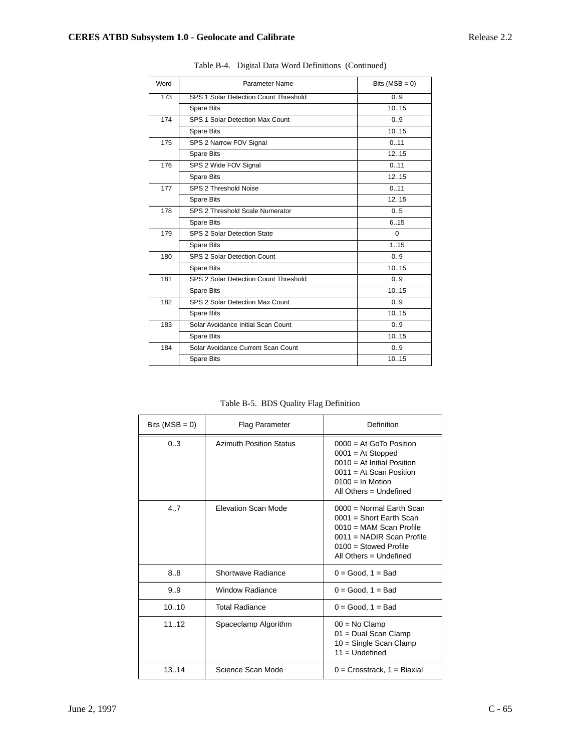Table B-4. Digital Data Word Definitions (Continued)

| Word | Parameter Name | Bits (MSB = 0) |
|---|---|---|
| 173 | SPS 1 Solar Detection Count Threshold | 0..9 |
| | Spare Bits | 10..15 |
| 174 | SPS 1 Solar Detection Max Count | 0..9 |
| | Spare Bits | 10..15 |
| 175 | SPS 2 Narrow FOV Signal | 0..11 |
| | Spare Bits | 12..15 |
| 176 | SPS 2 Wide FOV Signal | 0..11 |
| | Spare Bits | 12..15 |
| 177 | SPS 2 Threshold Noise | 0..11 |
| | Spare Bits | 12..15 |
| 178 | SPS 2 Threshold Scale Numerator | 0..5 |
| | Spare Bits | 6..15 |
| 179 | SPS 2 Solar Detection State | 0 |
| | Spare Bits | 1..15 |
| 180 | SPS 2 Solar Detection Count | 0..9 |
| | Spare Bits | 10..15 |
| 181 | SPS 2 Solar Detection Count Threshold | 0..9 |
| | Spare Bits | 10..15 |
| 182 | SPS 2 Solar Detection Max Count | 0..9 |
| | Spare Bits | 10..15 |
| 183 | Solar Avoidance Initial Scan Count | 0..9 |
| | Spare Bits | 10..15 |
| 184 | Solar Avoidance Current Scan Count | 0..9 |
| | Spare Bits | 10..15 |

Table B-5. BDS Quality Flag Definition

| Bits (MSB = 0) | Flag Parameter | Definition |
|---|---|---|
| 0..3 | Azimuth Position Status | 0000 = At GoTo Position<br>0001 = At Stopped<br>0010 = At Initial Position<br>0011 = At Scan Position<br>0100 = In Motion<br>All Others = Undefined |
| 4..7 | Elevation Scan Mode | 0000 = Normal Earth Scan<br>0001 = Short Earth Scan<br>0010 = MAM Scan Profile<br>0011 = NADIR Scan Profile<br>0100 = Stowed Profile<br>All Others = Undefined |
| 8..8 | Shortwave Radiance | 0 = Good, 1 = Bad |
| 9..9 | Window Radiance | 0 = Good, 1 = Bad |
| 10..10 | Total Radiance | 0 = Good, 1 = Bad |
| 11..12 | Spaceclamp Algorithm | 00 = No Clamp<br>01 = Dual Scan Clamp<br>10 = Single Scan Clamp<br>11 = Undefined |
| 13..14 | Science Scan Mode | 0 = Crosstrack, 1 = Biaxial |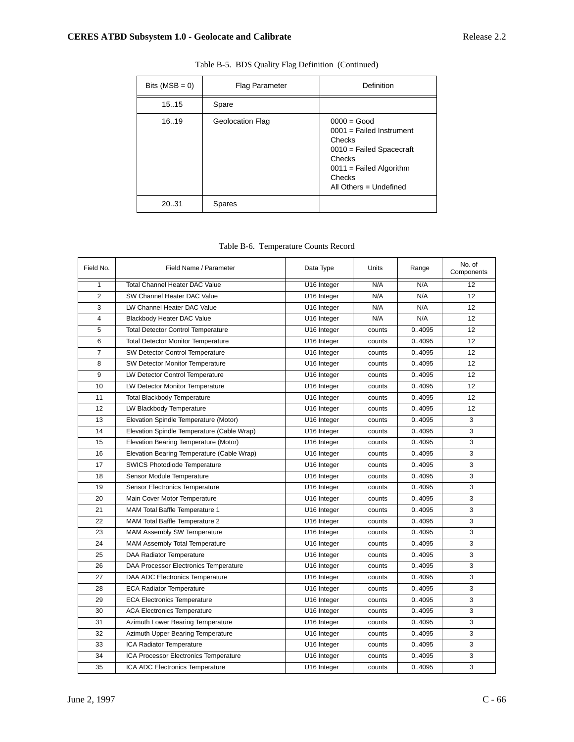Table B-5. BDS Quality Flag Definition (Continued)

| Bits (MSB = 0) | Flag Parameter | Definition |
|---|---|---|
| 15..15 | Spare | |
| 16..19 | Geolocation Flag | 0000 = Good<br>0001 = Failed Instrument Checks<br>0010 = Failed Spacecraft Checks<br>0011 = Failed Algorithm Checks<br>All Others = Undefined |
| 20..31 | Spares | |

Table B-6. Temperature Counts Record

| Field No. | Field Name / Parameter | Data Type | Units | Range | No. of Components |
|---|---|---|---|---|---|
| 1 | Total Channel Heater DAC Value | U16 Integer | N/A | N/A | 12 |
| 2 | SW Channel Heater DAC Value | U16 Integer | N/A | N/A | 12 |
| 3 | LW Channel Heater DAC Value | U16 Integer | N/A | N/A | 12 |
| 4 | Blackbody Heater DAC Value | U16 Integer | N/A | N/A | 12 |
| 5 | Total Detector Control Temperature | U16 Integer | counts | 0..4095 | 12 |
| 6 | Total Detector Monitor Temperature | U16 Integer | counts | 0..4095 | 12 |
| 7 | SW Detector Control Temperature | U16 Integer | counts | 0..4095 | 12 |
| 8 | SW Detector Monitor Temperature | U16 Integer | counts | 0..4095 | 12 |
| 9 | LW Detector Control Temperature | U16 Integer | counts | 0..4095 | 12 |
| 10 | LW Detector Monitor Temperature | U16 Integer | counts | 0..4095 | 12 |
| 11 | Total Blackbody Temperature | U16 Integer | counts | 0..4095 | 12 |
| 12 | LW Blackbody Temperature | U16 Integer | counts | 0..4095 | 12 |
| 13 | Elevation Spindle Temperature (Motor) | U16 Integer | counts | 0..4095 | 3 |
| 14 | Elevation Spindle Temperature (Cable Wrap) | U16 Integer | counts | 0..4095 | 3 |
| 15 | Elevation Bearing Temperature (Motor) | U16 Integer | counts | 0..4095 | 3 |
| 16 | Elevation Bearing Temperature (Cable Wrap) | U16 Integer | counts | 0..4095 | 3 |
| 17 | SWICS Photodiode Temperature | U16 Integer | counts | 0..4095 | 3 |
| 18 | Sensor Module Temperature | U16 Integer | counts | 0..4095 | 3 |
| 19 | Sensor Electronics Temperature | U16 Integer | counts | 0..4095 | 3 |
| 20 | Main Cover Motor Temperature | U16 Integer | counts | 0..4095 | 3 |
| 21 | MAM Total Baffle Temperature 1 | U16 Integer | counts | 0..4095 | 3 |
| 22 | MAM Total Baffle Temperature 2 | U16 Integer | counts | 0..4095 | 3 |
| 23 | MAM Assembly SW Temperature | U16 Integer | counts | 0..4095 | 3 |
| 24 | MAM Assembly Total Temperature | U16 Integer | counts | 0..4095 | 3 |
| 25 | DAA Radiator Temperature | U16 Integer | counts | 0..4095 | 3 |
| 26 | DAA Processor Electronics Temperature | U16 Integer | counts | 0..4095 | 3 |
| 27 | DAA ADC Electronics Temperature | U16 Integer | counts | 0..4095 | 3 |
| 28 | ECA Radiator Temperature | U16 Integer | counts | 0..4095 | 3 |
| 29 | ECA Electronics Temperature | U16 Integer | counts | 0..4095 | 3 |
| 30 | ACA Electronics Temperature | U16 Integer | counts | 0..4095 | 3 |
| 31 | Azimuth Lower Bearing Temperature | U16 Integer | counts | 0..4095 | 3 |
| 32 | Azimuth Upper Bearing Temperature | U16 Integer | counts | 0..4095 | 3 |
| 33 | ICA Radiator Temperature | U16 Integer | counts | 0..4095 | 3 |
| 34 | ICA Processor Electronics Temperature | U16 Integer | counts | 0..4095 | 3 |
| 35 | ICA ADC Electronics Temperature | U16 Integer | counts | 0..4095 | 3 |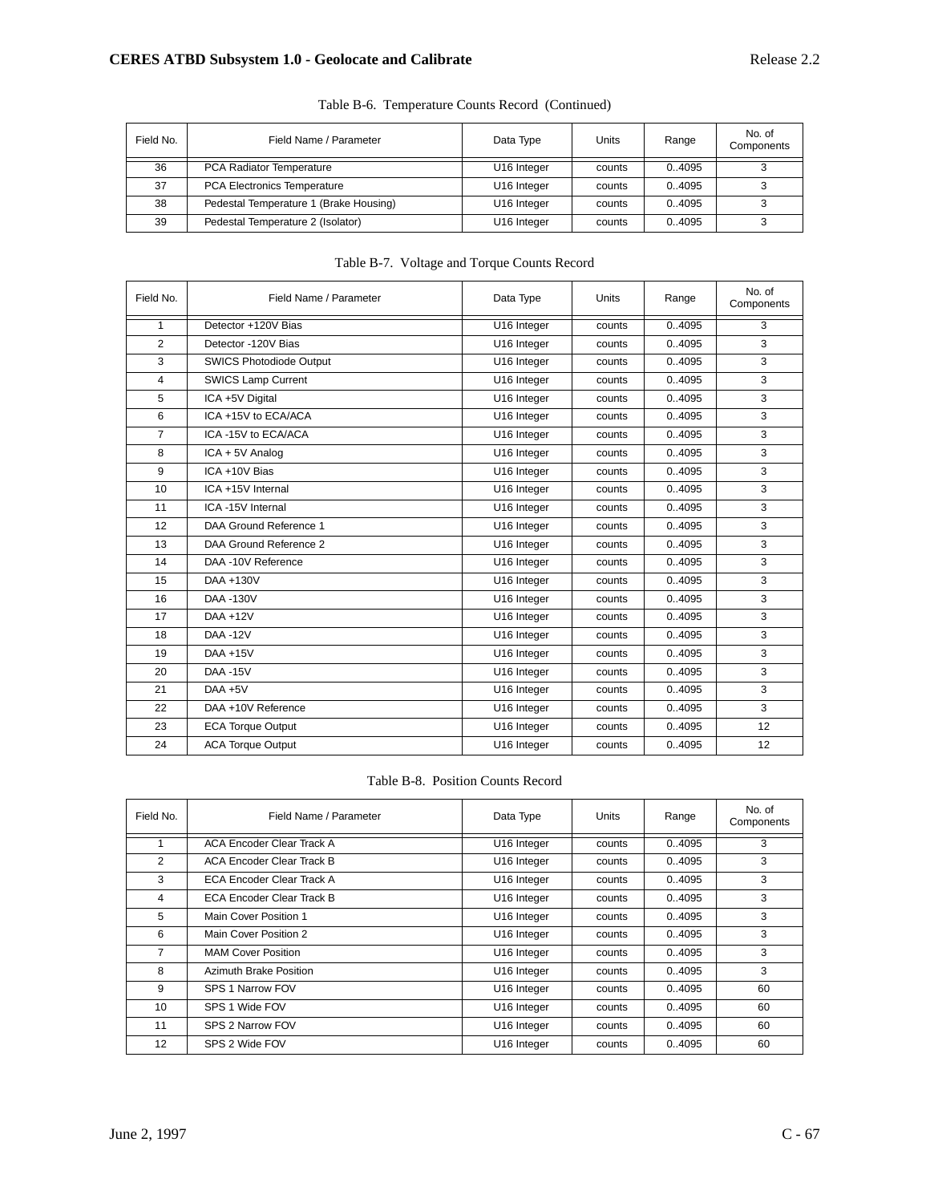Table B-6. Temperature Counts Record (Continued)

| Field No. | Field Name / Parameter | Data Type | Units | Range | No. of Components |
|---|---|---|---|---|---|
| 36 | PCA Radiator Temperature | U16 Integer | counts | 0..4095 | 3 |
| 37 | PCA Electronics Temperature | U16 Integer | counts | 0..4095 | 3 |
| 38 | Pedestal Temperature 1 (Brake Housing) | U16 Integer | counts | 0..4095 | 3 |
| 39 | Pedestal Temperature 2 (Isolator) | U16 Integer | counts | 0..4095 | 3 |

Table B-7. Voltage and Torque Counts Record

| Field No. | Field Name / Parameter | Data Type | Units | Range | No. of Components |
|---|---|---|---|---|---|
| 1 | Detector +120V Bias | U16 Integer | counts | 0..4095 | 3 |
| 2 | Detector -120V Bias | U16 Integer | counts | 0..4095 | 3 |
| 3 | SWICS Photodiode Output | U16 Integer | counts | 0..4095 | 3 |
| 4 | SWICS Lamp Current | U16 Integer | counts | 0..4095 | 3 |
| 5 | ICA +5V Digital | U16 Integer | counts | 0..4095 | 3 |
| 6 | ICA +15V to ECA/ACA | U16 Integer | counts | 0..4095 | 3 |
| 7 | ICA -15V to ECA/ACA | U16 Integer | counts | 0..4095 | 3 |
| 8 | ICA + 5V Analog | U16 Integer | counts | 0..4095 | 3 |
| 9 | ICA +10V Bias | U16 Integer | counts | 0..4095 | 3 |
| 10 | ICA +15V Internal | U16 Integer | counts | 0..4095 | 3 |
| 11 | ICA -15V Internal | U16 Integer | counts | 0..4095 | 3 |
| 12 | DAA Ground Reference 1 | U16 Integer | counts | 0..4095 | 3 |
| 13 | DAA Ground Reference 2 | U16 Integer | counts | 0..4095 | 3 |
| 14 | DAA -10V Reference | U16 Integer | counts | 0..4095 | 3 |
| 15 | DAA +130V | U16 Integer | counts | 0..4095 | 3 |
| 16 | DAA -130V | U16 Integer | counts | 0..4095 | 3 |
| 17 | DAA +12V | U16 Integer | counts | 0..4095 | 3 |
| 18 | DAA -12V | U16 Integer | counts | 0..4095 | 3 |
| 19 | DAA +15V | U16 Integer | counts | 0..4095 | 3 |
| 20 | DAA -15V | U16 Integer | counts | 0..4095 | 3 |
| 21 | DAA +5V | U16 Integer | counts | 0..4095 | 3 |
| 22 | DAA +10V Reference | U16 Integer | counts | 0..4095 | 3 |
| 23 | ECA Torque Output | U16 Integer | counts | 0..4095 | 12 |
| 24 | ACA Torque Output | U16 Integer | counts | 0..4095 | 12 |

Table B-8. Position Counts Record

| Field No. | Field Name / Parameter | Data Type | Units | Range | No. of Components |
|---|---|---|---|---|---|
| 1 | ACA Encoder Clear Track A | U16 Integer | counts | 0..4095 | 3 |
| 2 | ACA Encoder Clear Track B | U16 Integer | counts | 0..4095 | 3 |
| 3 | ECA Encoder Clear Track A | U16 Integer | counts | 0..4095 | 3 |
| 4 | ECA Encoder Clear Track B | U16 Integer | counts | 0..4095 | 3 |
| 5 | Main Cover Position 1 | U16 Integer | counts | 0..4095 | 3 |
| 6 | Main Cover Position 2 | U16 Integer | counts | 0..4095 | 3 |
| 7 | MAM Cover Position | U16 Integer | counts | 0..4095 | 3 |
| 8 | Azimuth Brake Position | U16 Integer | counts | 0..4095 | 3 |
| 9 | SPS 1 Narrow FOV | U16 Integer | counts | 0..4095 | 60 |
| 10 | SPS 1 Wide FOV | U16 Integer | counts | 0..4095 | 60 |
| 11 | SPS 2 Narrow FOV | U16 Integer | counts | 0..4095 | 60 |
| 12 | SPS 2 Wide FOV | U16 Integer | counts | 0..4095 | 60 |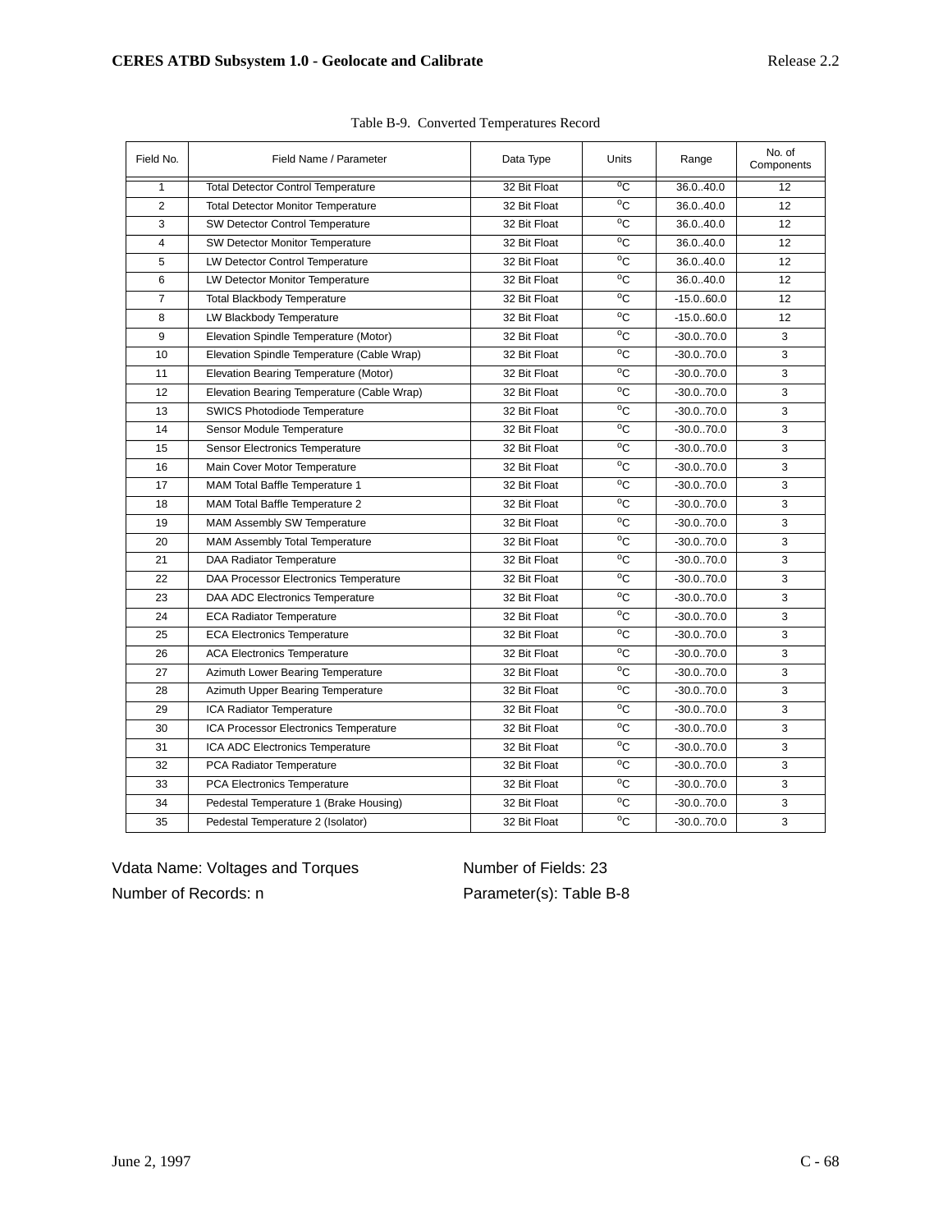Table B-9. Converted Temperatures Record

| Field No. | Field Name / Parameter | Data Type | Units | Range | No. of Components |
|---|---|---|---|---|---|
| 1 | Total Detector Control Temperature | 32 Bit Float | $^oC$ | 36.0..40.0 | 12 |
| 2 | Total Detector Monitor Temperature | 32 Bit Float | $^oC$ | 36.0..40.0 | 12 |
| 3 | SW Detector Control Temperature | 32 Bit Float | $^oC$ | 36.0..40.0 | 12 |
| 4 | SW Detector Monitor Temperature | 32 Bit Float | $^oC$ | 36.0..40.0 | 12 |
| 5 | LW Detector Control Temperature | 32 Bit Float | $^oC$ | 36.0..40.0 | 12 |
| 6 | LW Detector Monitor Temperature | 32 Bit Float | $^oC$ | 36.0..40.0 | 12 |
| 7 | Total Blackbody Temperature | 32 Bit Float | $^oC$ | -15.0..60.0 | 12 |
| 8 | LW Blackbody Temperature | 32 Bit Float | $^oC$ | -15.0..60.0 | 12 |
| 9 | Elevation Spindle Temperature (Motor) | 32 Bit Float | $^oC$ | -30.0..70.0 | 3 |
| 10 | Elevation Spindle Temperature (Cable Wrap) | 32 Bit Float | $^oC$ | -30.0..70.0 | 3 |
| 11 | Elevation Bearing Temperature (Motor) | 32 Bit Float | $^oC$ | -30.0..70.0 | 3 |
| 12 | Elevation Bearing Temperature (Cable Wrap) | 32 Bit Float | $^oC$ | -30.0..70.0 | 3 |
| 13 | SWICS Photodiode Temperature | 32 Bit Float | $^oC$ | -30.0..70.0 | 3 |
| 14 | Sensor Module Temperature | 32 Bit Float | $^oC$ | -30.0..70.0 | 3 |
| 15 | Sensor Electronics Temperature | 32 Bit Float | $^oC$ | -30.0..70.0 | 3 |
| 16 | Main Cover Motor Temperature | 32 Bit Float | $^oC$ | -30.0..70.0 | 3 |
| 17 | MAM Total Baffle Temperature 1 | 32 Bit Float | $^oC$ | -30.0..70.0 | 3 |
| 18 | MAM Total Baffle Temperature 2 | 32 Bit Float | $^oC$ | -30.0..70.0 | 3 |
| 19 | MAM Assembly SW Temperature | 32 Bit Float | $^oC$ | -30.0..70.0 | 3 |
| 20 | MAM Assembly Total Temperature | 32 Bit Float | $^oC$ | -30.0..70.0 | 3 |
| 21 | DAA Radiator Temperature | 32 Bit Float | $^oC$ | -30.0..70.0 | 3 |
| 22 | DAA Processor Electronics Temperature | 32 Bit Float | $^oC$ | -30.0..70.0 | 3 |
| 23 | DAA ADC Electronics Temperature | 32 Bit Float | $^oC$ | -30.0..70.0 | 3 |
| 24 | ECA Radiator Temperature | 32 Bit Float | $^oC$ | -30.0..70.0 | 3 |
| 25 | ECA Electronics Temperature | 32 Bit Float | $^oC$ | -30.0..70.0 | 3 |
| 26 | ACA Electronics Temperature | 32 Bit Float | $^oC$ | -30.0..70.0 | 3 |
| 27 | Azimuth Lower Bearing Temperature | 32 Bit Float | $^oC$ | -30.0..70.0 | 3 |
| 28 | Azimuth Upper Bearing Temperature | 32 Bit Float | $^oC$ | -30.0..70.0 | 3 |
| 29 | ICA Radiator Temperature | 32 Bit Float | $^oC$ | -30.0..70.0 | 3 |
| 30 | ICA Processor Electronics Temperature | 32 Bit Float | $^oC$ | -30.0..70.0 | 3 |
| 31 | ICA ADC Electronics Temperature | 32 Bit Float | $^oC$ | -30.0..70.0 | 3 |
| 32 | PCA Radiator Temperature | 32 Bit Float | $^oC$ | -30.0..70.0 | 3 |
| 33 | PCA Electronics Temperature | 32 Bit Float | $^oC$ | -30.0..70.0 | 3 |
| 34 | Pedestal Temperature 1 (Brake Housing) | 32 Bit Float | $^oC$ | -30.0..70.0 | 3 |
| 35 | Pedestal Temperature 2 (Isolator) | 32 Bit Float | $^oC$ | -30.0..70.0 | 3 |

Vdata Name: Voltages and Torques

Number of Fields: 23

Number of Records: n

Parameter(s): Table B-8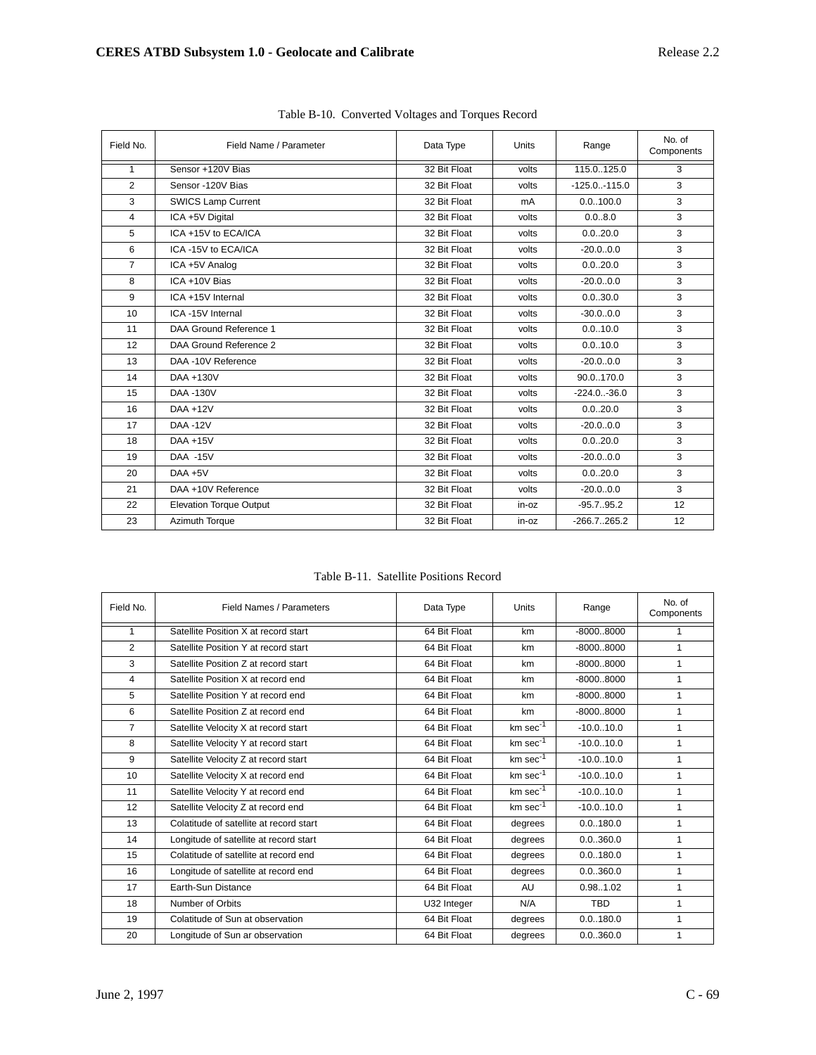Table B-10. Converted Voltages and Torques Record

| Field No. | Field Name / Parameter | Data Type | Units | Range | No. of Components |
|---|---|---|---|---|---|
| 1 | Sensor +120V Bias | 32 Bit Float | volts | 115.0..125.0 | 3 |
| 2 | Sensor -120V Bias | 32 Bit Float | volts | -125.0..-115.0 | 3 |
| 3 | SWICS Lamp Current | 32 Bit Float | mA | 0.0..100.0 | 3 |
| 4 | ICA +5V Digital | 32 Bit Float | volts | 0.0..8.0 | 3 |
| 5 | ICA +15V to ECA/ICA | 32 Bit Float | volts | 0.0..20.0 | 3 |
| 6 | ICA -15V to ECA/ICA | 32 Bit Float | volts | -20.0..0.0 | 3 |
| 7 | ICA +5V Analog | 32 Bit Float | volts | 0.0..20.0 | 3 |
| 8 | ICA +10V Bias | 32 Bit Float | volts | -20.0..0.0 | 3 |
| 9 | ICA +15V Internal | 32 Bit Float | volts | 0.0..30.0 | 3 |
| 10 | ICA -15V Internal | 32 Bit Float | volts | -30.0..0.0 | 3 |
| 11 | DAA Ground Reference 1 | 32 Bit Float | volts | 0.0..10.0 | 3 |
| 12 | DAA Ground Reference 2 | 32 Bit Float | volts | 0.0..10.0 | 3 |
| 13 | DAA -10V Reference | 32 Bit Float | volts | -20.0..0.0 | 3 |
| 14 | DAA +130V | 32 Bit Float | volts | 90.0..170.0 | 3 |
| 15 | DAA -130V | 32 Bit Float | volts | -224.0..-36.0 | 3 |
| 16 | DAA +12V | 32 Bit Float | volts | 0.0..20.0 | 3 |
| 17 | DAA -12V | 32 Bit Float | volts | -20.0..0.0 | 3 |
| 18 | DAA +15V | 32 Bit Float | volts | 0.0..20.0 | 3 |
| 19 | DAA -15V | 32 Bit Float | volts | -20.0..0.0 | 3 |
| 20 | DAA +5V | 32 Bit Float | volts | 0.0..20.0 | 3 |
| 21 | DAA +10V Reference | 32 Bit Float | volts | -20.0..0.0 | 3 |
| 22 | Elevation Torque Output | 32 Bit Float | in-oz | -95.7..95.2 | 12 |
| 23 | Azimuth Torque | 32 Bit Float | in-oz | -266.7..265.2 | 12 |

Table B-11. Satellite Positions Record

| Field No. | Field Names / Parameters | Data Type | Units | Range | No. of Components |
|---|---|---|---|---|---|
| 1 | Satellite Position X at record start | 64 Bit Float | km | -8000..8000 | 1 |
| 2 | Satellite Position Y at record start | 64 Bit Float | km | -8000..8000 | 1 |
| 3 | Satellite Position Z at record start | 64 Bit Float | km | -8000..8000 | 1 |
| 4 | Satellite Position X at record end | 64 Bit Float | km | -8000..8000 | 1 |
| 5 | Satellite Position Y at record end | 64 Bit Float | km | -8000..8000 | 1 |
| 6 | Satellite Position Z at record end | 64 Bit Float | km | -8000..8000 | 1 |
| 7 | Satellite Velocity X at record start | 64 Bit Float | km $sec^{-1}$ | -10.0..10.0 | 1 |
| 8 | Satellite Velocity Y at record start | 64 Bit Float | km $sec^{-1}$ | -10.0..10.0 | 1 |
| 9 | Satellite Velocity Z at record start | 64 Bit Float | km $sec^{-1}$ | -10.0..10.0 | 1 |
| 10 | Satellite Velocity X at record end | 64 Bit Float | km $sec^{-1}$ | -10.0..10.0 | 1 |
| 11 | Satellite Velocity Y at record end | 64 Bit Float | km $sec^{-1}$ | -10.0..10.0 | 1 |
| 12 | Satellite Velocity Z at record end | 64 Bit Float | km $sec^{-1}$ | -10.0..10.0 | 1 |
| 13 | Colatitude of satellite at record start | 64 Bit Float | degrees | 0.0..180.0 | 1 |
| 14 | Longitude of satellite at record start | 64 Bit Float | degrees | 0.0..360.0 | 1 |
| 15 | Colatitude of satellite at record end | 64 Bit Float | degrees | 0.0..180.0 | 1 |
| 16 | Longitude of satellite at record end | 64 Bit Float | degrees | 0.0..360.0 | 1 |
| 17 | Earth-Sun Distance | 64 Bit Float | AU | 0.98..1.02 | 1 |
| 18 | Number of Orbits | U32 Integer | N/A | TBD | 1 |
| 19 | Colatitude of Sun at observation | 64 Bit Float | degrees | 0.0..180.0 | 1 |
| 20 | Longitude of Sun ar observation | 64 Bit Float | degrees | 0.0..360.0 | 1 |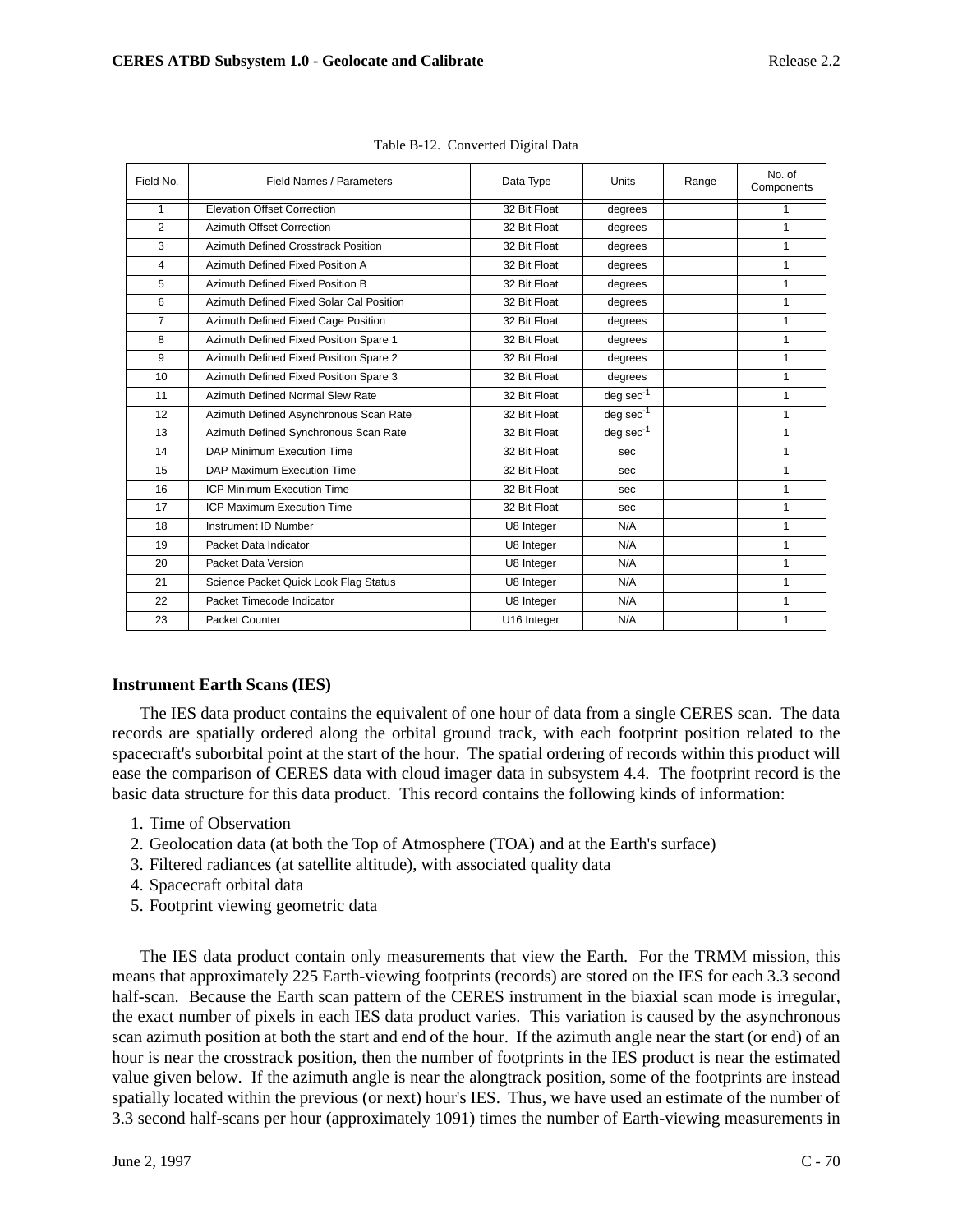Table B-12. Converted Digital Data

| Field No. | Field Names / Parameters | Data Type | Units | Range | No. of Components |
|---|---|---|---|---|---|
| 1 | Elevation Offset Correction | 32 Bit Float | degrees | | 1 |
| 2 | Azimuth Offset Correction | 32 Bit Float | degrees | | 1 |
| 3 | Azimuth Defined Crosstrack Position | 32 Bit Float | degrees | | 1 |
| 4 | Azimuth Defined Fixed Position A | 32 Bit Float | degrees | | 1 |
| 5 | Azimuth Defined Fixed Position B | 32 Bit Float | degrees | | 1 |
| 6 | Azimuth Defined Fixed Solar Cal Position | 32 Bit Float | degrees | | 1 |
| 7 | Azimuth Defined Fixed Cage Position | 32 Bit Float | degrees | | 1 |
| 8 | Azimuth Defined Fixed Position Spare 1 | 32 Bit Float | degrees | | 1 |
| 9 | Azimuth Defined Fixed Position Spare 2 | 32 Bit Float | degrees | | 1 |
| 10 | Azimuth Defined Fixed Position Spare 3 | 32 Bit Float | degrees | | 1 |
| 11 | Azimuth Defined Normal Slew Rate | 32 Bit Float | deg $sec^{-1}$ | | 1 |
| 12 | Azimuth Defined Asynchronous Scan Rate | 32 Bit Float | deg $sec^{-1}$ | | 1 |
| 13 | Azimuth Defined Synchronous Scan Rate | 32 Bit Float | deg $sec^{-1}$ | | 1 |
| 14 | DAP Minimum Execution Time | 32 Bit Float | sec | | 1 |
| 15 | DAP Maximum Execution Time | 32 Bit Float | sec | | 1 |
| 16 | ICP Minimum Execution Time | 32 Bit Float | sec | | 1 |
| 17 | ICP Maximum Execution Time | 32 Bit Float | sec | | 1 |
| 18 | Instrument ID Number | U8 Integer | N/A | | 1 |
| 19 | Packet Data Indicator | U8 Integer | N/A | | 1 |
| 20 | Packet Data Version | U8 Integer | N/A | | 1 |
| 21 | Science Packet Quick Look Flag Status | U8 Integer | N/A | | 1 |
| 22 | Packet Timecode Indicator | U8 Integer | N/A | | 1 |
| 23 | Packet Counter | U16 Integer | N/A | | 1 |

**Instrument Earth Scans (IES)**

The IES data product contains the equivalent of one hour of data from a single CERES scan. The data records are spatially ordered along the orbital ground track, with each footprint position related to the spacecraft's suborbital point at the start of the hour. The spatial ordering of records within this product will ease the comparison of CERES data with cloud imager data in subsystem 4.4. The footprint record is the basic data structure for this data product. This record contains the following kinds of information:

1. Time of Observation
2. Geolocation data (at both the Top of Atmosphere (TOA) and at the Earth's surface)
3. Filtered radiances (at satellite altitude), with associated quality data
4. Spacecraft orbital data
5. Footprint viewing geometric data

The IES data product contain only measurements that view the Earth. For the TRMM mission, this means that approximately 225 Earth-viewing footprints (records) are stored on the IES for each 3.3 second half-scan. Because the Earth scan pattern of the CERES instrument in the biaxial scan mode is irregular, the exact number of pixels in each IES data product varies. This variation is caused by the asynchronous scan azimuth position at both the start and end of the hour. If the azimuth angle near the start (or end) of an hour is near the crosstrack position, then the number of footprints in the IES product is near the estimated value given below. If the azimuth angle is near the alongtrack position, some of the footprints are instead spatially located within the previous (or next) hour's IES. Thus, we have used an estimate of the number of 3.3 second half-scans per hour (approximately 1091) times the number of Earth-viewing measurements in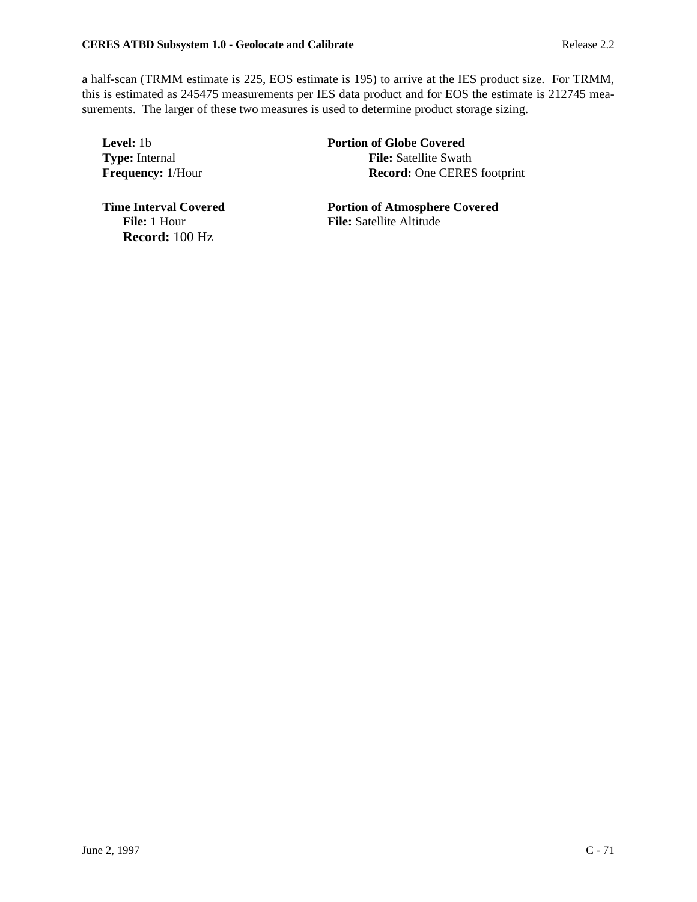a half-scan (TRMM estimate is 225, EOS estimate is 195) to arrive at the IES product size. For TRMM, this is estimated as 245475 measurements per IES data product and for EOS the estimate is 212745 measurements. The larger of these two measures is used to determine product storage sizing.

**Level:** 1b
**Type:** Internal
**Frequency:** 1/Hour

**Portion of Globe Covered**
**File:** Satellite Swath
**Record:** One CERES footprint

**Time Interval Covered**
**File:** 1 Hour
**Record:** 100 Hz

**Portion of Atmosphere Covered**
**File:** Satellite Altitude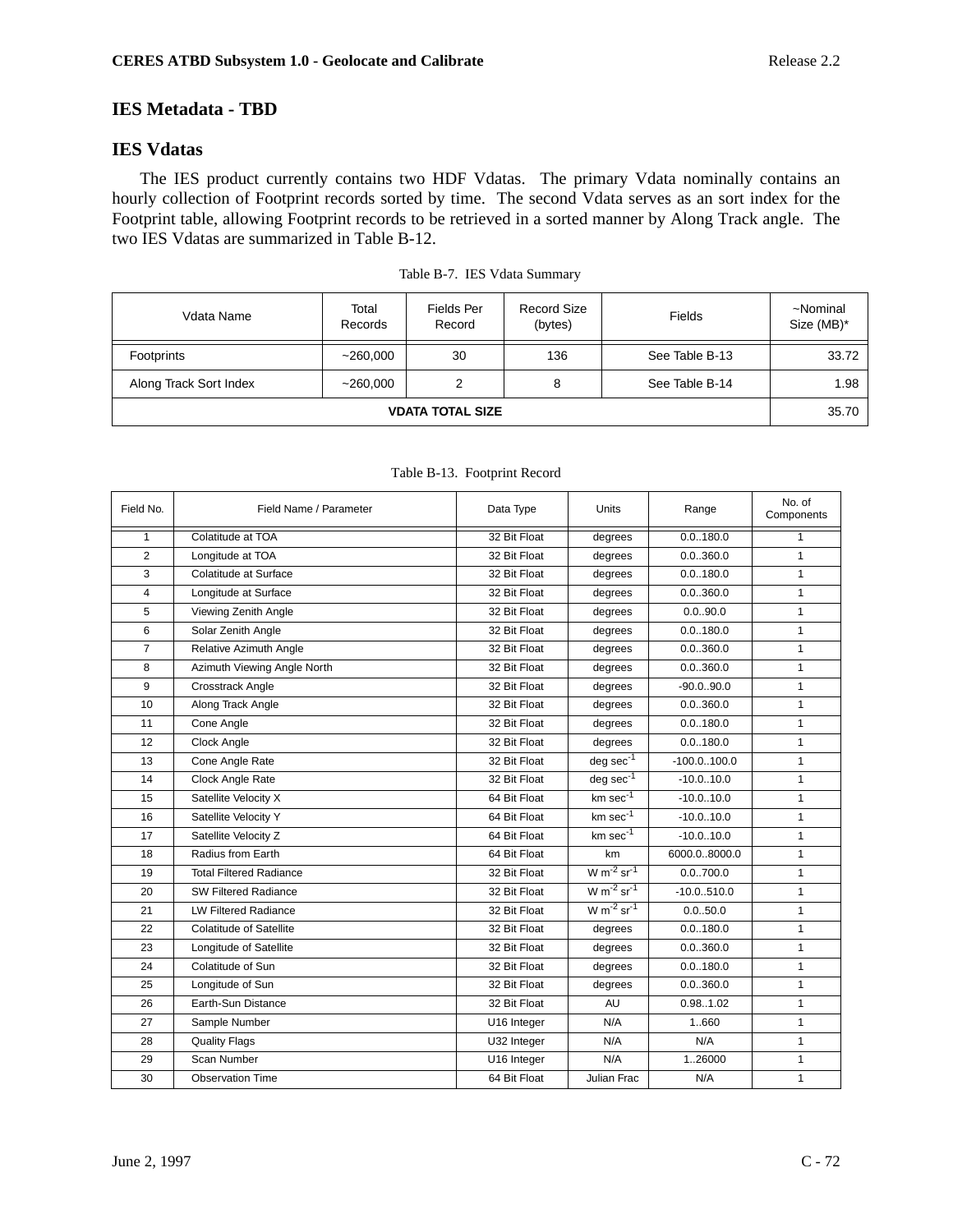## IES Metadata - TBD

## IES Vdatas

The IES product currently contains two HDF Vdatas. The primary Vdata nominally contains an hourly collection of Footprint records sorted by time. The second Vdata serves as an sort index for the Footprint table, allowing Footprint records to be retrieved in a sorted manner by Along Track angle. The two IES Vdatas are summarized in Table B-12.

Table B-7. IES Vdata Summary

| Vdata Name | Total Records | Fields Per Record | Record Size (bytes) | Fields | ~Nominal Size (MB)* |
|---|---|---|---|---|---|
| Footprints | ~260,000 | 30 | 136 | See Table B-13 | 33.72 |
| Along Track Sort Index | ~260,000 | 2 | 8 | See Table B-14 | 1.98 |
| **VDATA TOTAL SIZE** | | | | | 35.70 |

Table B-13. Footprint Record

| Field No. | Field Name / Parameter | Data Type | Units | Range | No. of Components |
|---|---|---|---|---|---|
| 1 | Colatitude at TOA | 32 Bit Float | degrees | 0.0..180.0 | 1 |
| 2 | Longitude at TOA | 32 Bit Float | degrees | 0.0..360.0 | 1 |
| 3 | Colatitude at Surface | 32 Bit Float | degrees | 0.0..180.0 | 1 |
| 4 | Longitude at Surface | 32 Bit Float | degrees | 0.0..360.0 | 1 |
| 5 | Viewing Zenith Angle | 32 Bit Float | degrees | 0.0..90.0 | 1 |
| 6 | Solar Zenith Angle | 32 Bit Float | degrees | 0.0..180.0 | 1 |
| 7 | Relative Azimuth Angle | 32 Bit Float | degrees | 0.0..360.0 | 1 |
| 8 | Azimuth Viewing Angle North | 32 Bit Float | degrees | 0.0..360.0 | 1 |
| 9 | Crosstrack Angle | 32 Bit Float | degrees | -90.0..90.0 | 1 |
| 10 | Along Track Angle | 32 Bit Float | degrees | 0.0..360.0 | 1 |
| 11 | Cone Angle | 32 Bit Float | degrees | 0.0..180.0 | 1 |
| 12 | Clock Angle | 32 Bit Float | degrees | 0.0..180.0 | 1 |
| 13 | Cone Angle Rate | 32 Bit Float | deg $sec^{-1}$ | -100.0..100.0 | 1 |
| 14 | Clock Angle Rate | 32 Bit Float | deg $sec^{-1}$ | -10.0..10.0 | 1 |
| 15 | Satellite Velocity X | 64 Bit Float | km $sec^{-1}$ | -10.0..10.0 | 1 |
| 16 | Satellite Velocity Y | 64 Bit Float | km $sec^{-1}$ | -10.0..10.0 | 1 |
| 17 | Satellite Velocity Z | 64 Bit Float | km $sec^{-1}$ | -10.0..10.0 | 1 |
| 18 | Radius from Earth | 64 Bit Float | km | 6000.0..8000.0 | 1 |
| 19 | Total Filtered Radiance | 32 Bit Float | W $m^{-2}$ $sr^{-1}$ | 0.0..700.0 | 1 |
| 20 | SW Filtered Radiance | 32 Bit Float | W $m^{-2}$ $sr^{-1}$ | -10.0..510.0 | 1 |
| 21 | LW Filtered Radiance | 32 Bit Float | W $m^{-2}$ $sr^{-1}$ | 0.0..50.0 | 1 |
| 22 | Colatitude of Satellite | 32 Bit Float | degrees | 0.0..180.0 | 1 |
| 23 | Longitude of Satellite | 32 Bit Float | degrees | 0.0..360.0 | 1 |
| 24 | Colatitude of Sun | 32 Bit Float | degrees | 0.0..180.0 | 1 |
| 25 | Longitude of Sun | 32 Bit Float | degrees | 0.0..360.0 | 1 |
| 26 | Earth-Sun Distance | 32 Bit Float | AU | 0.98..1.02 | 1 |
| 27 | Sample Number | U16 Integer | N/A | 1..660 | 1 |
| 28 | Quality Flags | U32 Integer | N/A | N/A | 1 |
| 29 | Scan Number | U16 Integer | N/A | 1..26000 | 1 |
| 30 | Observation Time | 64 Bit Float | Julian Frac | N/A | 1 |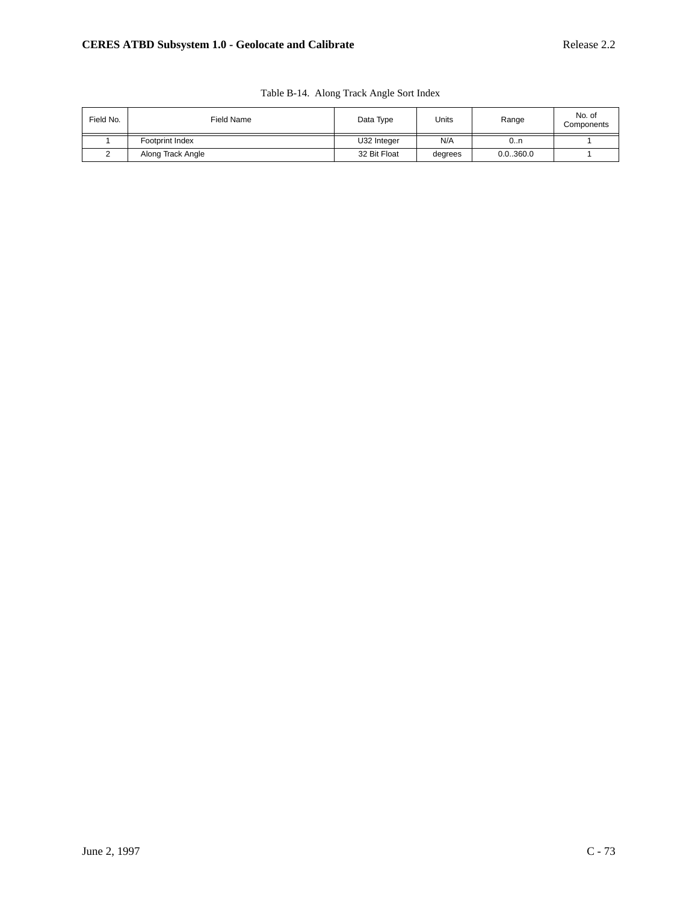Table B-14. Along Track Angle Sort Index

| Field No. | Field Name | Data Type | Units | Range | No. of Components |
|---|---|---|---|---|---|
| 1 | Footprint Index | U32 Integer | N/A | 0..n | 1 |
| 2 | Along Track Angle | 32 Bit Float | degrees | 0.0..360.0 | 1 |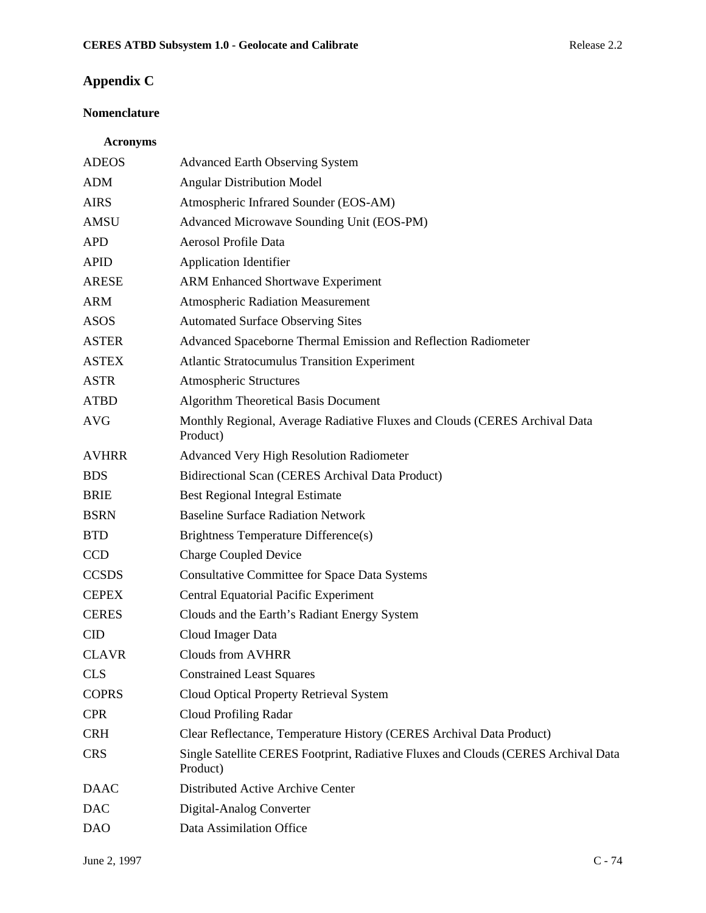# Appendix C

## Nomenclature

### Acronyms

| | |
|---|---|
| ADEOS | Advanced Earth Observing System |
| ADM | Angular Distribution Model |
| AIRS | Atmospheric Infrared Sounder (EOS-AM) |
| AMSU | Advanced Microwave Sounding Unit (EOS-PM) |
| APD | Aerosol Profile Data |
| APID | Application Identifier |
| ARESE | ARM Enhanced Shortwave Experiment |
| ARM | Atmospheric Radiation Measurement |
| ASOS | Automated Surface Observing Sites |
| ASTER | Advanced Spaceborne Thermal Emission and Reflection Radiometer |
| ASTEX | Atlantic Stratocumulus Transition Experiment |
| ASTR | Atmospheric Structures |
| ATBD | Algorithm Theoretical Basis Document |
| AVG | Monthly Regional, Average Radiative Fluxes and Clouds (CERES Archival Data Product) |
| AVHRR | Advanced Very High Resolution Radiometer |
| BDS | Bidirectional Scan (CERES Archival Data Product) |
| BRIE | Best Regional Integral Estimate |
| BSRN | Baseline Surface Radiation Network |
| BTD | Brightness Temperature Difference(s) |
| CCD | Charge Coupled Device |
| CCSDS | Consultative Committee for Space Data Systems |
| CEPEX | Central Equatorial Pacific Experiment |
| CERES | Clouds and the Earth's Radiant Energy System |
| CID | Cloud Imager Data |
| CLAVR | Clouds from AVHRR |
| CLS | Constrained Least Squares |
| COPRS | Cloud Optical Property Retrieval System |
| CPR | Cloud Profiling Radar |
| CRH | Clear Reflectance, Temperature History (CERES Archival Data Product) |
| CRS | Single Satellite CERES Footprint, Radiative Fluxes and Clouds (CERES Archival Data Product) |
| DAAC | Distributed Active Archive Center |
| DAC | Digital-Analog Converter |
| DAO | Data Assimilation Office |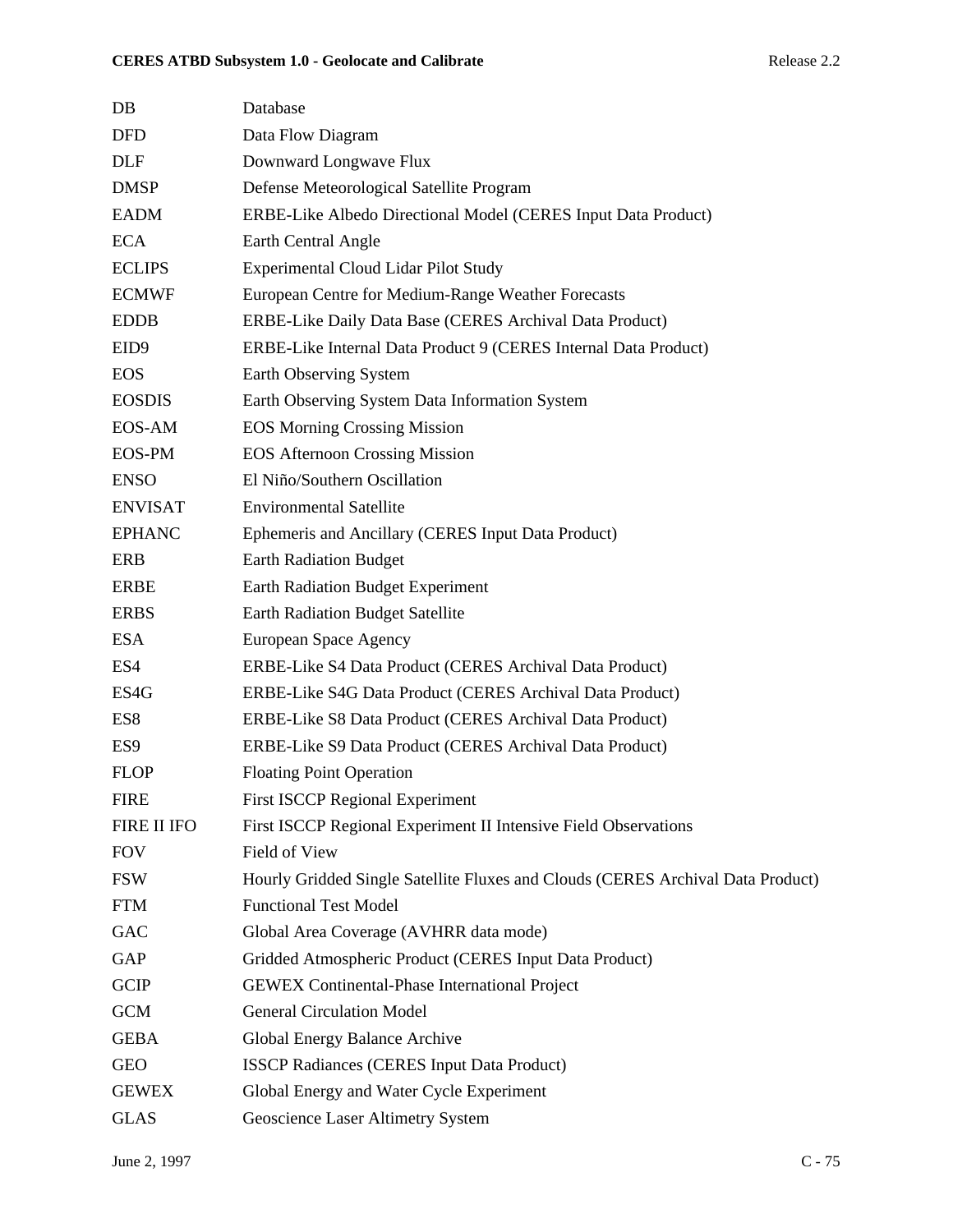| | |
|---|---|
| DB | Database |
| DFD | Data Flow Diagram |
| DLF | Downward Longwave Flux |
| DMSP | Defense Meteorological Satellite Program |
| EADM | ERBE-Like Albedo Directional Model (CERES Input Data Product) |
| ECA | Earth Central Angle |
| ECLIPS | Experimental Cloud Lidar Pilot Study |
| ECMWF | European Centre for Medium-Range Weather Forecasts |
| EDDB | ERBE-Like Daily Data Base (CERES Archival Data Product) |
| EID9 | ERBE-Like Internal Data Product 9 (CERES Internal Data Product) |
| EOS | Earth Observing System |
| EOSDIS | Earth Observing System Data Information System |
| EOS-AM | EOS Morning Crossing Mission |
| EOS-PM | EOS Afternoon Crossing Mission |
| ENSO | El Niño/Southern Oscillation |
| ENVISAT | Environmental Satellite |
| EPHANC | Ephemeris and Ancillary (CERES Input Data Product) |
| ERB | Earth Radiation Budget |
| ERBE | Earth Radiation Budget Experiment |
| ERBS | Earth Radiation Budget Satellite |
| ESA | European Space Agency |
| ES4 | ERBE-Like S4 Data Product (CERES Archival Data Product) |
| ES4G | ERBE-Like S4G Data Product (CERES Archival Data Product) |
| ES8 | ERBE-Like S8 Data Product (CERES Archival Data Product) |
| ES9 | ERBE-Like S9 Data Product (CERES Archival Data Product) |
| FLOP | Floating Point Operation |
| FIRE | First ISCCP Regional Experiment |
| FIRE II IFO | First ISCCP Regional Experiment II Intensive Field Observations |
| FOV | Field of View |
| FSW | Hourly Gridded Single Satellite Fluxes and Clouds (CERES Archival Data Product) |
| FTM | Functional Test Model |
| GAC | Global Area Coverage (AVHRR data mode) |
| GAP | Gridded Atmospheric Product (CERES Input Data Product) |
| GCIP | GEWEX Continental-Phase International Project |
| GCM | General Circulation Model |
| GEBA | Global Energy Balance Archive |
| GEO | ISSCP Radiances (CERES Input Data Product) |
| GEWEX | Global Energy and Water Cycle Experiment |
| GLAS | Geoscience Laser Altimetry System |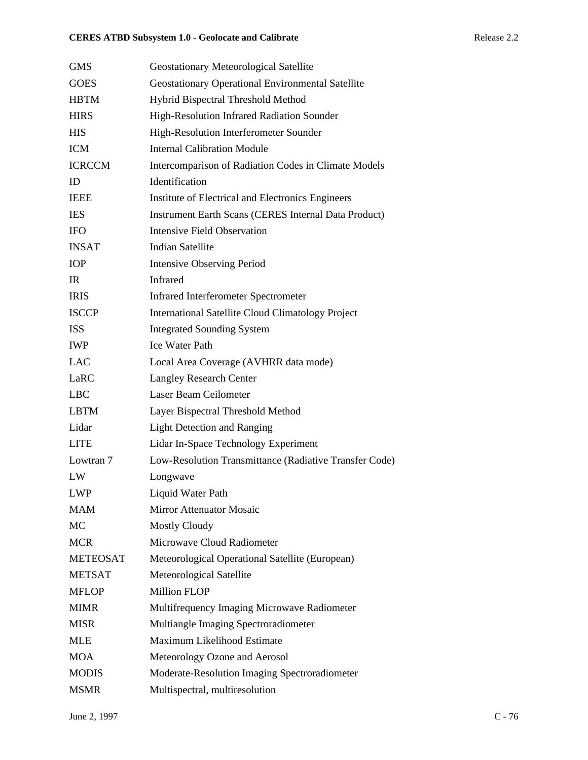| | |
|---|---|
| GMS | Geostationary Meteorological Satellite |
| GOES | Geostationary Operational Environmental Satellite |
| HBTM | Hybrid Bispectral Threshold Method |
| HIRS | High-Resolution Infrared Radiation Sounder |
| HIS | High-Resolution Interferometer Sounder |
| ICM | Internal Calibration Module |
| ICRCCM | Intercomparison of Radiation Codes in Climate Models |
| ID | Identification |
| IEEE | Institute of Electrical and Electronics Engineers |
| IES | Instrument Earth Scans (CERES Internal Data Product) |
| IFO | Intensive Field Observation |
| INSAT | Indian Satellite |
| IOP | Intensive Observing Period |
| IR | Infrared |
| IRIS | Infrared Interferometer Spectrometer |
| ISCCP | International Satellite Cloud Climatology Project |
| ISS | Integrated Sounding System |
| IWP | Ice Water Path |
| LAC | Local Area Coverage (AVHRR data mode) |
| LaRC | Langley Research Center |
| LBC | Laser Beam Ceilometer |
| LBTM | Layer Bispectral Threshold Method |
| Lidar | Light Detection and Ranging |
| LITE | Lidar In-Space Technology Experiment |
| Lowtran 7 | Low-Resolution Transmittance (Radiative Transfer Code) |
| LW | Longwave |
| LWP | Liquid Water Path |
| MAM | Mirror Attenuator Mosaic |
| MC | Mostly Cloudy |
| MCR | Microwave Cloud Radiometer |
| METEOSAT | Meteorological Operational Satellite (European) |
| METSAT | Meteorological Satellite |
| MFLOP | Million FLOP |
| MIMR | Multifrequency Imaging Microwave Radiometer |
| MISR | Multiangle Imaging Spectroradiometer |
| MLE | Maximum Likelihood Estimate |
| MOA | Meteorology Ozone and Aerosol |
| MODIS | Moderate-Resolution Imaging Spectroradiometer |
| MSMR | Multispectral, multiresolution |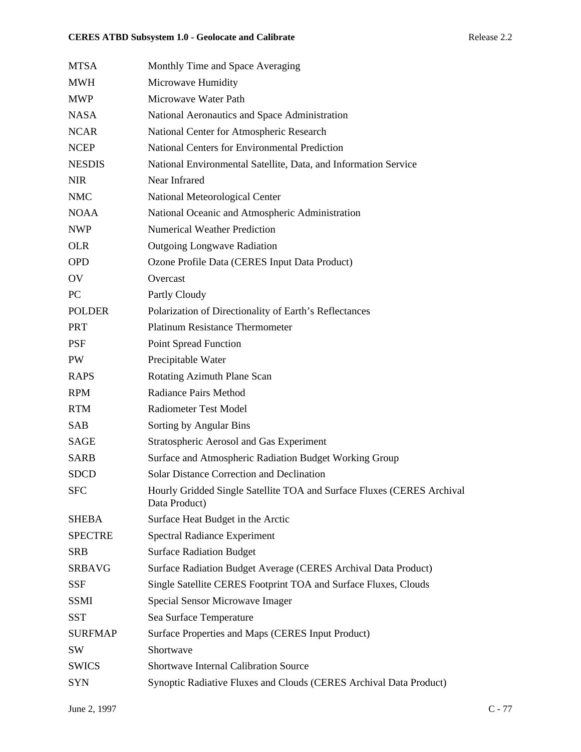| | |
|---|---|
| MTSA | Monthly Time and Space Averaging |
| MWH | Microwave Humidity |
| MWP | Microwave Water Path |
| NASA | National Aeronautics and Space Administration |
| NCAR | National Center for Atmospheric Research |
| NCEP | National Centers for Environmental Prediction |
| NESDIS | National Environmental Satellite, Data, and Information Service |
| NIR | Near Infrared |
| NMC | National Meteorological Center |
| NOAA | National Oceanic and Atmospheric Administration |
| NWP | Numerical Weather Prediction |
| OLR | Outgoing Longwave Radiation |
| OPD | Ozone Profile Data (CERES Input Data Product) |
| OV | Overcast |
| PC | Partly Cloudy |
| POLDER | Polarization of Directionality of Earth's Reflectances |
| PRT | Platinum Resistance Thermometer |
| PSF | Point Spread Function |
| PW | Precipitable Water |
| RAPS | Rotating Azimuth Plane Scan |
| RPM | Radiance Pairs Method |
| RTM | Radiometer Test Model |
| SAB | Sorting by Angular Bins |
| SAGE | Stratospheric Aerosol and Gas Experiment |
| SARB | Surface and Atmospheric Radiation Budget Working Group |
| SDCD | Solar Distance Correction and Declination |
| SFC | Hourly Gridded Single Satellite TOA and Surface Fluxes (CERES Archival Data Product) |
| SHEBA | Surface Heat Budget in the Arctic |
| SPECTRE | Spectral Radiance Experiment |
| SRB | Surface Radiation Budget |
| SRBAVG | Surface Radiation Budget Average (CERES Archival Data Product) |
| SSF | Single Satellite CERES Footprint TOA and Surface Fluxes, Clouds |
| SSMI | Special Sensor Microwave Imager |
| SST | Sea Surface Temperature |
| SURFMAP | Surface Properties and Maps (CERES Input Product) |
| SW | Shortwave |
| SWICS | Shortwave Internal Calibration Source |
| SYN | Synoptic Radiative Fluxes and Clouds (CERES Archival Data Product) |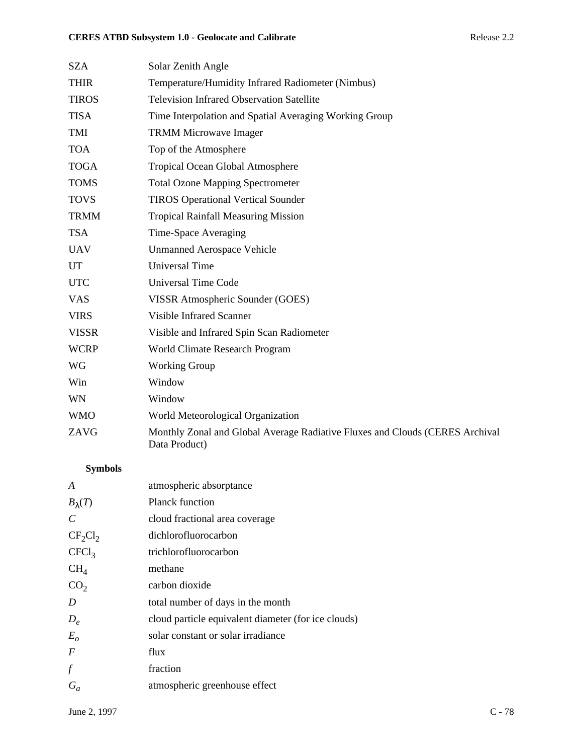| | |
|---|---|
| SZA | Solar Zenith Angle |
| THIR | Temperature/Humidity Infrared Radiometer (Nimbus) |
| TIROS | Television Infrared Observation Satellite |
| TISA | Time Interpolation and Spatial Averaging Working Group |
| TMI | TRMM Microwave Imager |
| TOA | Top of the Atmosphere |
| TOGA | Tropical Ocean Global Atmosphere |
| TOMS | Total Ozone Mapping Spectrometer |
| TOVS | TIROS Operational Vertical Sounder |
| TRMM | Tropical Rainfall Measuring Mission |
| TSA | Time-Space Averaging |
| UAV | Unmanned Aerospace Vehicle |
| UT | Universal Time |
| UTC | Universal Time Code |
| VAS | VISSR Atmospheric Sounder (GOES) |
| VIRS | Visible Infrared Scanner |
| VISSR | Visible and Infrared Spin Scan Radiometer |
| WCRP | World Climate Research Program |
| WG | Working Group |
| Win | Window |
| WN | Window |
| WMO | World Meteorological Organization |
| ZAVG | Monthly Zonal and Global Average Radiative Fluxes and Clouds (CERES Archival Data Product) |

**Symbols**

| | |
|---|---|
| $A$ | atmospheric absorptance |
| $B_\lambda(T)$ | Planck function |
| $C$ | cloud fractional area coverage |
| $CF_2Cl_2$ | dichlorofluorocarbon |
| $CFCl_3$ | trichlorofluorocarbon |
| $CH_4$ | methane |
| $CO_2$ | carbon dioxide |
| $D$ | total number of days in the month |
| $D_e$ | cloud particle equivalent diameter (for ice clouds) |
| $E_o$ | solar constant or solar irradiance |
| $F$ | flux |
| $f$ | fraction |
| $G_a$ | atmospheric greenhouse effect |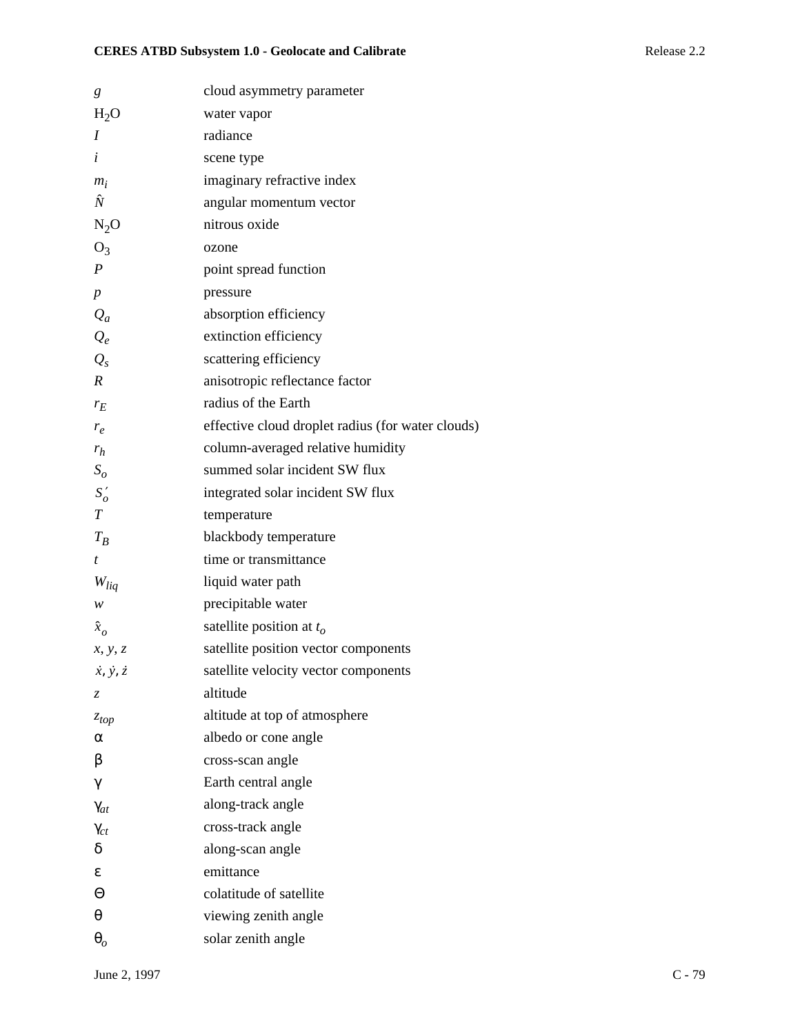| | |
|---|---|
| $g$ | cloud asymmetry parameter |
| $H_2O$ | water vapor |
| $I$ | radiance |
| $i$ | scene type |
| $m_i$ | imaginary refractive index |
| $\hat{N}$ | angular momentum vector |
| $N_2O$ | nitrous oxide |
| $O_3$ | ozone |
| $P$ | point spread function |
| $p$ | pressure |
| $Q_a$ | absorption efficiency |
| $Q_e$ | extinction efficiency |
| $Q_s$ | scattering efficiency |
| $R$ | anisotropic reflectance factor |
| $r_E$ | radius of the Earth |
| $r_e$ | effective cloud droplet radius (for water clouds) |
| $r_h$ | column-averaged relative humidity |
| $S_o$ | summed solar incident SW flux |
| $S_o'$ | integrated solar incident SW flux |
| $T$ | temperature |
| $T_B$ | blackbody temperature |
| $t$ | time or transmittance |
| $W_{liq}$ | liquid water path |
| $w$ | precipitable water |
| $\hat{x}_o$ | satellite position at $t_o$ |
| $x, y, z$ | satellite position vector components |
| $\dot{x}, \dot{y}, \dot{z}$ | satellite velocity vector components |
| $z$ | altitude |
| $z_{top}$ | altitude at top of atmosphere |
| $\alpha$ | albedo or cone angle |
| $\beta$ | cross-scan angle |
| $\gamma$ | Earth central angle |
| $\gamma_{at}$ | along-track angle |
| $\gamma_{ct}$ | cross-track angle |
| $\delta$ | along-scan angle |
| $\varepsilon$ | emittance |
| $\Theta$ | colatitude of satellite |
| $\theta$ | viewing zenith angle |
| $\theta_o$ | solar zenith angle |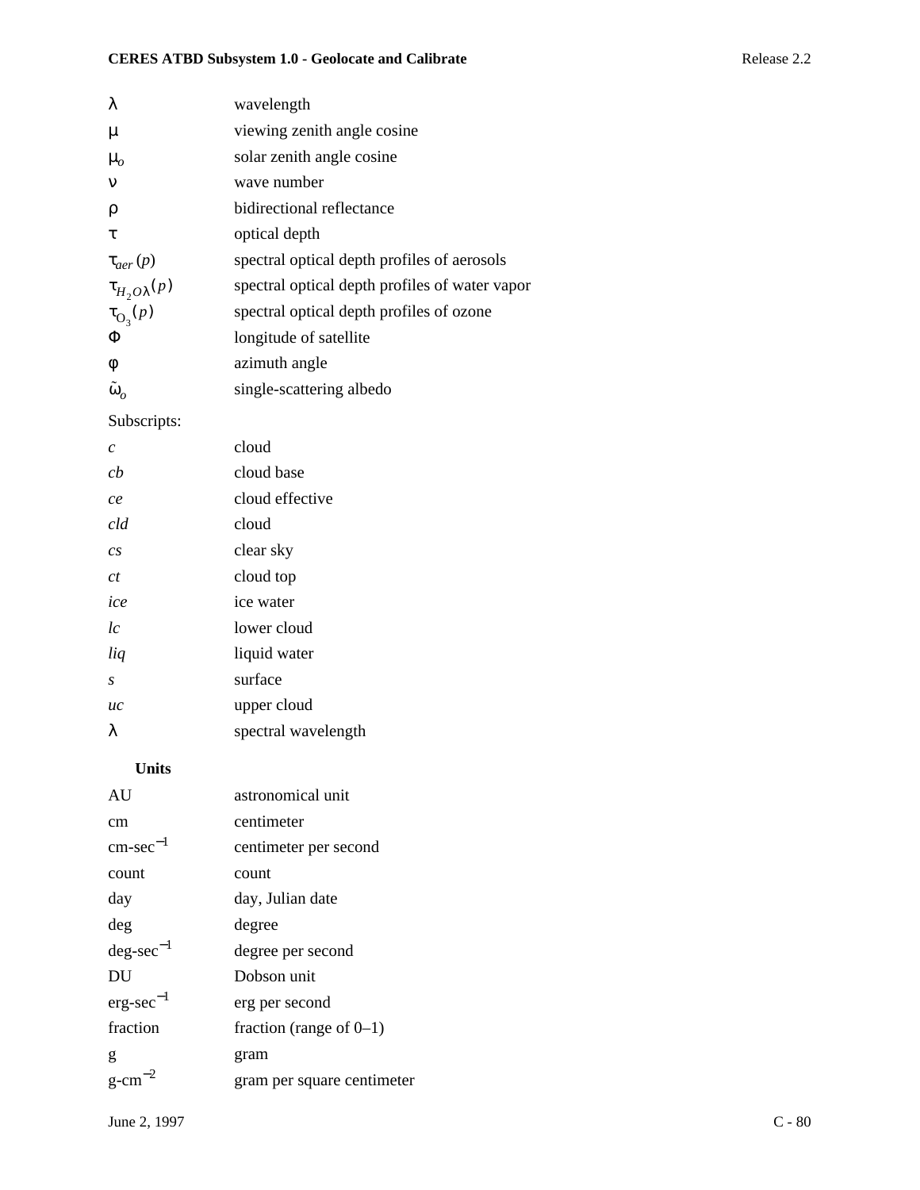| | |
|---|---|
| $\lambda$ | wavelength |
| $\mu$ | viewing zenith angle cosine |
| $\mu_o$ | solar zenith angle cosine |
| $\nu$ | wave number |
| $\rho$ | bidirectional reflectance |
| $\tau$ | optical depth |
| $\tau_{aer}(p)$ | spectral optical depth profiles of aerosols |
| $\tau_{H_2O\lambda}(p)$ | spectral optical depth profiles of water vapor |
| $\tau_{O_3}(p)$ | spectral optical depth profiles of ozone |
| $\Phi$ | longitude of satellite |
| $\phi$ | azimuth angle |
| $\tilde{\omega}_o$ | single-scattering albedo |

Subscripts:

| | |
|---|---|
| *c* | cloud |
| *cb* | cloud base |
| *ce* | cloud effective |
| *cld* | cloud |
| *cs* | clear sky |
| *ct* | cloud top |
| *ice* | ice water |
| *lc* | lower cloud |
| *liq* | liquid water |
| *s* | surface |
| *uc* | upper cloud |
| $\lambda$ | spectral wavelength |

**Units**

| | |
|---|---|
| AU | astronomical unit |
| cm | centimeter |
| cm-sec$^{-1}$ | centimeter per second |
| count | count |
| day | day, Julian date |
| deg | degree |
| deg-sec$^{-1}$ | degree per second |
| DU | Dobson unit |
| erg-sec$^{-1}$ | erg per second |
| fraction | fraction (range of 0–1) |
| g | gram |
| g-cm$^{-2}$ | gram per square centimeter |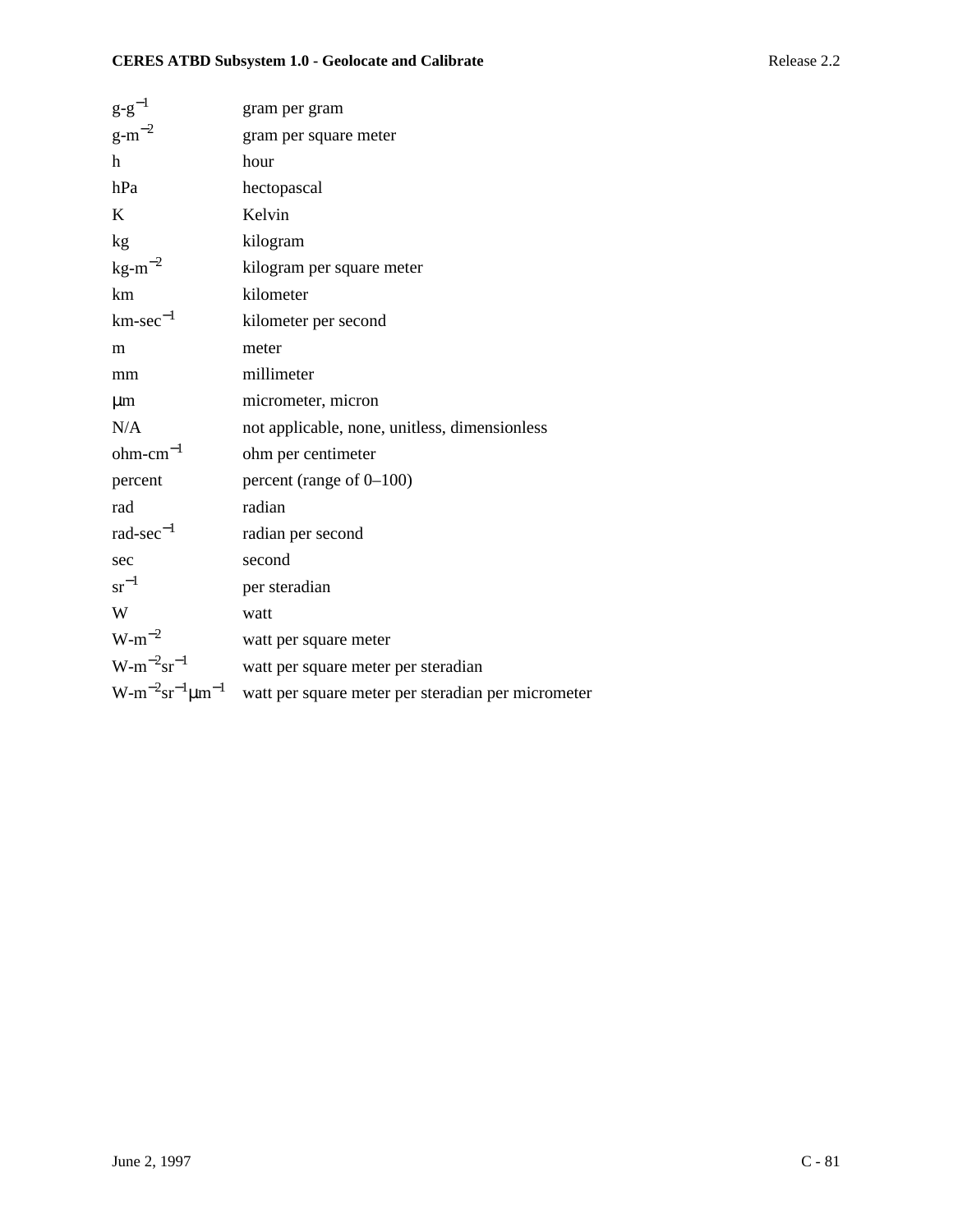| | |
|---|---|
| g-g$^{-1}$ | gram per gram |
| g-m$^{-2}$ | gram per square meter |
| h | hour |
| hPa | hectopascal |
| K | Kelvin |
| kg | kilogram |
| kg-m$^{-2}$ | kilogram per square meter |
| km | kilometer |
| km-sec$^{-1}$ | kilometer per second |
| m | meter |
| mm | millimeter |
| $\mu$m | micrometer, micron |
| N/A | not applicable, none, unitless, dimensionless |
| ohm-cm$^{-1}$ | ohm per centimeter |
| percent | percent (range of 0–100) |
| rad | radian |
| rad-sec$^{-1}$ | radian per second |
| sec | second |
| sr$^{-1}$ | per steradian |
| W | watt |
| W-m$^{-2}$ | watt per square meter |
| W-m$^{-2}$sr$^{-1}$ | watt per square meter per steradian |
| W-m$^{-2}$sr$^{-1}\mu$m$^{-1}$ | watt per square meter per steradian per micrometer |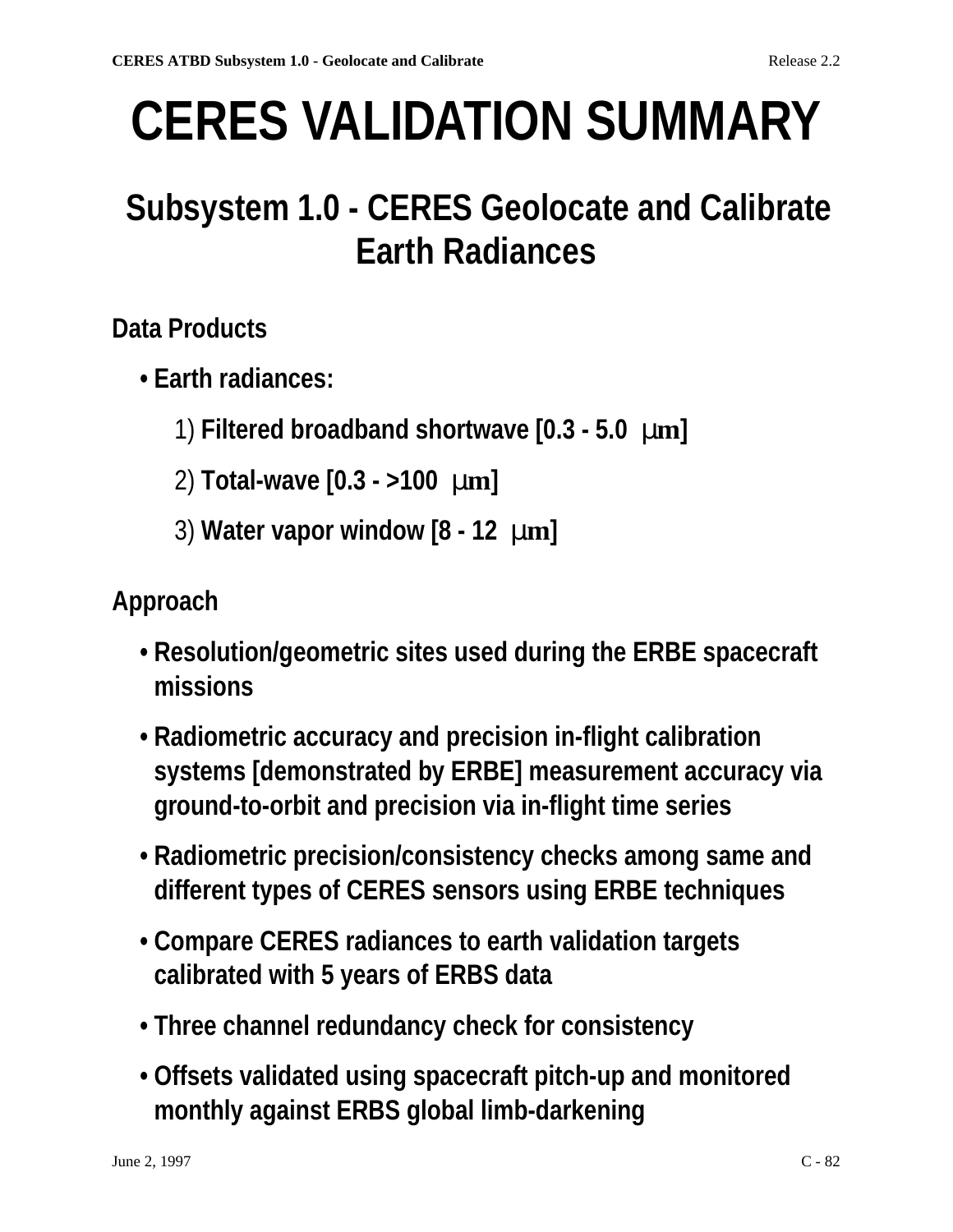# CERES VALIDATION SUMMARY

## Subsystem 1.0 - CERES Geolocate and Calibrate Earth Radiances

**Data Products**

- **Earth radiances:**
    1) **Filtered broadband shortwave [0.3 - 5.0 µm]**
    2) **Total-wave [0.3 - >100 µm]**
    3) **Water vapor window [8 - 12 µm]**

**Approach**

- **Resolution/geometric sites used during the ERBE spacecraft missions**
- **Radiometric accuracy and precision in-flight calibration systems [demonstrated by ERBE] measurement accuracy via ground-to-orbit and precision via in-flight time series**
- **Radiometric precision/consistency checks among same and different types of CERES sensors using ERBE techniques**
- **Compare CERES radiances to earth validation targets calibrated with 5 years of ERBS data**
- **Three channel redundancy check for consistency**
- **Offsets validated using spacecraft pitch-up and monitored monthly against ERBS global limb-darkening**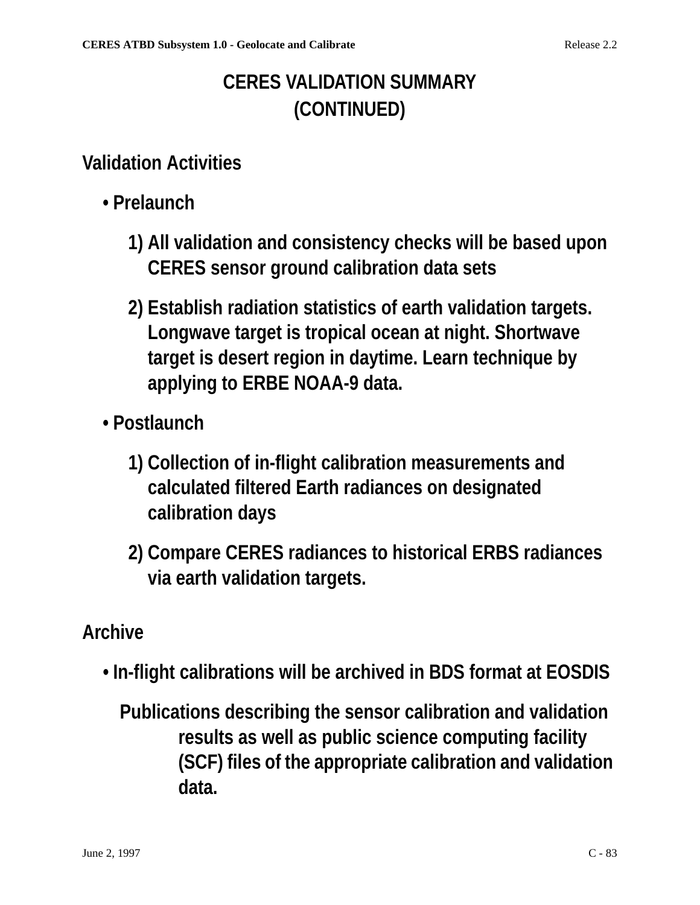# CERES VALIDATION SUMMARY (CONTINUED)

## Validation Activities

- **Prelaunch**

  1) All validation and consistency checks will be based upon CERES sensor ground calibration data sets

  2) Establish radiation statistics of earth validation targets. Longwave target is tropical ocean at night. Shortwave target is desert region in daytime. Learn technique by applying to ERBE NOAA-9 data.

- **Postlaunch**

  1) Collection of in-flight calibration measurements and calculated filtered Earth radiances on designated calibration days

  2) Compare CERES radiances to historical ERBS radiances via earth validation targets.

## Archive

- In-flight calibrations will be archived in BDS format at EOSDIS

  Publications describing the sensor calibration and validation results as well as public science computing facility (SCF) files of the appropriate calibration and validation data.